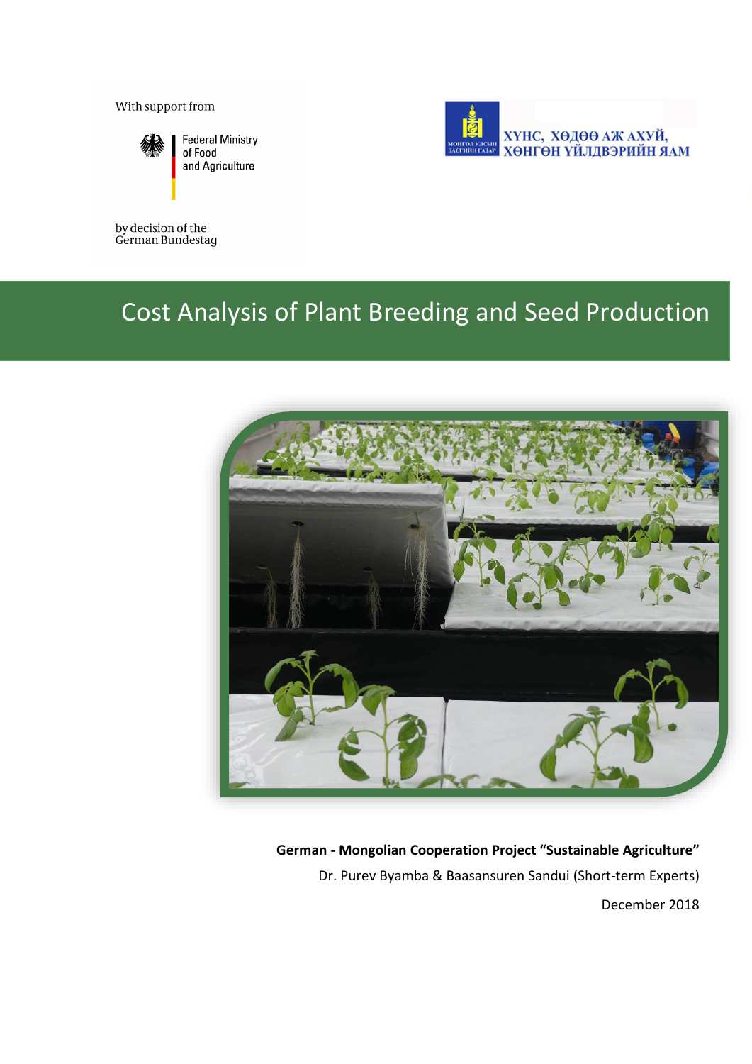With support from

Federal Ministry
of Food
and Agriculture

by decision of the
German Bundestag

МОНГОЛ УЛСЫН ЗАСГИЙН ГАЗАР

ХҮНС, ХӨДӨӨ АЖ АХУЙ,
ХӨНГӨН ҮЙЛДВЭРИЙН ЯАМ

# Cost Analysis of Plant Breeding and Seed Production

**German - Mongolian Cooperation Project "Sustainable Agriculture"**

Dr. Purev Byamba & Baasansuren Sandui (Short-term Experts)

December 2018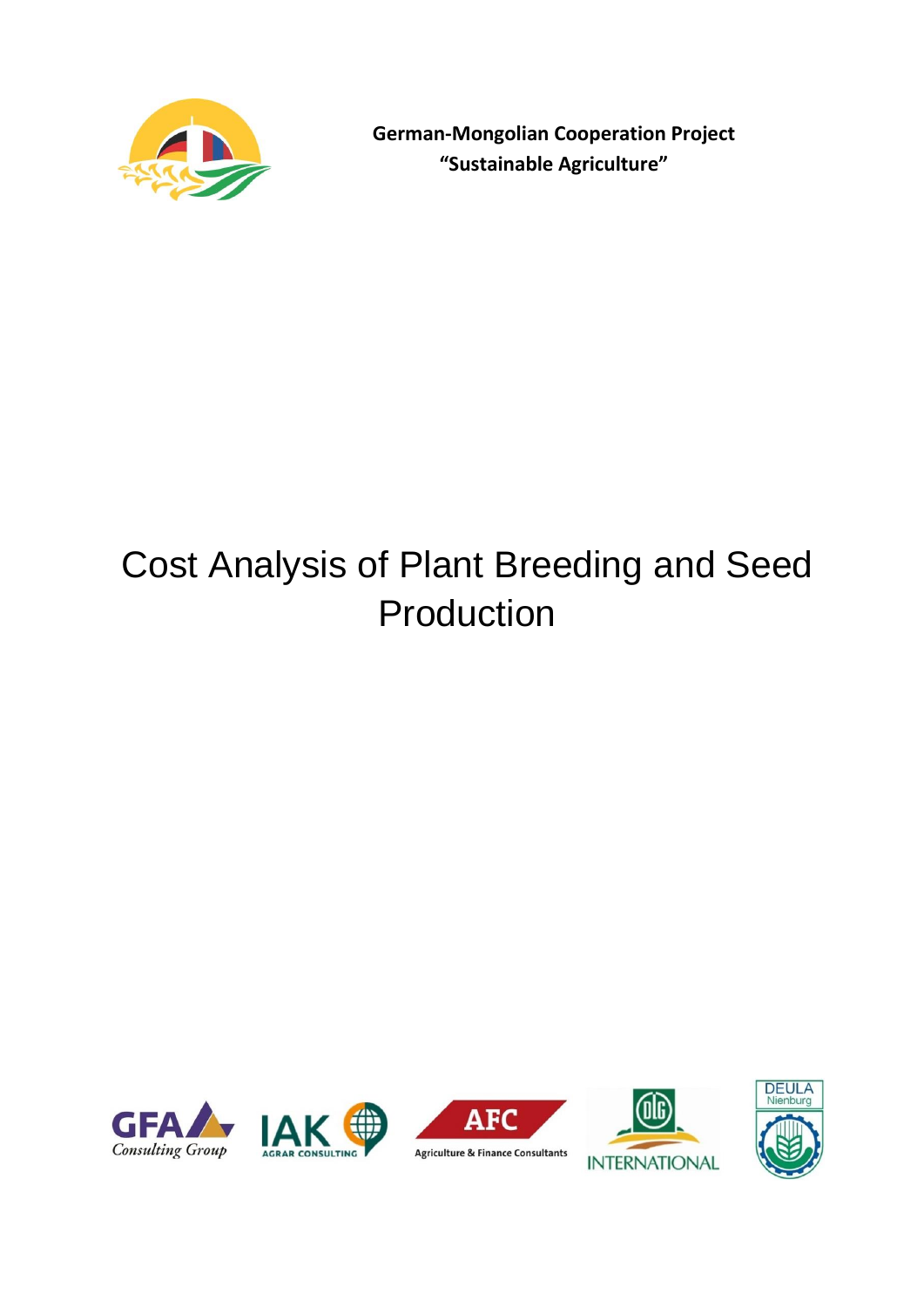**German-Mongolian Cooperation Project**
**"Sustainable Agriculture"**

# Cost Analysis of Plant Breeding and Seed Production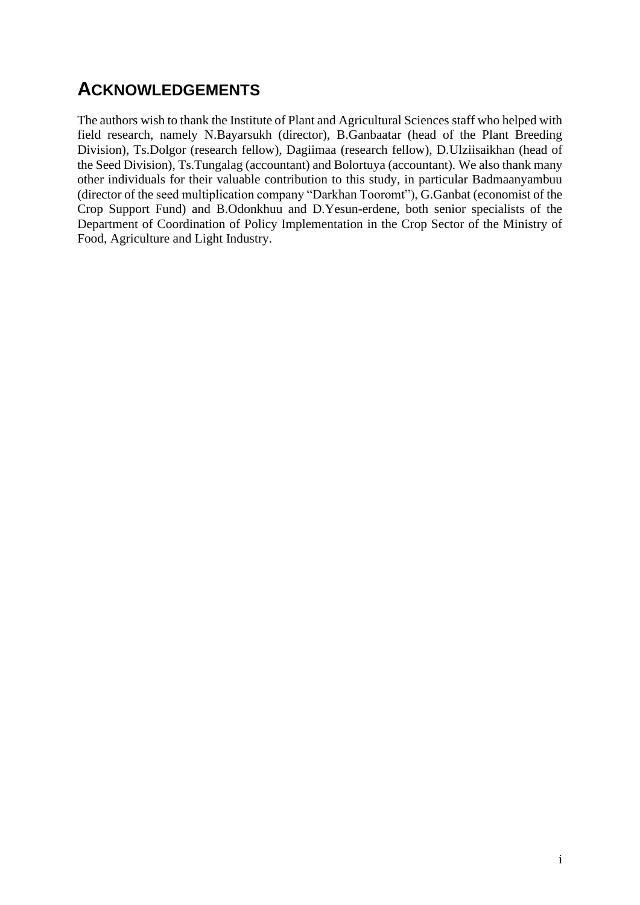# ACKNOWLEDGEMENTS

The authors wish to thank the Institute of Plant and Agricultural Sciences staff who helped with field research, namely N.Bayarsukh (director), B.Ganbaatar (head of the Plant Breeding Division), Ts.Dolgor (research fellow), Dagiimaa (research fellow), D.Ulziisaikhan (head of the Seed Division), Ts.Tungalag (accountant) and Bolortuya (accountant). We also thank many other individuals for their valuable contribution to this study, in particular Badmaanyambuu (director of the seed multiplication company "Darkhan Tooromt"), G.Ganbat (economist of the Crop Support Fund) and B.Odonkhuu and D.Yesun-erdene, both senior specialists of the Department of Coordination of Policy Implementation in the Crop Sector of the Ministry of Food, Agriculture and Light Industry.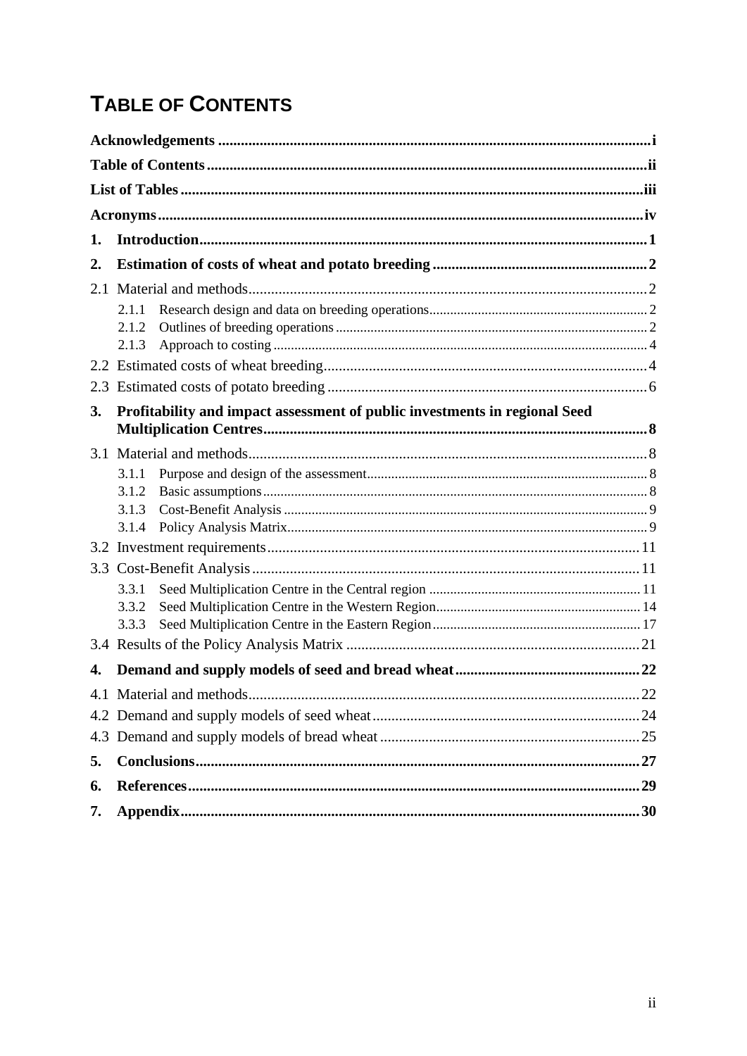# TABLE OF CONTENTS

**Acknowledgements** .......... i

**Table of Contents** .......... ii

**List of Tables** .......... iii

**Acronyms** .......... iv

**1. Introduction** .......... 1

**2. Estimation of costs of wheat and potato breeding** .......... 2

2.1 Material and methods .......... 2

- 2.1.1 Research design and data on breeding operations .......... 2
- 2.1.2 Outlines of breeding operations .......... 2
- 2.1.3 Approach to costing .......... 4

2.2 Estimated costs of wheat breeding .......... 4

2.3 Estimated costs of potato breeding .......... 6

**3. Profitability and impact assessment of public investments in regional Seed Multiplication Centres** .......... 8

3.1 Material and methods .......... 8

- 3.1.1 Purpose and design of the assessment .......... 8
- 3.1.2 Basic assumptions .......... 8
- 3.1.3 Cost-Benefit Analysis .......... 9
- 3.1.4 Policy Analysis Matrix .......... 9

3.2 Investment requirements .......... 11

3.3 Cost-Benefit Analysis .......... 11

- 3.3.1 Seed Multiplication Centre in the Central region .......... 11
- 3.3.2 Seed Multiplication Centre in the Western Region .......... 14
- 3.3.3 Seed Multiplication Centre in the Eastern Region .......... 17

3.4 Results of the Policy Analysis Matrix .......... 21

**4. Demand and supply models of seed and bread wheat** .......... 22

4.1 Material and methods .......... 22

4.2 Demand and supply models of seed wheat .......... 24

4.3 Demand and supply models of bread wheat .......... 25

**5. Conclusions** .......... 27

**6. References** .......... 29

**7. Appendix** .......... 30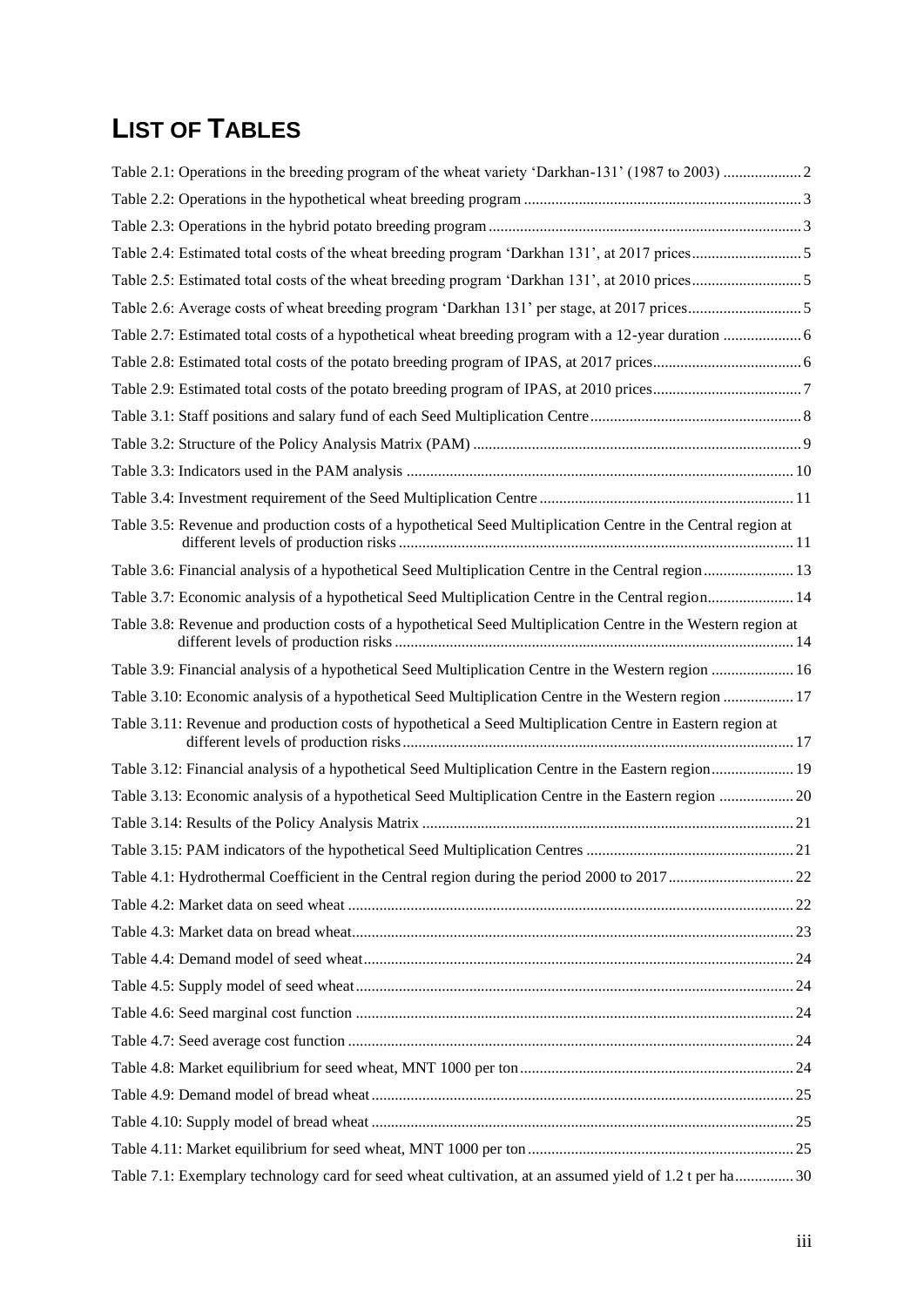# LIST OF TABLES

Table 2.1: Operations in the breeding program of the wheat variety 'Darkhan-131' (1987 to 2003) .................... 2

Table 2.2: Operations in the hypothetical wheat breeding program ....................................................................... 3

Table 2.3: Operations in the hybrid potato breeding program ............................................................................... 3

Table 2.4: Estimated total costs of the wheat breeding program 'Darkhan 131', at 2017 prices ............................ 5

Table 2.5: Estimated total costs of the wheat breeding program 'Darkhan 131', at 2010 prices ............................ 5

Table 2.6: Average costs of wheat breeding program 'Darkhan 131' per stage, at 2017 prices ............................. 5

Table 2.7: Estimated total costs of a hypothetical wheat breeding program with a 12-year duration .................... 6

Table 2.8: Estimated total costs of the potato breeding program of IPAS, at 2017 prices ...................................... 6

Table 2.9: Estimated total costs of the potato breeding program of IPAS, at 2010 prices ...................................... 7

Table 3.1: Staff positions and salary fund of each Seed Multiplication Centre ...................................................... 8

Table 3.2: Structure of the Policy Analysis Matrix (PAM) .................................................................................... 9

Table 3.3: Indicators used in the PAM analysis .................................................................................................. 10

Table 3.4: Investment requirement of the Seed Multiplication Centre ................................................................. 11

Table 3.5: Revenue and production costs of a hypothetical Seed Multiplication Centre in the Central region at different levels of production risks ..................................................................................................... 11

Table 3.6: Financial analysis of a hypothetical Seed Multiplication Centre in the Central region ....................... 13

Table 3.7: Economic analysis of a hypothetical Seed Multiplication Centre in the Central region ...................... 14

Table 3.8: Revenue and production costs of a hypothetical Seed Multiplication Centre in the Western region at different levels of production risks ..................................................................................................... 14

Table 3.9: Financial analysis of a hypothetical Seed Multiplication Centre in the Western region ..................... 16

Table 3.10: Economic analysis of a hypothetical Seed Multiplication Centre in the Western region .................. 17

Table 3.11: Revenue and production costs of hypothetical a Seed Multiplication Centre in Eastern region at different levels of production risks ..................................................................................................... 17

Table 3.12: Financial analysis of a hypothetical Seed Multiplication Centre in the Eastern region ..................... 19

Table 3.13: Economic analysis of a hypothetical Seed Multiplication Centre in the Eastern region ................... 20

Table 3.14: Results of the Policy Analysis Matrix ............................................................................................... 21

Table 3.15: PAM indicators of the hypothetical Seed Multiplication Centres ..................................................... 21

Table 4.1: Hydrothermal Coefficient in the Central region during the period 2000 to 2017 ................................ 22

Table 4.2: Market data on seed wheat ................................................................................................................. 22

Table 4.3: Market data on bread wheat ................................................................................................................ 23

Table 4.4: Demand model of seed wheat ............................................................................................................. 24

Table 4.5: Supply model of seed wheat ............................................................................................................... 24

Table 4.6: Seed marginal cost function ............................................................................................................... 24

Table 4.7: Seed average cost function ................................................................................................................. 24

Table 4.8: Market equilibrium for seed wheat, MNT 1000 per ton ...................................................................... 24

Table 4.9: Demand model of bread wheat ........................................................................................................... 25

Table 4.10: Supply model of bread wheat ........................................................................................................... 25

Table 4.11: Market equilibrium for seed wheat, MNT 1000 per ton .................................................................... 25

Table 7.1: Exemplary technology card for seed wheat cultivation, at an assumed yield of 1.2 t per ha ............... 30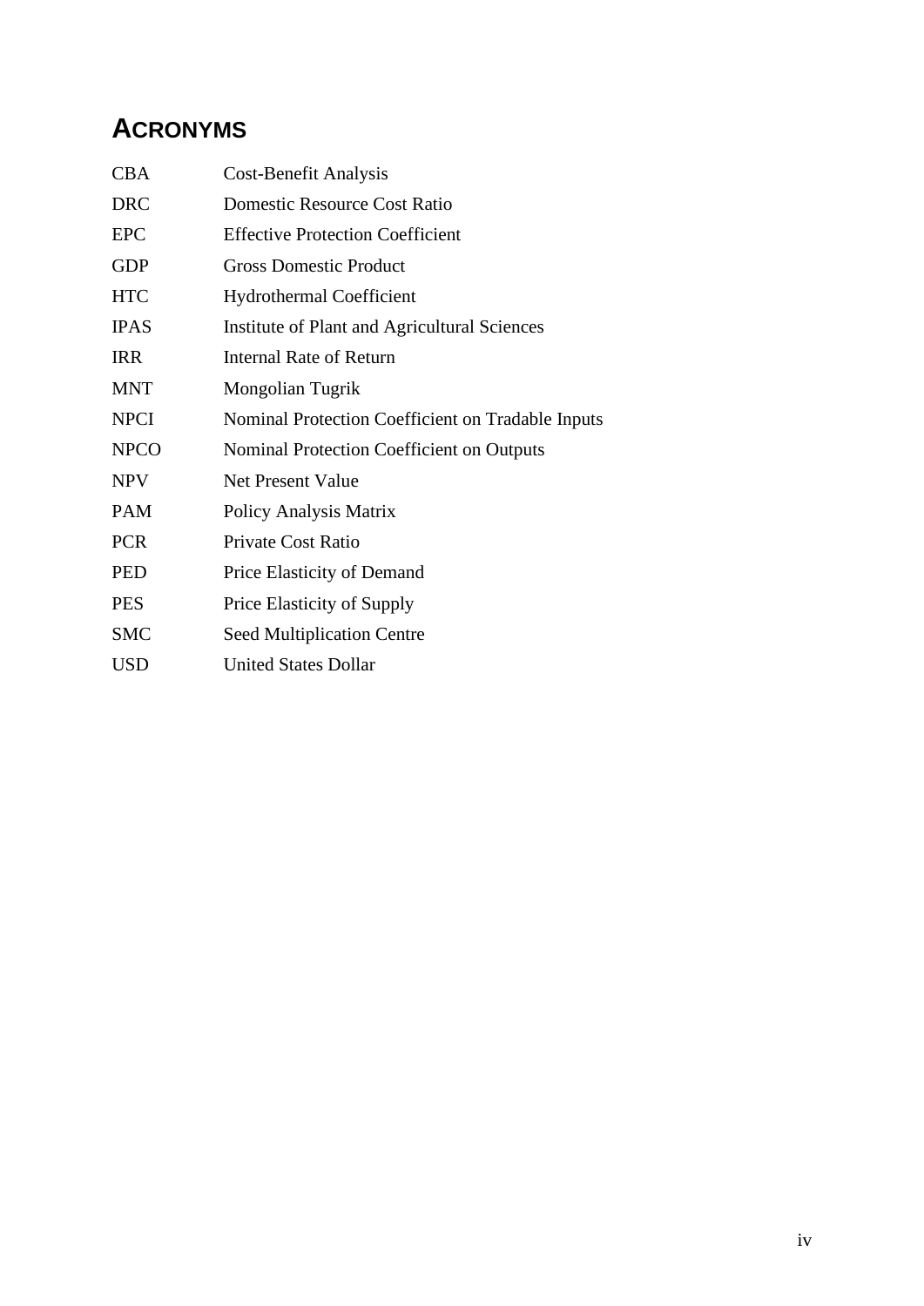# ACRONYMS

| | |
|---|---|
| CBA | Cost-Benefit Analysis |
| DRC | Domestic Resource Cost Ratio |
| EPC | Effective Protection Coefficient |
| GDP | Gross Domestic Product |
| HTC | Hydrothermal Coefficient |
| IPAS | Institute of Plant and Agricultural Sciences |
| IRR | Internal Rate of Return |
| MNT | Mongolian Tugrik |
| NPCI | Nominal Protection Coefficient on Tradable Inputs |
| NPCO | Nominal Protection Coefficient on Outputs |
| NPV | Net Present Value |
| PAM | Policy Analysis Matrix |
| PCR | Private Cost Ratio |
| PED | Price Elasticity of Demand |
| PES | Price Elasticity of Supply |
| SMC | Seed Multiplication Centre |
| USD | United States Dollar |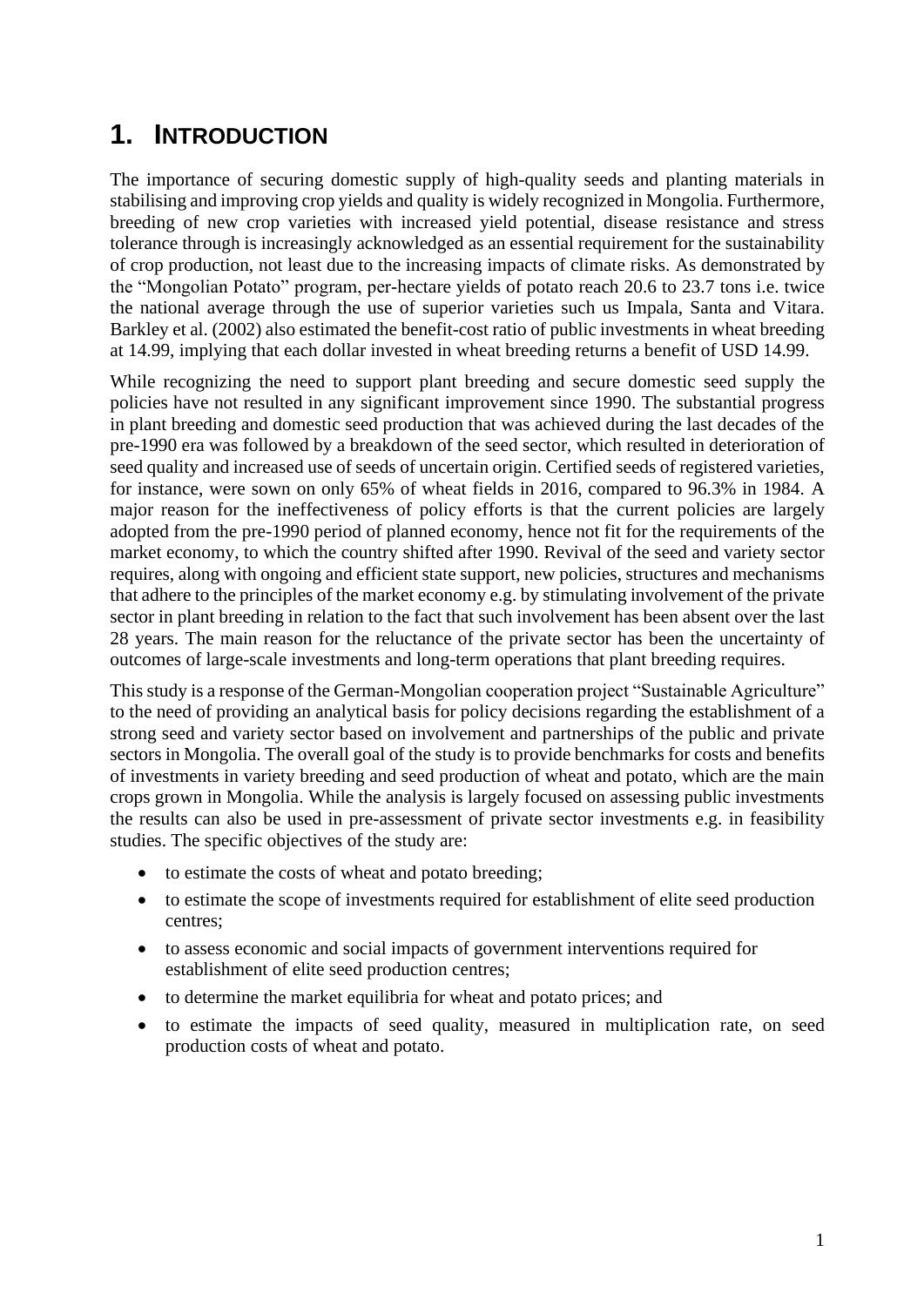# 1. INTRODUCTION

The importance of securing domestic supply of high-quality seeds and planting materials in stabilising and improving crop yields and quality is widely recognized in Mongolia. Furthermore, breeding of new crop varieties with increased yield potential, disease resistance and stress tolerance through is increasingly acknowledged as an essential requirement for the sustainability of crop production, not least due to the increasing impacts of climate risks. As demonstrated by the "Mongolian Potato" program, per-hectare yields of potato reach 20.6 to 23.7 tons i.e. twice the national average through the use of superior varieties such us Impala, Santa and Vitara. Barkley et al. (2002) also estimated the benefit-cost ratio of public investments in wheat breeding at 14.99, implying that each dollar invested in wheat breeding returns a benefit of USD 14.99.

While recognizing the need to support plant breeding and secure domestic seed supply the policies have not resulted in any significant improvement since 1990. The substantial progress in plant breeding and domestic seed production that was achieved during the last decades of the pre-1990 era was followed by a breakdown of the seed sector, which resulted in deterioration of seed quality and increased use of seeds of uncertain origin. Certified seeds of registered varieties, for instance, were sown on only 65% of wheat fields in 2016, compared to 96.3% in 1984. A major reason for the ineffectiveness of policy efforts is that the current policies are largely adopted from the pre-1990 period of planned economy, hence not fit for the requirements of the market economy, to which the country shifted after 1990. Revival of the seed and variety sector requires, along with ongoing and efficient state support, new policies, structures and mechanisms that adhere to the principles of the market economy e.g. by stimulating involvement of the private sector in plant breeding in relation to the fact that such involvement has been absent over the last 28 years. The main reason for the reluctance of the private sector has been the uncertainty of outcomes of large-scale investments and long-term operations that plant breeding requires.

This study is a response of the German-Mongolian cooperation project "Sustainable Agriculture" to the need of providing an analytical basis for policy decisions regarding the establishment of a strong seed and variety sector based on involvement and partnerships of the public and private sectors in Mongolia. The overall goal of the study is to provide benchmarks for costs and benefits of investments in variety breeding and seed production of wheat and potato, which are the main crops grown in Mongolia. While the analysis is largely focused on assessing public investments the results can also be used in pre-assessment of private sector investments e.g. in feasibility studies. The specific objectives of the study are:

- to estimate the costs of wheat and potato breeding;
- to estimate the scope of investments required for establishment of elite seed production centres;
- to assess economic and social impacts of government interventions required for establishment of elite seed production centres;
- to determine the market equilibria for wheat and potato prices; and
- to estimate the impacts of seed quality, measured in multiplication rate, on seed production costs of wheat and potato.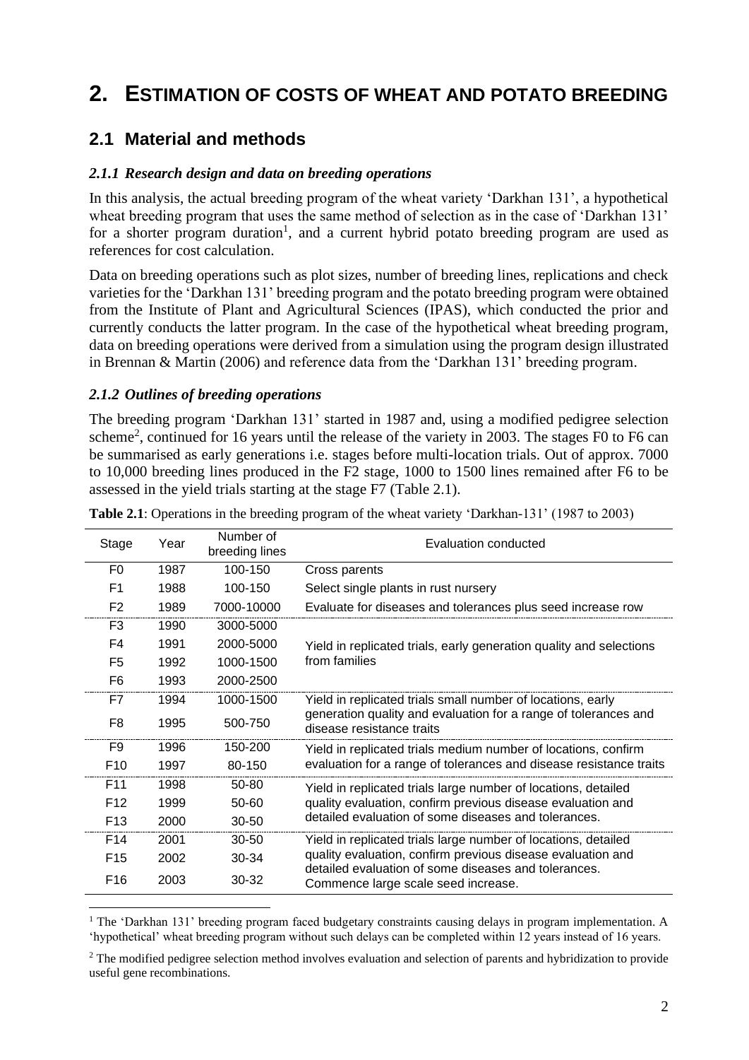# 2. ESTIMATION OF COSTS OF WHEAT AND POTATO BREEDING

## 2.1 Material and methods

### *2.1.1 Research design and data on breeding operations*

In this analysis, the actual breeding program of the wheat variety 'Darkhan 131', a hypothetical wheat breeding program that uses the same method of selection as in the case of 'Darkhan 131' for a shorter program duration[1], and a current hybrid potato breeding program are used as references for cost calculation.

Data on breeding operations such as plot sizes, number of breeding lines, replications and check varieties for the 'Darkhan 131' breeding program and the potato breeding program were obtained from the Institute of Plant and Agricultural Sciences (IPAS), which conducted the prior and currently conducts the latter program. In the case of the hypothetical wheat breeding program, data on breeding operations were derived from a simulation using the program design illustrated in Brennan & Martin (2006) and reference data from the 'Darkhan 131' breeding program.

### *2.1.2 Outlines of breeding operations*

The breeding program 'Darkhan 131' started in 1987 and, using a modified pedigree selection scheme[2], continued for 16 years until the release of the variety in 2003. The stages F0 to F6 can be summarised as early generations i.e. stages before multi-location trials. Out of approx. 7000 to 10,000 breeding lines produced in the F2 stage, 1000 to 1500 lines remained after F6 to be assessed in the yield trials starting at the stage F7 (Table 2.1).

**Table 2.1**: Operations in the breeding program of the wheat variety 'Darkhan-131' (1987 to 2003)

| Stage | Year | Number of breeding lines | Evaluation conducted |
|---|---|---|---|
| F0 | 1987 | 100-150 | Cross parents |
| F1 | 1988 | 100-150 | Select single plants in rust nursery |
| F2 | 1989 | 7000-10000 | Evaluate for diseases and tolerances plus seed increase row |
| F3 | 1990 | 3000-5000 | Yield in replicated trials, early generation quality and selections from families |
| F4 | 1991 | 2000-5000 | |
| F5 | 1992 | 1000-1500 | |
| F6 | 1993 | 2000-2500 | |
| F7 | 1994 | 1000-1500 | Yield in replicated trials small number of locations, early generation quality and evaluation for a range of tolerances and disease resistance traits |
| F8 | 1995 | 500-750 | |
| F9 | 1996 | 150-200 | Yield in replicated trials medium number of locations, confirm evaluation for a range of tolerances and disease resistance traits |
| F10 | 1997 | 80-150 | |
| F11 | 1998 | 50-80 | Yield in replicated trials large number of locations, detailed quality evaluation, confirm previous disease evaluation and detailed evaluation of some diseases and tolerances. |
| F12 | 1999 | 50-60 | |
| F13 | 2000 | 30-50 | |
| F14 | 2001 | 30-50 | Yield in replicated trials large number of locations, detailed quality evaluation, confirm previous disease evaluation and detailed evaluation of some diseases and tolerances. Commence large scale seed increase. |
| F15 | 2002 | 30-34 | |
| F16 | 2003 | 30-32 | |

[1] The 'Darkhan 131' breeding program faced budgetary constraints causing delays in program implementation. A 'hypothetical' wheat breeding program without such delays can be completed within 12 years instead of 16 years.

[2] The modified pedigree selection method involves evaluation and selection of parents and hybridization to provide useful gene recombinations.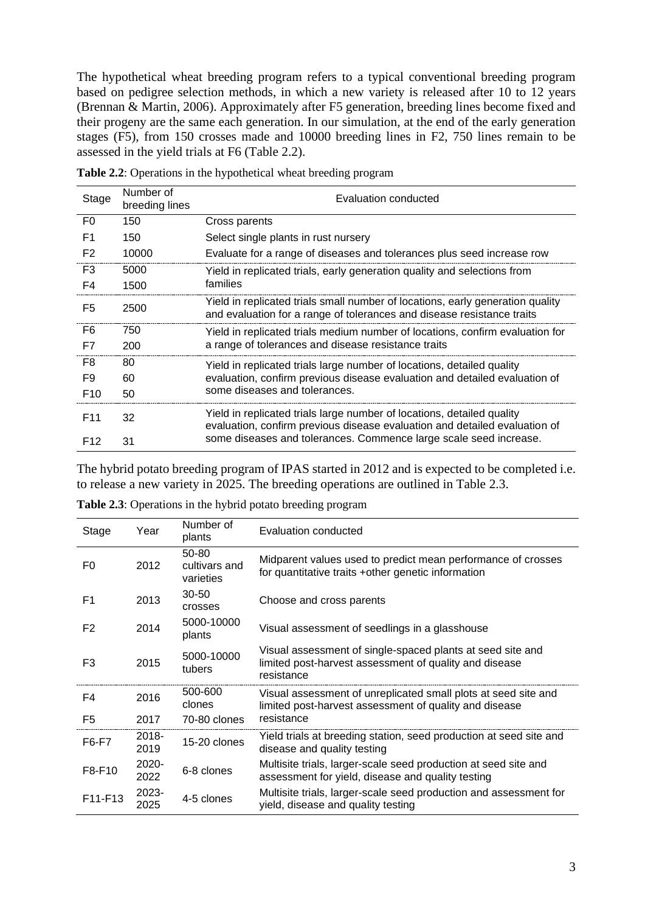The hypothetical wheat breeding program refers to a typical conventional breeding program based on pedigree selection methods, in which a new variety is released after 10 to 12 years (Brennan & Martin, 2006). Approximately after F5 generation, breeding lines become fixed and their progeny are the same each generation. In our simulation, at the end of the early generation stages (F5), from 150 crosses made and 10000 breeding lines in F2, 750 lines remain to be assessed in the yield trials at F6 (Table 2.2).

**Table 2.2**: Operations in the hypothetical wheat breeding program

| Stage | Number of breeding lines | Evaluation conducted |
|---|---|---|
| F0 | 150 | Cross parents |
| F1 | 150 | Select single plants in rust nursery |
| F2 | 10000 | Evaluate for a range of diseases and tolerances plus seed increase row |
| F3 | 5000 | Yield in replicated trials, early generation quality and selections from families |
| F4 | 1500 | |
| F5 | 2500 | Yield in replicated trials small number of locations, early generation quality and evaluation for a range of tolerances and disease resistance traits |
| F6 | 750 | Yield in replicated trials medium number of locations, confirm evaluation for a range of tolerances and disease resistance traits |
| F7 | 200 | |
| F8 | 80 | Yield in replicated trials large number of locations, detailed quality evaluation, confirm previous disease evaluation and detailed evaluation of some diseases and tolerances. |
| F9 | 60 | |
| F10 | 50 | |
| F11 | 32 | Yield in replicated trials large number of locations, detailed quality evaluation, confirm previous disease evaluation and detailed evaluation of some diseases and tolerances. Commence large scale seed increase. |
| F12 | 31 | |

The hybrid potato breeding program of IPAS started in 2012 and is expected to be completed i.e. to release a new variety in 2025. The breeding operations are outlined in Table 2.3.

**Table 2.3**: Operations in the hybrid potato breeding program

| Stage | Year | Number of plants | Evaluation conducted |
|---|---|---|---|
| F0 | 2012 | 50-80 cultivars and varieties | Midparent values used to predict mean performance of crosses for quantitative traits +other genetic information |
| F1 | 2013 | 30-50 crosses | Choose and cross parents |
| F2 | 2014 | 5000-10000 plants | Visual assessment of seedlings in a glasshouse |
| F3 | 2015 | 5000-10000 tubers | Visual assessment of single-spaced plants at seed site and limited post-harvest assessment of quality and disease resistance |
| F4 | 2016 | 500-600 clones | Visual assessment of unreplicated small plots at seed site and limited post-harvest assessment of quality and disease resistance |
| F5 | 2017 | 70-80 clones | |
| F6-F7 | 2018-2019 | 15-20 clones | Yield trials at breeding station, seed production at seed site and disease and quality testing |
| F8-F10 | 2020-2022 | 6-8 clones | Multisite trials, larger-scale seed production at seed site and assessment for yield, disease and quality testing |
| F11-F13 | 2023-2025 | 4-5 clones | Multisite trials, larger-scale seed production and assessment for yield, disease and quality testing |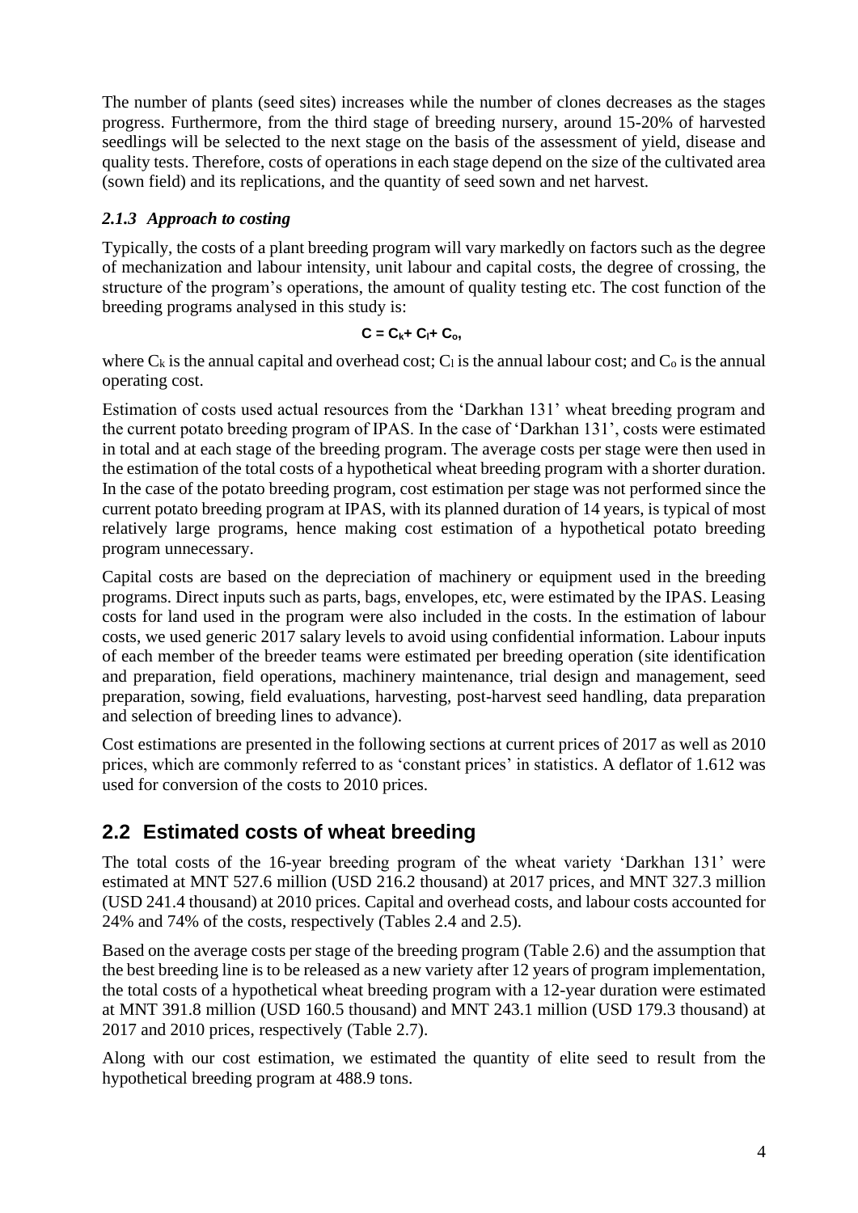The number of plants (seed sites) increases while the number of clones decreases as the stages progress. Furthermore, from the third stage of breeding nursery, around 15-20% of harvested seedlings will be selected to the next stage on the basis of the assessment of yield, disease and quality tests. Therefore, costs of operations in each stage depend on the size of the cultivated area (sown field) and its replications, and the quantity of seed sown and net harvest.

### *2.1.3 Approach to costing*

Typically, the costs of a plant breeding program will vary markedly on factors such as the degree of mechanization and labour intensity, unit labour and capital costs, the degree of crossing, the structure of the program's operations, the amount of quality testing etc. The cost function of the breeding programs analysed in this study is:

$$\mathbf{C = C_k + C_l + C_o,}$$

where $C_k$ is the annual capital and overhead cost; $C_l$ is the annual labour cost; and $C_o$ is the annual operating cost.

Estimation of costs used actual resources from the 'Darkhan 131' wheat breeding program and the current potato breeding program of IPAS. In the case of 'Darkhan 131', costs were estimated in total and at each stage of the breeding program. The average costs per stage were then used in the estimation of the total costs of a hypothetical wheat breeding program with a shorter duration. In the case of the potato breeding program, cost estimation per stage was not performed since the current potato breeding program at IPAS, with its planned duration of 14 years, is typical of most relatively large programs, hence making cost estimation of a hypothetical potato breeding program unnecessary.

Capital costs are based on the depreciation of machinery or equipment used in the breeding programs. Direct inputs such as parts, bags, envelopes, etc, were estimated by the IPAS. Leasing costs for land used in the program were also included in the costs. In the estimation of labour costs, we used generic 2017 salary levels to avoid using confidential information. Labour inputs of each member of the breeder teams were estimated per breeding operation (site identification and preparation, field operations, machinery maintenance, trial design and management, seed preparation, sowing, field evaluations, harvesting, post-harvest seed handling, data preparation and selection of breeding lines to advance).

Cost estimations are presented in the following sections at current prices of 2017 as well as 2010 prices, which are commonly referred to as 'constant prices' in statistics. A deflator of 1.612 was used for conversion of the costs to 2010 prices.

## 2.2 Estimated costs of wheat breeding

The total costs of the 16-year breeding program of the wheat variety 'Darkhan 131' were estimated at MNT 527.6 million (USD 216.2 thousand) at 2017 prices, and MNT 327.3 million (USD 241.4 thousand) at 2010 prices. Capital and overhead costs, and labour costs accounted for 24% and 74% of the costs, respectively (Tables 2.4 and 2.5).

Based on the average costs per stage of the breeding program (Table 2.6) and the assumption that the best breeding line is to be released as a new variety after 12 years of program implementation, the total costs of a hypothetical wheat breeding program with a 12-year duration were estimated at MNT 391.8 million (USD 160.5 thousand) and MNT 243.1 million (USD 179.3 thousand) at 2017 and 2010 prices, respectively (Table 2.7).

Along with our cost estimation, we estimated the quantity of elite seed to result from the hypothetical breeding program at 488.9 tons.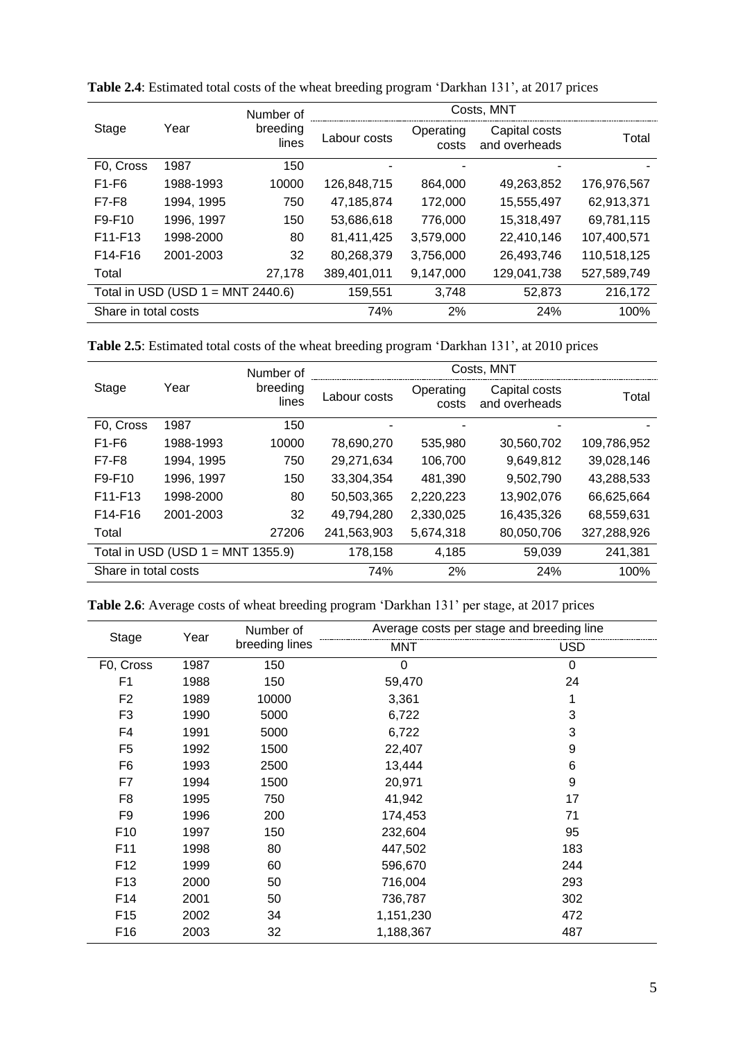**Table 2.4**: Estimated total costs of the wheat breeding program 'Darkhan 131', at 2017 prices

| Stage | Year | Number of breeding lines | Costs, MNT | | | |
|---|---|---|---|---|---|---|
| | | | Labour costs | Operating costs | Capital costs and overheads | Total |
| F0, Cross | 1987 | 150 | - | - | - | - |
| F1-F6 | 1988-1993 | 10000 | 126,848,715 | 864,000 | 49,263,852 | 176,976,567 |
| F7-F8 | 1994, 1995 | 750 | 47,185,874 | 172,000 | 15,555,497 | 62,913,371 |
| F9-F10 | 1996, 1997 | 150 | 53,686,618 | 776,000 | 15,318,497 | 69,781,115 |
| F11-F13 | 1998-2000 | 80 | 81,411,425 | 3,579,000 | 22,410,146 | 107,400,571 |
| F14-F16 | 2001-2003 | 32 | 80,268,379 | 3,756,000 | 26,493,746 | 110,518,125 |
| Total | | 27,178 | 389,401,011 | 9,147,000 | 129,041,738 | 527,589,749 |
| Total in USD (USD 1 = MNT 2440.6) | | | 159,551 | 3,748 | 52,873 | 216,172 |
| Share in total costs | | | 74% | 2% | 24% | 100% |

**Table 2.5**: Estimated total costs of the wheat breeding program 'Darkhan 131', at 2010 prices

| Stage | Year | Number of breeding lines | Costs, MNT | | | |
|---|---|---|---|---|---|---|
| | | | Labour costs | Operating costs | Capital costs and overheads | Total |
| F0, Cross | 1987 | 150 | - | - | - | - |
| F1-F6 | 1988-1993 | 10000 | 78,690,270 | 535,980 | 30,560,702 | 109,786,952 |
| F7-F8 | 1994, 1995 | 750 | 29,271,634 | 106,700 | 9,649,812 | 39,028,146 |
| F9-F10 | 1996, 1997 | 150 | 33,304,354 | 481,390 | 9,502,790 | 43,288,533 |
| F11-F13 | 1998-2000 | 80 | 50,503,365 | 2,220,223 | 13,902,076 | 66,625,664 |
| F14-F16 | 2001-2003 | 32 | 49,794,280 | 2,330,025 | 16,435,326 | 68,559,631 |
| Total | | 27206 | 241,563,903 | 5,674,318 | 80,050,706 | 327,288,926 |
| Total in USD (USD 1 = MNT 1355.9) | | | 178,158 | 4,185 | 59,039 | 241,381 |
| Share in total costs | | | 74% | 2% | 24% | 100% |

**Table 2.6**: Average costs of wheat breeding program 'Darkhan 131' per stage, at 2017 prices

| Stage | Year | Number of breeding lines | Average costs per stage and breeding line | |
|---|---|---|---|---|
| | | | MNT | USD |
| F0, Cross | 1987 | 150 | 0 | 0 |
| F1 | 1988 | 150 | 59,470 | 24 |
| F2 | 1989 | 10000 | 3,361 | 1 |
| F3 | 1990 | 5000 | 6,722 | 3 |
| F4 | 1991 | 5000 | 6,722 | 3 |
| F5 | 1992 | 1500 | 22,407 | 9 |
| F6 | 1993 | 2500 | 13,444 | 6 |
| F7 | 1994 | 1500 | 20,971 | 9 |
| F8 | 1995 | 750 | 41,942 | 17 |
| F9 | 1996 | 200 | 174,453 | 71 |
| F10 | 1997 | 150 | 232,604 | 95 |
| F11 | 1998 | 80 | 447,502 | 183 |
| F12 | 1999 | 60 | 596,670 | 244 |
| F13 | 2000 | 50 | 716,004 | 293 |
| F14 | 2001 | 50 | 736,787 | 302 |
| F15 | 2002 | 34 | 1,151,230 | 472 |
| F16 | 2003 | 32 | 1,188,367 | 487 |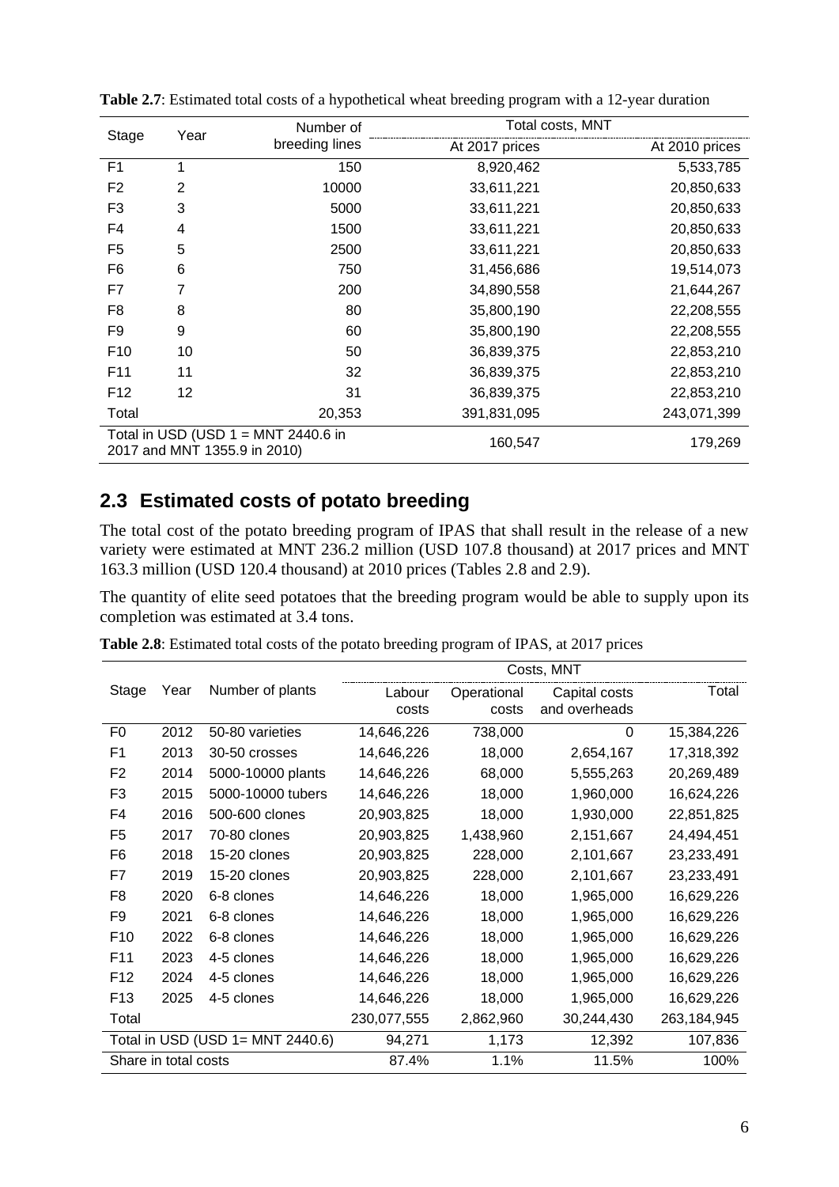**Table 2.7**: Estimated total costs of a hypothetical wheat breeding program with a 12-year duration

| Stage | Year | Number of breeding lines | Total costs, MNT | |
|---|---|---|---|---|
| | | | At 2017 prices | At 2010 prices |
| F1 | 1 | 150 | 8,920,462 | 5,533,785 |
| F2 | 2 | 10000 | 33,611,221 | 20,850,633 |
| F3 | 3 | 5000 | 33,611,221 | 20,850,633 |
| F4 | 4 | 1500 | 33,611,221 | 20,850,633 |
| F5 | 5 | 2500 | 33,611,221 | 20,850,633 |
| F6 | 6 | 750 | 31,456,686 | 19,514,073 |
| F7 | 7 | 200 | 34,890,558 | 21,644,267 |
| F8 | 8 | 80 | 35,800,190 | 22,208,555 |
| F9 | 9 | 60 | 35,800,190 | 22,208,555 |
| F10 | 10 | 50 | 36,839,375 | 22,853,210 |
| F11 | 11 | 32 | 36,839,375 | 22,853,210 |
| F12 | 12 | 31 | 36,839,375 | 22,853,210 |
| Total | | 20,353 | 391,831,095 | 243,071,399 |
| Total in USD (USD 1 = MNT 2440.6 in 2017 and MNT 1355.9 in 2010) | | | 160,547 | 179,269 |

## 2.3 Estimated costs of potato breeding

The total cost of the potato breeding program of IPAS that shall result in the release of a new variety were estimated at MNT 236.2 million (USD 107.8 thousand) at 2017 prices and MNT 163.3 million (USD 120.4 thousand) at 2010 prices (Tables 2.8 and 2.9).

The quantity of elite seed potatoes that the breeding program would be able to supply upon its completion was estimated at 3.4 tons.

**Table 2.8**: Estimated total costs of the potato breeding program of IPAS, at 2017 prices

| Stage | Year | Number of plants | Costs, MNT | | | |
|---|---|---|---|---|---|---|
| | | | Labour costs | Operational costs | Capital costs and overheads | Total |
| F0 | 2012 | 50-80 varieties | 14,646,226 | 738,000 | 0 | 15,384,226 |
| F1 | 2013 | 30-50 crosses | 14,646,226 | 18,000 | 2,654,167 | 17,318,392 |
| F2 | 2014 | 5000-10000 plants | 14,646,226 | 68,000 | 5,555,263 | 20,269,489 |
| F3 | 2015 | 5000-10000 tubers | 14,646,226 | 18,000 | 1,960,000 | 16,624,226 |
| F4 | 2016 | 500-600 clones | 20,903,825 | 18,000 | 1,930,000 | 22,851,825 |
| F5 | 2017 | 70-80 clones | 20,903,825 | 1,438,960 | 2,151,667 | 24,494,451 |
| F6 | 2018 | 15-20 clones | 20,903,825 | 228,000 | 2,101,667 | 23,233,491 |
| F7 | 2019 | 15-20 clones | 20,903,825 | 228,000 | 2,101,667 | 23,233,491 |
| F8 | 2020 | 6-8 clones | 14,646,226 | 18,000 | 1,965,000 | 16,629,226 |
| F9 | 2021 | 6-8 clones | 14,646,226 | 18,000 | 1,965,000 | 16,629,226 |
| F10 | 2022 | 6-8 clones | 14,646,226 | 18,000 | 1,965,000 | 16,629,226 |
| F11 | 2023 | 4-5 clones | 14,646,226 | 18,000 | 1,965,000 | 16,629,226 |
| F12 | 2024 | 4-5 clones | 14,646,226 | 18,000 | 1,965,000 | 16,629,226 |
| F13 | 2025 | 4-5 clones | 14,646,226 | 18,000 | 1,965,000 | 16,629,226 |
| Total | | | 230,077,555 | 2,862,960 | 30,244,430 | 263,184,945 |
| Total in USD (USD 1= MNT 2440.6) | | | 94,271 | 1,173 | 12,392 | 107,836 |
| Share in total costs | | | 87.4% | 1.1% | 11.5% | 100% |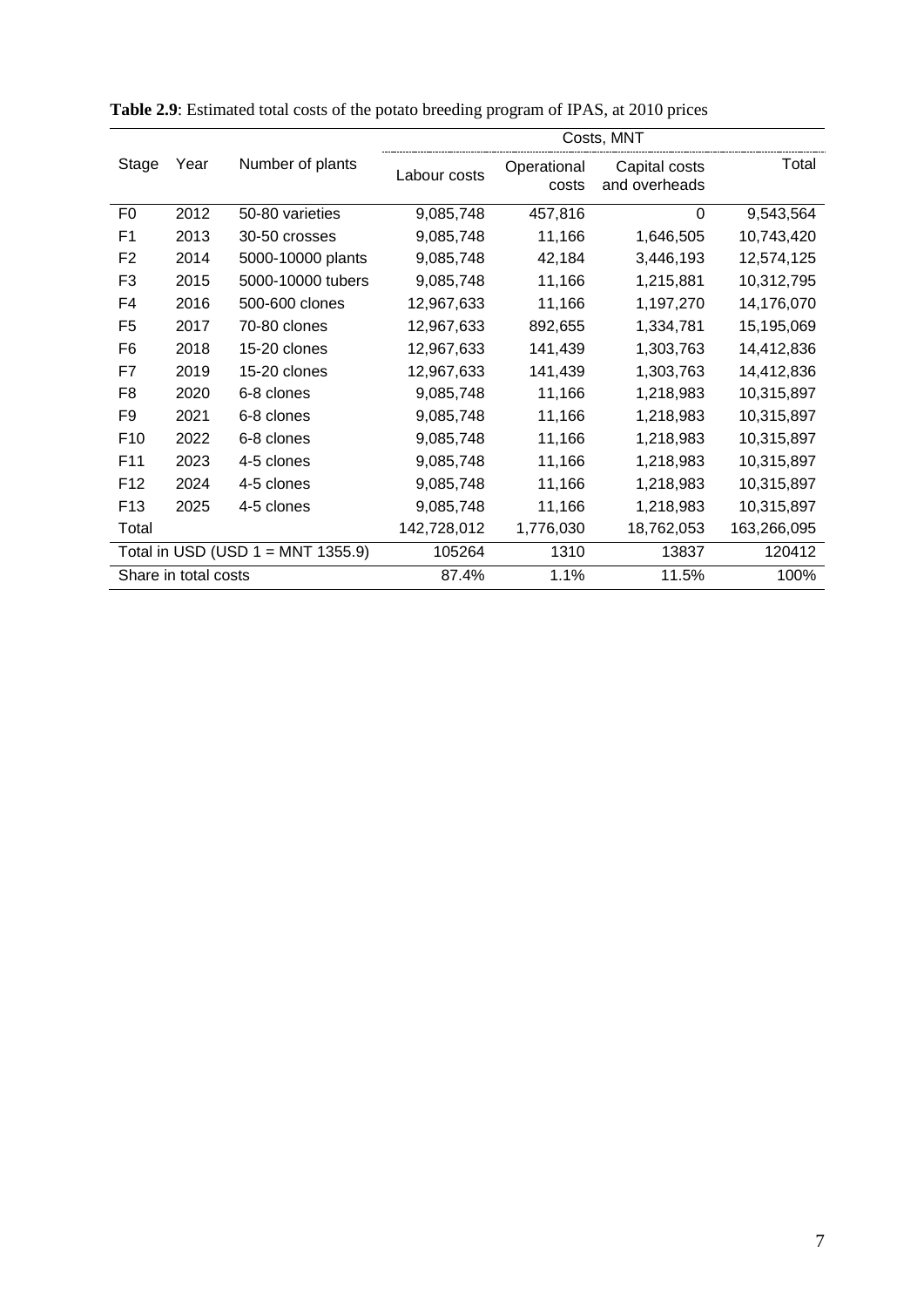**Table 2.9**: Estimated total costs of the potato breeding program of IPAS, at 2010 prices

| Stage | Year | Number of plants | Costs, MNT | | | |
|---|---|---|---|---|---|---|
| | | | Labour costs | Operational costs | Capital costs and overheads | Total |
| F0 | 2012 | 50-80 varieties | 9,085,748 | 457,816 | 0 | 9,543,564 |
| F1 | 2013 | 30-50 crosses | 9,085,748 | 11,166 | 1,646,505 | 10,743,420 |
| F2 | 2014 | 5000-10000 plants | 9,085,748 | 42,184 | 3,446,193 | 12,574,125 |
| F3 | 2015 | 5000-10000 tubers | 9,085,748 | 11,166 | 1,215,881 | 10,312,795 |
| F4 | 2016 | 500-600 clones | 12,967,633 | 11,166 | 1,197,270 | 14,176,070 |
| F5 | 2017 | 70-80 clones | 12,967,633 | 892,655 | 1,334,781 | 15,195,069 |
| F6 | 2018 | 15-20 clones | 12,967,633 | 141,439 | 1,303,763 | 14,412,836 |
| F7 | 2019 | 15-20 clones | 12,967,633 | 141,439 | 1,303,763 | 14,412,836 |
| F8 | 2020 | 6-8 clones | 9,085,748 | 11,166 | 1,218,983 | 10,315,897 |
| F9 | 2021 | 6-8 clones | 9,085,748 | 11,166 | 1,218,983 | 10,315,897 |
| F10 | 2022 | 6-8 clones | 9,085,748 | 11,166 | 1,218,983 | 10,315,897 |
| F11 | 2023 | 4-5 clones | 9,085,748 | 11,166 | 1,218,983 | 10,315,897 |
| F12 | 2024 | 4-5 clones | 9,085,748 | 11,166 | 1,218,983 | 10,315,897 |
| F13 | 2025 | 4-5 clones | 9,085,748 | 11,166 | 1,218,983 | 10,315,897 |
| Total | | | 142,728,012 | 1,776,030 | 18,762,053 | 163,266,095 |
| Total in USD (USD 1 = MNT 1355.9) | | | 105264 | 1310 | 13837 | 120412 |
| Share in total costs | | | 87.4% | 1.1% | 11.5% | 100% |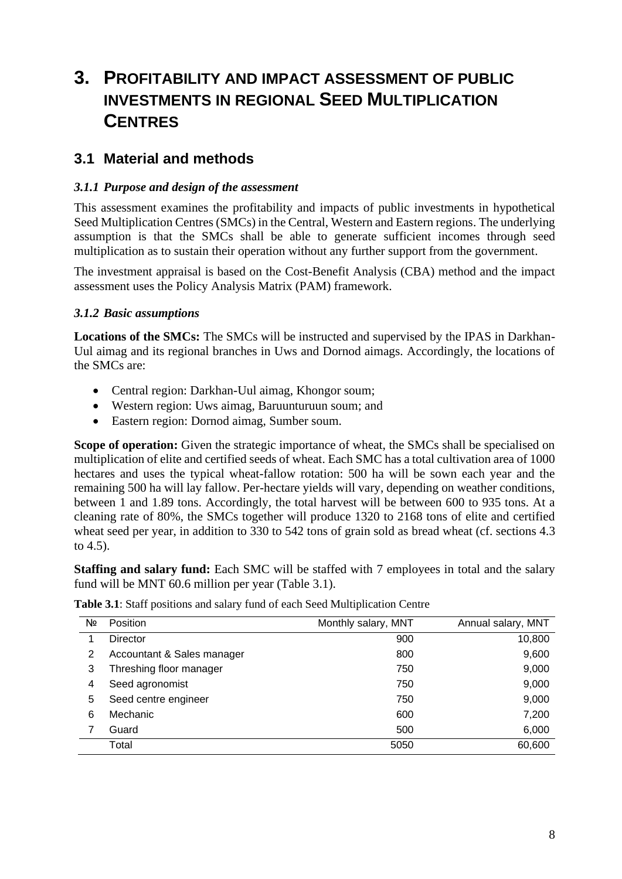# 3. Profitability and impact assessment of public investments in regional Seed Multiplication Centres

## 3.1 Material and methods

### *3.1.1 Purpose and design of the assessment*

This assessment examines the profitability and impacts of public investments in hypothetical Seed Multiplication Centres (SMCs) in the Central, Western and Eastern regions. The underlying assumption is that the SMCs shall be able to generate sufficient incomes through seed multiplication as to sustain their operation without any further support from the government.

The investment appraisal is based on the Cost-Benefit Analysis (CBA) method and the impact assessment uses the Policy Analysis Matrix (PAM) framework.

### *3.1.2 Basic assumptions*

**Locations of the SMCs:** The SMCs will be instructed and supervised by the IPAS in Darkhan-Uul aimag and its regional branches in Uws and Dornod aimags. Accordingly, the locations of the SMCs are:

- Central region: Darkhan-Uul aimag, Khongor soum;
- Western region: Uws aimag, Baruunturuun soum; and
- Eastern region: Dornod aimag, Sumber soum.

**Scope of operation:** Given the strategic importance of wheat, the SMCs shall be specialised on multiplication of elite and certified seeds of wheat. Each SMC has a total cultivation area of 1000 hectares and uses the typical wheat-fallow rotation: 500 ha will be sown each year and the remaining 500 ha will lay fallow. Per-hectare yields will vary, depending on weather conditions, between 1 and 1.89 tons. Accordingly, the total harvest will be between 600 to 935 tons. At a cleaning rate of 80%, the SMCs together will produce 1320 to 2168 tons of elite and certified wheat seed per year, in addition to 330 to 542 tons of grain sold as bread wheat (cf. sections 4.3 to 4.5).

**Staffing and salary fund:** Each SMC will be staffed with 7 employees in total and the salary fund will be MNT 60.6 million per year (Table 3.1).

**Table 3.1**: Staff positions and salary fund of each Seed Multiplication Centre

| № | Position | Monthly salary, MNT | Annual salary, MNT |
|---|---|---|---|
| 1 | Director | 900 | 10,800 |
| 2 | Accountant & Sales manager | 800 | 9,600 |
| 3 | Threshing floor manager | 750 | 9,000 |
| 4 | Seed agronomist | 750 | 9,000 |
| 5 | Seed centre engineer | 750 | 9,000 |
| 6 | Mechanic | 600 | 7,200 |
| 7 | Guard | 500 | 6,000 |
| | Total | 5050 | 60,600 |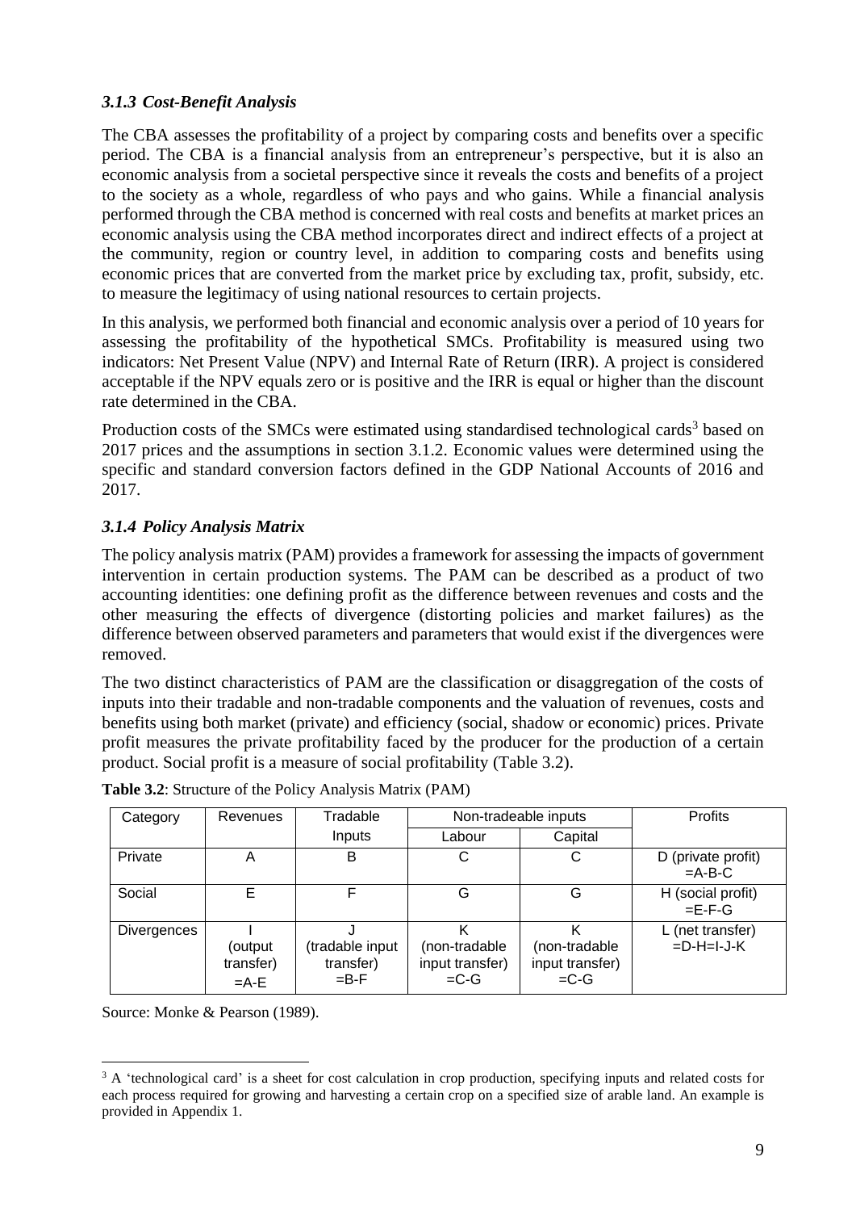### *3.1.3 Cost-Benefit Analysis*

The CBA assesses the profitability of a project by comparing costs and benefits over a specific period. The CBA is a financial analysis from an entrepreneur's perspective, but it is also an economic analysis from a societal perspective since it reveals the costs and benefits of a project to the society as a whole, regardless of who pays and who gains. While a financial analysis performed through the CBA method is concerned with real costs and benefits at market prices an economic analysis using the CBA method incorporates direct and indirect effects of a project at the community, region or country level, in addition to comparing costs and benefits using economic prices that are converted from the market price by excluding tax, profit, subsidy, etc. to measure the legitimacy of using national resources to certain projects.

In this analysis, we performed both financial and economic analysis over a period of 10 years for assessing the profitability of the hypothetical SMCs. Profitability is measured using two indicators: Net Present Value (NPV) and Internal Rate of Return (IRR). A project is considered acceptable if the NPV equals zero or is positive and the IRR is equal or higher than the discount rate determined in the CBA.

Production costs of the SMCs were estimated using standardised technological cards[3] based on 2017 prices and the assumptions in section 3.1.2. Economic values were determined using the specific and standard conversion factors defined in the GDP National Accounts of 2016 and 2017.

### *3.1.4 Policy Analysis Matrix*

The policy analysis matrix (PAM) provides a framework for assessing the impacts of government intervention in certain production systems. The PAM can be described as a product of two accounting identities: one defining profit as the difference between revenues and costs and the other measuring the effects of divergence (distorting policies and market failures) as the difference between observed parameters and parameters that would exist if the divergences were removed.

The two distinct characteristics of PAM are the classification or disaggregation of the costs of inputs into their tradable and non-tradable components and the valuation of revenues, costs and benefits using both market (private) and efficiency (social, shadow or economic) prices. Private profit measures the private profitability faced by the producer for the production of a certain product. Social profit is a measure of social profitability (Table 3.2).

**Table 3.2**: Structure of the Policy Analysis Matrix (PAM)

| Category | Revenues | Tradable Inputs | Non-tradeable inputs | | Profits |
|---|---|---|---|---|---|
| | | | Labour | Capital | |
| Private | A | B | C | C | D (private profit) =A-B-C |
| Social | E | F | G | G | H (social profit) =E-F-G |
| Divergences | I (output transfer) =A-E | J (tradable input transfer) =B-F | K (non-tradable input transfer) =C-G | K (non-tradable input transfer) =C-G | L (net transfer) =D-H=I-J-K |

Source: Monke & Pearson (1989).

[3] A 'technological card' is a sheet for cost calculation in crop production, specifying inputs and related costs for each process required for growing and harvesting a certain crop on a specified size of arable land. An example is provided in Appendix 1.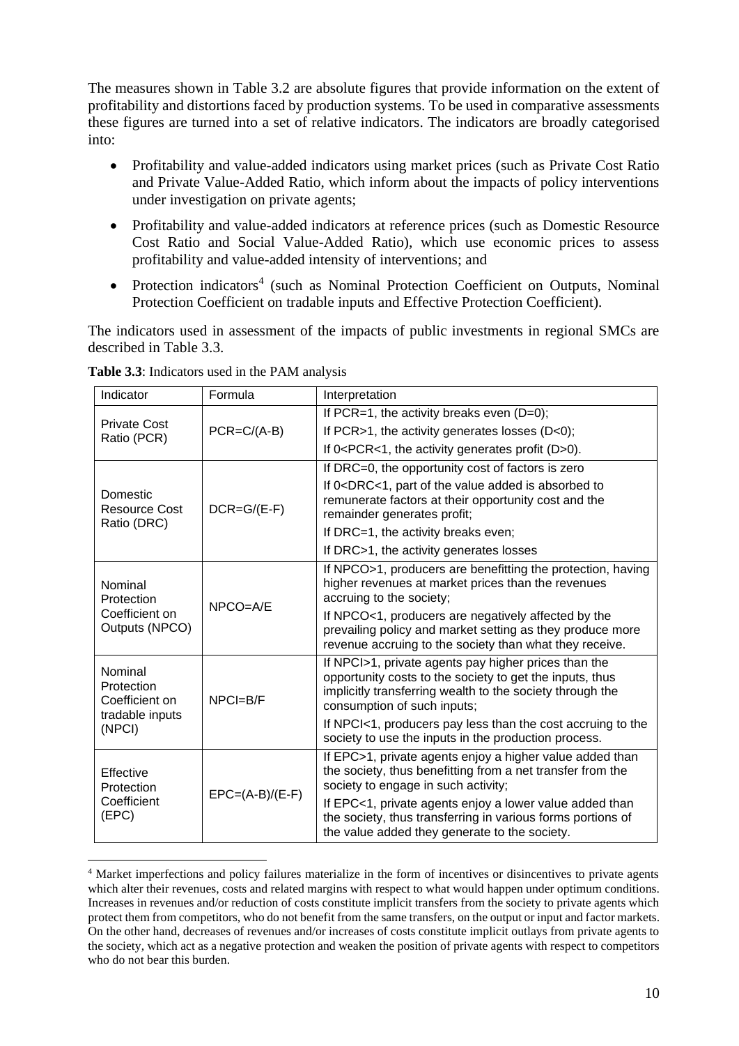The measures shown in Table 3.2 are absolute figures that provide information on the extent of profitability and distortions faced by production systems. To be used in comparative assessments these figures are turned into a set of relative indicators. The indicators are broadly categorised into:

- Profitability and value-added indicators using market prices (such as Private Cost Ratio and Private Value-Added Ratio, which inform about the impacts of policy interventions under investigation on private agents;
- Profitability and value-added indicators at reference prices (such as Domestic Resource Cost Ratio and Social Value-Added Ratio), which use economic prices to assess profitability and value-added intensity of interventions; and
- Protection indicators[4] (such as Nominal Protection Coefficient on Outputs, Nominal Protection Coefficient on tradable inputs and Effective Protection Coefficient).

The indicators used in assessment of the impacts of public investments in regional SMCs are described in Table 3.3.

**Table 3.3**: Indicators used in the PAM analysis

| Indicator | Formula | Interpretation |
|---|---|---|
| Private Cost Ratio (PCR) | PCR=C/(A-B) | If PCR=1, the activity breaks even (D=0); If PCR>1, the activity generates losses (D<0); If 0<PCR<1, the activity generates profit (D>0). |
| Domestic Resource Cost Ratio (DRC) | DCR=G/(E-F) | If DRC=0, the opportunity cost of factors is zero; If 0<DRC<1, part of the value added is absorbed to remunerate factors at their opportunity cost and the remainder generates profit; If DRC=1, the activity breaks even; If DRC>1, the activity generates losses |
| Nominal Protection Coefficient on Outputs (NPCO) | NPCO=A/E | If NPCO>1, producers are benefitting the protection, having higher revenues at market prices than the revenues accruing to the society; If NPCO<1, producers are negatively affected by the prevailing policy and market setting as they produce more revenue accruing to the society than what they receive. |
| Nominal Protection Coefficient on tradable inputs (NPCI) | NPCI=B/F | If NPCI>1, private agents pay higher prices than the opportunity costs to the society to get the inputs, thus implicitly transferring wealth to the society through the consumption of such inputs; If NPCI<1, producers pay less than the cost accruing to the society to use the inputs in the production process. |
| Effective Protection Coefficient (EPC) | EPC=(A-B)/(E-F) | If EPC>1, private agents enjoy a higher value added than the society, thus benefitting from a net transfer from the society to engage in such activity; If EPC<1, private agents enjoy a lower value added than the society, thus transferring in various forms portions of the value added they generate to the society. |

[4] Market imperfections and policy failures materialize in the form of incentives or disincentives to private agents which alter their revenues, costs and related margins with respect to what would happen under optimum conditions. Increases in revenues and/or reduction of costs constitute implicit transfers from the society to private agents which protect them from competitors, who do not benefit from the same transfers, on the output or input and factor markets. On the other hand, decreases of revenues and/or increases of costs constitute implicit outlays from private agents to the society, which act as a negative protection and weaken the position of private agents with respect to competitors who do not bear this burden.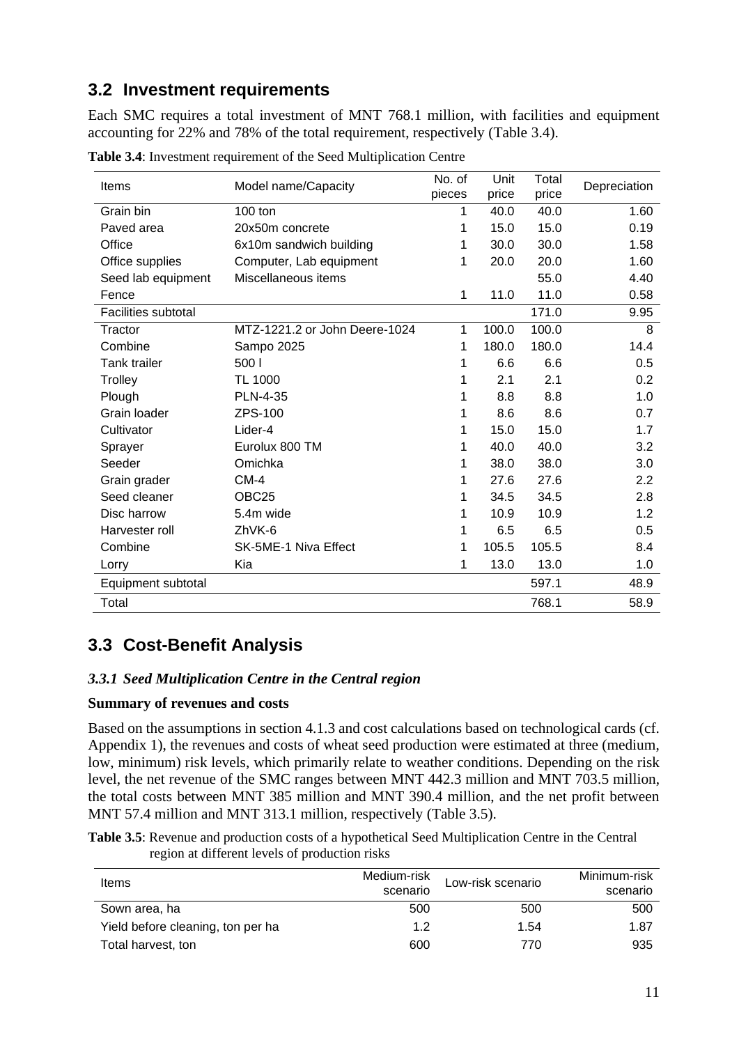## 3.2 Investment requirements

Each SMC requires a total investment of MNT 768.1 million, with facilities and equipment accounting for 22% and 78% of the total requirement, respectively (Table 3.4).

**Table 3.4**: Investment requirement of the Seed Multiplication Centre

| Items | Model name/Capacity | No. of pieces | Unit price | Total price | Depreciation |
|---|---|---|---|---|---|
| Grain bin | 100 ton | 1 | 40.0 | 40.0 | 1.60 |
| Paved area | 20x50m concrete | 1 | 15.0 | 15.0 | 0.19 |
| Office | 6x10m sandwich building | 1 | 30.0 | 30.0 | 1.58 |
| Office supplies | Computer, Lab equipment | 1 | 20.0 | 20.0 | 1.60 |
| Seed lab equipment | Miscellaneous items | | | 55.0 | 4.40 |
| Fence | | 1 | 11.0 | 11.0 | 0.58 |
| Facilities subtotal | | | | 171.0 | 9.95 |
| Tractor | MTZ-1221.2 or John Deere-1024 | 1 | 100.0 | 100.0 | 8 |
| Combine | Sampo 2025 | 1 | 180.0 | 180.0 | 14.4 |
| Tank trailer | 500 l | 1 | 6.6 | 6.6 | 0.5 |
| Trolley | TL 1000 | 1 | 2.1 | 2.1 | 0.2 |
| Plough | PLN-4-35 | 1 | 8.8 | 8.8 | 1.0 |
| Grain loader | ZPS-100 | 1 | 8.6 | 8.6 | 0.7 |
| Cultivator | Lider-4 | 1 | 15.0 | 15.0 | 1.7 |
| Sprayer | Eurolux 800 TM | 1 | 40.0 | 40.0 | 3.2 |
| Seeder | Omichka | 1 | 38.0 | 38.0 | 3.0 |
| Grain grader | CM-4 | 1 | 27.6 | 27.6 | 2.2 |
| Seed cleaner | OBC25 | 1 | 34.5 | 34.5 | 2.8 |
| Disc harrow | 5.4m wide | 1 | 10.9 | 10.9 | 1.2 |
| Harvester roll | ZhVK-6 | 1 | 6.5 | 6.5 | 0.5 |
| Combine | SK-5ME-1 Niva Effect | 1 | 105.5 | 105.5 | 8.4 |
| Lorry | Kia | 1 | 13.0 | 13.0 | 1.0 |
| Equipment subtotal | | | | 597.1 | 48.9 |
| Total | | | | 768.1 | 58.9 |

## 3.3 Cost-Benefit Analysis

### *3.3.1 Seed Multiplication Centre in the Central region*

**Summary of revenues and costs**

Based on the assumptions in section 4.1.3 and cost calculations based on technological cards (cf. Appendix 1), the revenues and costs of wheat seed production were estimated at three (medium, low, minimum) risk levels, which primarily relate to weather conditions. Depending on the risk level, the net revenue of the SMC ranges between MNT 442.3 million and MNT 703.5 million, the total costs between MNT 385 million and MNT 390.4 million, and the net profit between MNT 57.4 million and MNT 313.1 million, respectively (Table 3.5).

**Table 3.5**: Revenue and production costs of a hypothetical Seed Multiplication Centre in the Central region at different levels of production risks

| Items | Medium-risk scenario | Low-risk scenario | Minimum-risk scenario |
|---|---|---|---|
| Sown area, ha | 500 | 500 | 500 |
| Yield before cleaning, ton per ha | 1.2 | 1.54 | 1.87 |
| Total harvest, ton | 600 | 770 | 935 |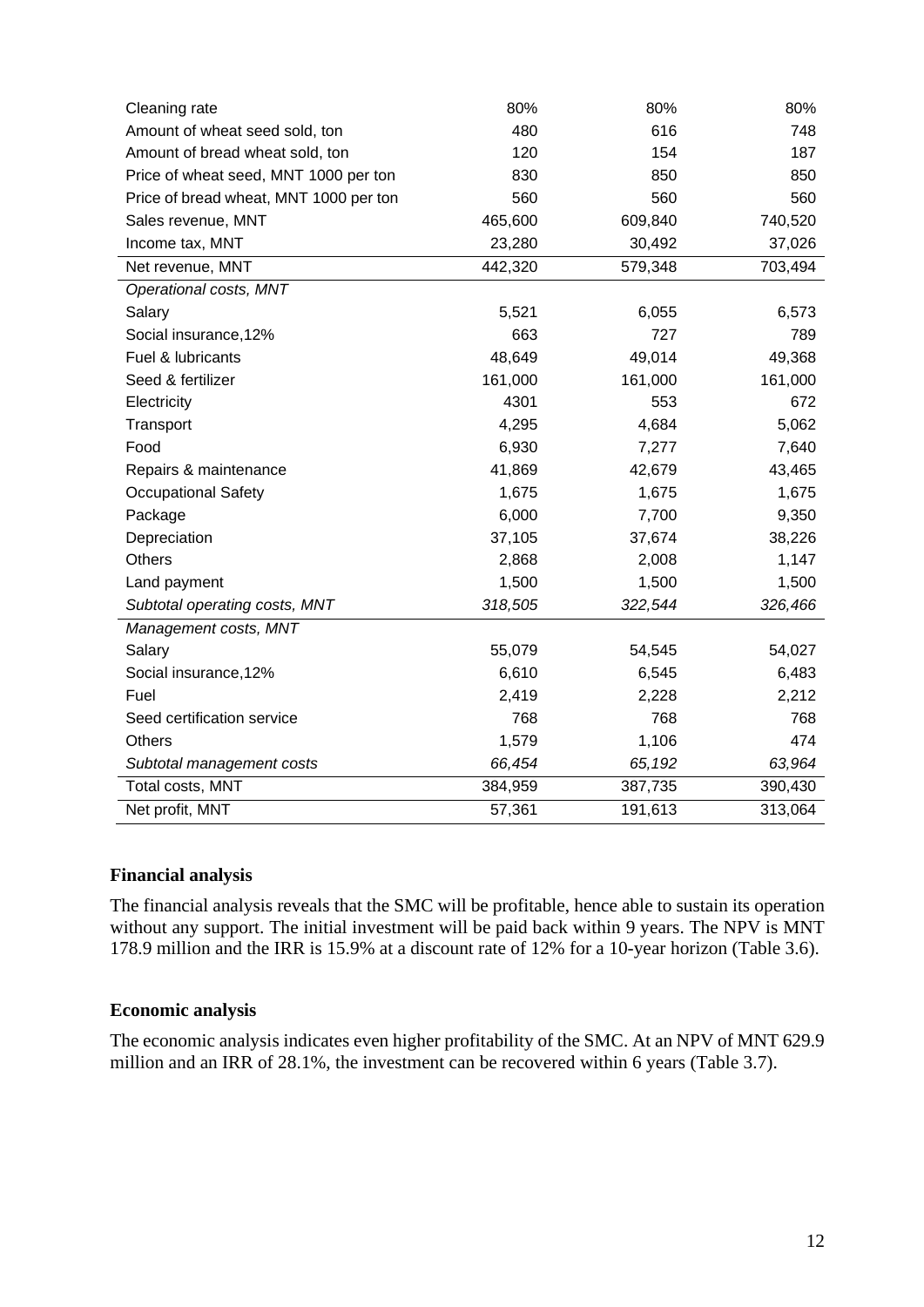| | | | |
|---|---|---|---|
| Cleaning rate | 80% | 80% | 80% |
| Amount of wheat seed sold, ton | 480 | 616 | 748 |
| Amount of bread wheat sold, ton | 120 | 154 | 187 |
| Price of wheat seed, MNT 1000 per ton | 830 | 850 | 850 |
| Price of bread wheat, MNT 1000 per ton | 560 | 560 | 560 |
| Sales revenue, MNT | 465,600 | 609,840 | 740,520 |
| Income tax, MNT | 23,280 | 30,492 | 37,026 |
| Net revenue, MNT | 442,320 | 579,348 | 703,494 |
| *Operational costs, MNT* | | | |
| Salary | 5,521 | 6,055 | 6,573 |
| Social insurance,12% | 663 | 727 | 789 |
| Fuel & lubricants | 48,649 | 49,014 | 49,368 |
| Seed & fertilizer | 161,000 | 161,000 | 161,000 |
| Electricity | 4301 | 553 | 672 |
| Transport | 4,295 | 4,684 | 5,062 |
| Food | 6,930 | 7,277 | 7,640 |
| Repairs & maintenance | 41,869 | 42,679 | 43,465 |
| Occupational Safety | 1,675 | 1,675 | 1,675 |
| Package | 6,000 | 7,700 | 9,350 |
| Depreciation | 37,105 | 37,674 | 38,226 |
| Others | 2,868 | 2,008 | 1,147 |
| Land payment | 1,500 | 1,500 | 1,500 |
| *Subtotal operating costs, MNT* | *318,505* | *322,544* | *326,466* |
| *Management costs, MNT* | | | |
| Salary | 55,079 | 54,545 | 54,027 |
| Social insurance,12% | 6,610 | 6,545 | 6,483 |
| Fuel | 2,419 | 2,228 | 2,212 |
| Seed certification service | 768 | 768 | 768 |
| Others | 1,579 | 1,106 | 474 |
| *Subtotal management costs* | *66,454* | *65,192* | *63,964* |
| Total costs, MNT | 384,959 | 387,735 | 390,430 |
| Net profit, MNT | 57,361 | 191,613 | 313,064 |

### Financial analysis

The financial analysis reveals that the SMC will be profitable, hence able to sustain its operation without any support. The initial investment will be paid back within 9 years. The NPV is MNT 178.9 million and the IRR is 15.9% at a discount rate of 12% for a 10-year horizon (Table 3.6).

### Economic analysis

The economic analysis indicates even higher profitability of the SMC. At an NPV of MNT 629.9 million and an IRR of 28.1%, the investment can be recovered within 6 years (Table 3.7).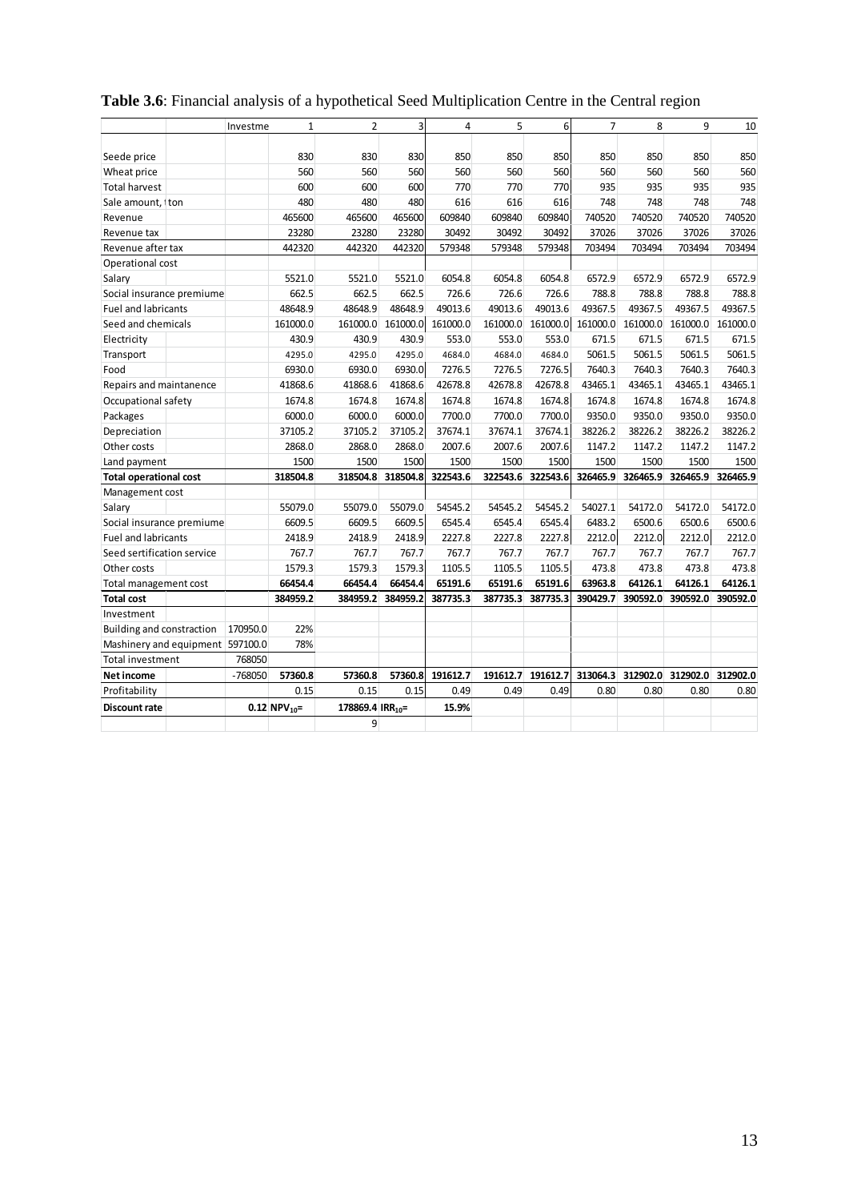**Table 3.6**: Financial analysis of a hypothetical Seed Multiplication Centre in the Central region

| | Investme | 1 | 2 | 3 | 4 | 5 | 6 | 7 | 8 | 9 | 10 |
|---|---|---|---|---|---|---|---|---|---|---|---|
| Seede price | | 830 | 830 | 830 | 850 | 850 | 850 | 850 | 850 | 850 | 850 |
| Wheat price | | 560 | 560 | 560 | 560 | 560 | 560 | 560 | 560 | 560 | 560 |
| Total harvest | | 600 | 600 | 600 | 770 | 770 | 770 | 935 | 935 | 935 | 935 |
| Sale amount, ton | | 480 | 480 | 480 | 616 | 616 | 616 | 748 | 748 | 748 | 748 |
| Revenue | | 465600 | 465600 | 465600 | 609840 | 609840 | 609840 | 740520 | 740520 | 740520 | 740520 |
| Revenue tax | | 23280 | 23280 | 23280 | 30492 | 30492 | 30492 | 37026 | 37026 | 37026 | 37026 |
| Revenue after tax | | 442320 | 442320 | 442320 | 579348 | 579348 | 579348 | 703494 | 703494 | 703494 | 703494 |
| Operational cost | | | | | | | | | | | |
| Salary | | 5521.0 | 5521.0 | 5521.0 | 6054.8 | 6054.8 | 6054.8 | 6572.9 | 6572.9 | 6572.9 | 6572.9 |
| Social insurance premiume | | 662.5 | 662.5 | 662.5 | 726.6 | 726.6 | 726.6 | 788.8 | 788.8 | 788.8 | 788.8 |
| Fuel and labricants | | 48648.9 | 48648.9 | 48648.9 | 49013.6 | 49013.6 | 49013.6 | 49367.5 | 49367.5 | 49367.5 | 49367.5 |
| Seed and chemicals | | 161000.0 | 161000.0 | 161000.0 | 161000.0 | 161000.0 | 161000.0 | 161000.0 | 161000.0 | 161000.0 | 161000.0 |
| Electricity | | 430.9 | 430.9 | 430.9 | 553.0 | 553.0 | 553.0 | 671.5 | 671.5 | 671.5 | 671.5 |
| Transport | | 4295.0 | 4295.0 | 4295.0 | 4684.0 | 4684.0 | 4684.0 | 5061.5 | 5061.5 | 5061.5 | 5061.5 |
| Food | | 6930.0 | 6930.0 | 6930.0 | 7276.5 | 7276.5 | 7276.5 | 7640.3 | 7640.3 | 7640.3 | 7640.3 |
| Repairs and maintanence | | 41868.6 | 41868.6 | 41868.6 | 42678.8 | 42678.8 | 42678.8 | 43465.1 | 43465.1 | 43465.1 | 43465.1 |
| Occupational safety | | 1674.8 | 1674.8 | 1674.8 | 1674.8 | 1674.8 | 1674.8 | 1674.8 | 1674.8 | 1674.8 | 1674.8 |
| Packages | | 6000.0 | 6000.0 | 6000.0 | 7700.0 | 7700.0 | 7700.0 | 9350.0 | 9350.0 | 9350.0 | 9350.0 |
| Depreciation | | 37105.2 | 37105.2 | 37105.2 | 37674.1 | 37674.1 | 37674.1 | 38226.2 | 38226.2 | 38226.2 | 38226.2 |
| Other costs | | 2868.0 | 2868.0 | 2868.0 | 2007.6 | 2007.6 | 2007.6 | 1147.2 | 1147.2 | 1147.2 | 1147.2 |
| Land payment | | 1500 | 1500 | 1500 | 1500 | 1500 | 1500 | 1500 | 1500 | 1500 | 1500 |
| **Total operational cost** | | **318504.8** | **318504.8** | **318504.8** | **322543.6** | **322543.6** | **322543.6** | **326465.9** | **326465.9** | **326465.9** | **326465.9** |
| Management cost | | | | | | | | | | | |
| Salary | | 55079.0 | 55079.0 | 55079.0 | 54545.2 | 54545.2 | 54545.2 | 54027.1 | 54172.0 | 54172.0 | 54172.0 |
| Social insurance premiume | | 6609.5 | 6609.5 | 6609.5 | 6545.4 | 6545.4 | 6545.4 | 6483.2 | 6500.6 | 6500.6 | 6500.6 |
| Fuel and labricants | | 2418.9 | 2418.9 | 2418.9 | 2227.8 | 2227.8 | 2227.8 | 2212.0 | 2212.0 | 2212.0 | 2212.0 |
| Seed sertification service | | 767.7 | 767.7 | 767.7 | 767.7 | 767.7 | 767.7 | 767.7 | 767.7 | 767.7 | 767.7 |
| Other costs | | 1579.3 | 1579.3 | 1579.3 | 1105.5 | 1105.5 | 1105.5 | 473.8 | 473.8 | 473.8 | 473.8 |
| Total management cost | | **66454.4** | **66454.4** | **66454.4** | **65191.6** | **65191.6** | **65191.6** | **63963.8** | **64126.1** | **64126.1** | **64126.1** |
| **Total cost** | | **384959.2** | **384959.2** | **384959.2** | **387735.3** | **387735.3** | **387735.3** | **390429.7** | **390592.0** | **390592.0** | **390592.0** |
| Investment | | | | | | | | | | | |
| Building and constraction | 170950.0 | 22% | | | | | | | | | |
| Mashinery and equipment | 597100.0 | 78% | | | | | | | | | |
| Total investment | 768050 | | | | | | | | | | |
| **Net income** | -768050 | **57360.8** | **57360.8** | **57360.8** | **191612.7** | **191612.7** | **191612.7** | **313064.3** | **312902.0** | **312902.0** | **312902.0** |
| Profitability | | 0.15 | 0.15 | 0.15 | 0.49 | 0.49 | 0.49 | 0.80 | 0.80 | 0.80 | 0.80 |
| **Discount rate** | **0.12** | **$NPV_{10}$=** | **178869.4** | **$IRR_{10}$=** | **15.9%** | | | | | | |
| | | | 9 | | | | | | | | |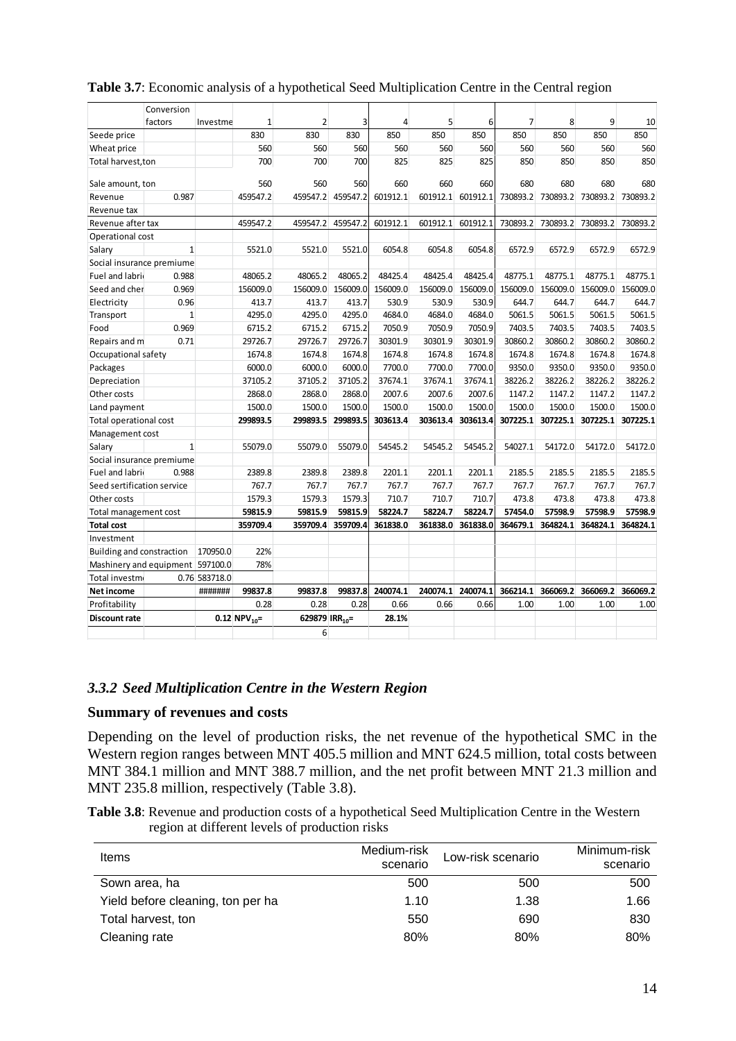**Table 3.7**: Economic analysis of a hypothetical Seed Multiplication Centre in the Central region

| | Conversion factors | Investme | 1 | 2 | 3 | 4 | 5 | 6 | 7 | 8 | 9 | 10 |
|---|---|---|---|---|---|---|---|---|---|---|---|---|
| Seede price | | | 830 | 830 | 830 | 850 | 850 | 850 | 850 | 850 | 850 | 850 |
| Wheat price | | | 560 | 560 | 560 | 560 | 560 | 560 | 560 | 560 | 560 | 560 |
| Total harvest,ton | | | 700 | 700 | 700 | 825 | 825 | 825 | 850 | 850 | 850 | 850 |
| Sale amount, ton | | | 560 | 560 | 560 | 660 | 660 | 660 | 680 | 680 | 680 | 680 |
| Revenue | 0.987 | | 459547.2 | 459547.2 | 459547.2 | 601912.1 | 601912.1 | 601912.1 | 730893.2 | 730893.2 | 730893.2 | 730893.2 |
| Revenue tax | | | | | | | | | | | | |
| Revenue after tax | | | 459547.2 | 459547.2 | 459547.2 | 601912.1 | 601912.1 | 601912.1 | 730893.2 | 730893.2 | 730893.2 | 730893.2 |
| Operational cost | | | | | | | | | | | | |
| Salary | 1 | | 5521.0 | 5521.0 | 5521.0 | 6054.8 | 6054.8 | 6054.8 | 6572.9 | 6572.9 | 6572.9 | 6572.9 |
| Social insurance premiume | | | | | | | | | | | | |
| Fuel and labri | 0.988 | | 48065.2 | 48065.2 | 48065.2 | 48425.4 | 48425.4 | 48425.4 | 48775.1 | 48775.1 | 48775.1 | 48775.1 |
| Seed and cher | 0.969 | | 156009.0 | 156009.0 | 156009.0 | 156009.0 | 156009.0 | 156009.0 | 156009.0 | 156009.0 | 156009.0 | 156009.0 |
| Electricity | 0.96 | | 413.7 | 413.7 | 413.7 | 530.9 | 530.9 | 530.9 | 644.7 | 644.7 | 644.7 | 644.7 |
| Transport | 1 | | 4295.0 | 4295.0 | 4295.0 | 4684.0 | 4684.0 | 4684.0 | 5061.5 | 5061.5 | 5061.5 | 5061.5 |
| Food | 0.969 | | 6715.2 | 6715.2 | 6715.2 | 7050.9 | 7050.9 | 7050.9 | 7403.5 | 7403.5 | 7403.5 | 7403.5 |
| Repairs and m | 0.71 | | 29726.7 | 29726.7 | 29726.7 | 30301.9 | 30301.9 | 30301.9 | 30860.2 | 30860.2 | 30860.2 | 30860.2 |
| Occupational safety | | | 1674.8 | 1674.8 | 1674.8 | 1674.8 | 1674.8 | 1674.8 | 1674.8 | 1674.8 | 1674.8 | 1674.8 |
| Packages | | | 6000.0 | 6000.0 | 6000.0 | 7700.0 | 7700.0 | 7700.0 | 9350.0 | 9350.0 | 9350.0 | 9350.0 |
| Depreciation | | | 37105.2 | 37105.2 | 37105.2 | 37674.1 | 37674.1 | 37674.1 | 38226.2 | 38226.2 | 38226.2 | 38226.2 |
| Other costs | | | 2868.0 | 2868.0 | 2868.0 | 2007.6 | 2007.6 | 2007.6 | 1147.2 | 1147.2 | 1147.2 | 1147.2 |
| Land payment | | | 1500.0 | 1500.0 | 1500.0 | 1500.0 | 1500.0 | 1500.0 | 1500.0 | 1500.0 | 1500.0 | 1500.0 |
| Total operational cost | | | **299893.5** | **299893.5** | **299893.5** | **303613.4** | **303613.4** | **303613.4** | **307225.1** | **307225.1** | **307225.1** | **307225.1** |
| Management cost | | | | | | | | | | | | |
| Salary | 1 | | 55079.0 | 55079.0 | 55079.0 | 54545.2 | 54545.2 | 54545.2 | 54027.1 | 54172.0 | 54172.0 | 54172.0 |
| Social insurance premiume | | | | | | | | | | | | |
| Fuel and labri | 0.988 | | 2389.8 | 2389.8 | 2389.8 | 2201.1 | 2201.1 | 2201.1 | 2185.5 | 2185.5 | 2185.5 | 2185.5 |
| Seed sertification service | | | 767.7 | 767.7 | 767.7 | 767.7 | 767.7 | 767.7 | 767.7 | 767.7 | 767.7 | 767.7 |
| Other costs | | | 1579.3 | 1579.3 | 1579.3 | 710.7 | 710.7 | 710.7 | 473.8 | 473.8 | 473.8 | 473.8 |
| Total management cost | | | **59815.9** | **59815.9** | **59815.9** | **58224.7** | **58224.7** | **58224.7** | **57454.0** | **57598.9** | **57598.9** | **57598.9** |
| **Total cost** | | | **359709.4** | **359709.4** | **359709.4** | **361838.0** | **361838.0** | **361838.0** | **364679.1** | **364824.1** | **364824.1** | **364824.1** |
| Investment | | | | | | | | | | | | |
| Building and constraction | | 170950.0 | 22% | | | | | | | | | |
| Mashinery and equipment | | 597100.0 | 78% | | | | | | | | | |
| Total investm | 0.76 | 583718.0 | | | | | | | | | | |
| **Net income** | | ####### | **99837.8** | **99837.8** | **99837.8** | **240074.1** | **240074.1** | **240074.1** | **366214.1** | **366069.2** | **366069.2** | **366069.2** |
| Profitability | | | 0.28 | 0.28 | 0.28 | 0.66 | 0.66 | 0.66 | 1.00 | 1.00 | 1.00 | 1.00 |
| **Discount rate** | | 0.12 | $NPV_{10}$= | 629879 | $IRR_{10}$= | **28.1%** | | | | | | |
| | | | | 6 | | | | | | | | |

### *3.3.2 Seed Multiplication Centre in the Western Region*

**Summary of revenues and costs**

Depending on the level of production risks, the net revenue of the hypothetical SMC in the Western region ranges between MNT 405.5 million and MNT 624.5 million, total costs between MNT 384.1 million and MNT 388.7 million, and the net profit between MNT 21.3 million and MNT 235.8 million, respectively (Table 3.8).

**Table 3.8**: Revenue and production costs of a hypothetical Seed Multiplication Centre in the Western region at different levels of production risks

| Items | Medium-risk scenario | Low-risk scenario | Minimum-risk scenario |
|---|---|---|---|
| Sown area, ha | 500 | 500 | 500 |
| Yield before cleaning, ton per ha | 1.10 | 1.38 | 1.66 |
| Total harvest, ton | 550 | 690 | 830 |
| Cleaning rate | 80% | 80% | 80% |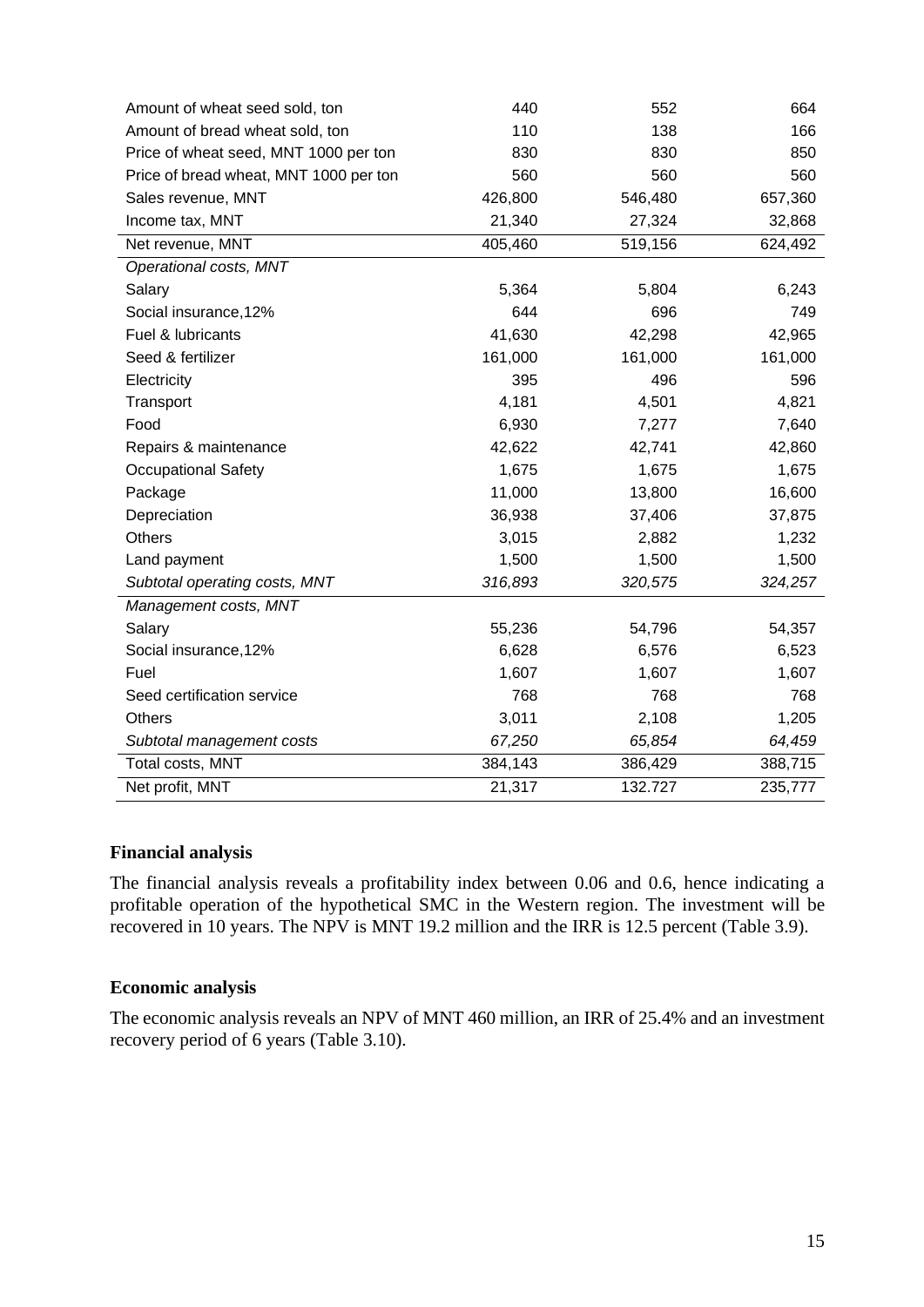| | | | |
|---|---|---|---|
| Amount of wheat seed sold, ton | 440 | 552 | 664 |
| Amount of bread wheat sold, ton | 110 | 138 | 166 |
| Price of wheat seed, MNT 1000 per ton | 830 | 830 | 850 |
| Price of bread wheat, MNT 1000 per ton | 560 | 560 | 560 |
| Sales revenue, MNT | 426,800 | 546,480 | 657,360 |
| Income tax, MNT | 21,340 | 27,324 | 32,868 |
| Net revenue, MNT | 405,460 | 519,156 | 624,492 |
| *Operational costs, MNT* | | | |
| Salary | 5,364 | 5,804 | 6,243 |
| Social insurance,12% | 644 | 696 | 749 |
| Fuel & lubricants | 41,630 | 42,298 | 42,965 |
| Seed & fertilizer | 161,000 | 161,000 | 161,000 |
| Electricity | 395 | 496 | 596 |
| Transport | 4,181 | 4,501 | 4,821 |
| Food | 6,930 | 7,277 | 7,640 |
| Repairs & maintenance | 42,622 | 42,741 | 42,860 |
| Occupational Safety | 1,675 | 1,675 | 1,675 |
| Package | 11,000 | 13,800 | 16,600 |
| Depreciation | 36,938 | 37,406 | 37,875 |
| Others | 3,015 | 2,882 | 1,232 |
| Land payment | 1,500 | 1,500 | 1,500 |
| *Subtotal operating costs, MNT* | *316,893* | *320,575* | *324,257* |
| *Management costs, MNT* | | | |
| Salary | 55,236 | 54,796 | 54,357 |
| Social insurance,12% | 6,628 | 6,576 | 6,523 |
| Fuel | 1,607 | 1,607 | 1,607 |
| Seed certification service | 768 | 768 | 768 |
| Others | 3,011 | 2,108 | 1,205 |
| *Subtotal management costs* | *67,250* | *65,854* | *64,459* |
| Total costs, MNT | 384,143 | 386,429 | 388,715 |
| Net profit, MNT | 21,317 | 132.727 | 235,777 |

**Financial analysis**

The financial analysis reveals a profitability index between 0.06 and 0.6, hence indicating a profitable operation of the hypothetical SMC in the Western region. The investment will be recovered in 10 years. The NPV is MNT 19.2 million and the IRR is 12.5 percent (Table 3.9).

**Economic analysis**

The economic analysis reveals an NPV of MNT 460 million, an IRR of 25.4% and an investment recovery period of 6 years (Table 3.10).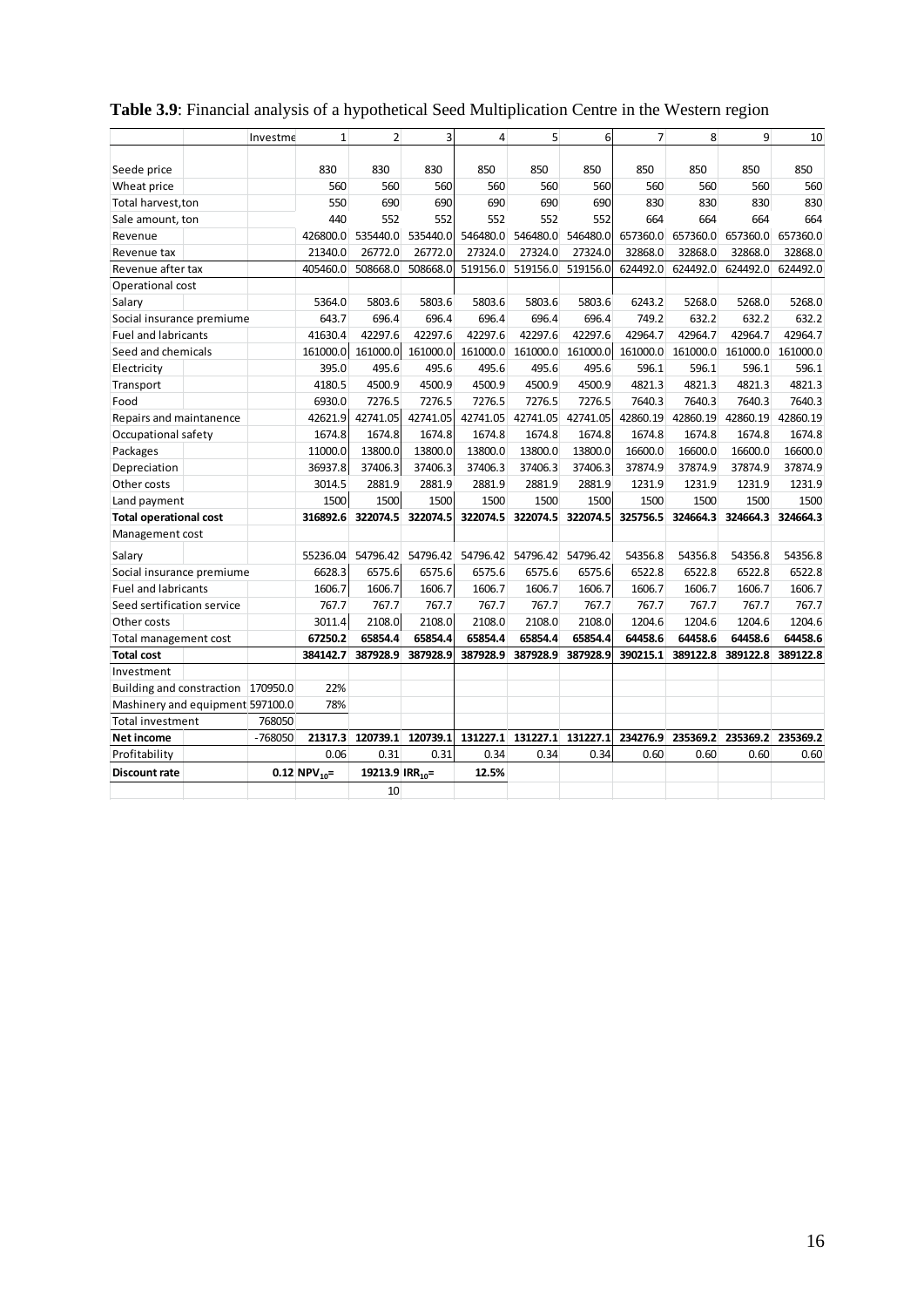**Table 3.9**: Financial analysis of a hypothetical Seed Multiplication Centre in the Western region

| | Investme | 1 | 2 | 3 | 4 | 5 | 6 | 7 | 8 | 9 | 10 |
|---|---|---|---|---|---|---|---|---|---|---|---|
| Seede price | | 830 | 830 | 830 | 850 | 850 | 850 | 850 | 850 | 850 | 850 |
| Wheat price | | 560 | 560 | 560 | 560 | 560 | 560 | 560 | 560 | 560 | 560 |
| Total harvest,ton | | 550 | 690 | 690 | 690 | 690 | 690 | 830 | 830 | 830 | 830 |
| Sale amount, ton | | 440 | 552 | 552 | 552 | 552 | 552 | 664 | 664 | 664 | 664 |
| Revenue | | 426800.0 | 535440.0 | 535440.0 | 546480.0 | 546480.0 | 546480.0 | 657360.0 | 657360.0 | 657360.0 | 657360.0 |
| Revenue tax | | 21340.0 | 26772.0 | 26772.0 | 27324.0 | 27324.0 | 27324.0 | 32868.0 | 32868.0 | 32868.0 | 32868.0 |
| Revenue after tax | | 405460.0 | 508668.0 | 508668.0 | 519156.0 | 519156.0 | 519156.0 | 624492.0 | 624492.0 | 624492.0 | 624492.0 |
| Operational cost | | | | | | | | | | | |
| Salary | | 5364.0 | 5803.6 | 5803.6 | 5803.6 | 5803.6 | 5803.6 | 6243.2 | 5268.0 | 5268.0 | 5268.0 |
| Social insurance premiume | | 643.7 | 696.4 | 696.4 | 696.4 | 696.4 | 696.4 | 749.2 | 632.2 | 632.2 | 632.2 |
| Fuel and labricants | | 41630.4 | 42297.6 | 42297.6 | 42297.6 | 42297.6 | 42297.6 | 42964.7 | 42964.7 | 42964.7 | 42964.7 |
| Seed and chemicals | | 161000.0 | 161000.0 | 161000.0 | 161000.0 | 161000.0 | 161000.0 | 161000.0 | 161000.0 | 161000.0 | 161000.0 |
| Electricity | | 395.0 | 495.6 | 495.6 | 495.6 | 495.6 | 495.6 | 596.1 | 596.1 | 596.1 | 596.1 |
| Transport | | 4180.5 | 4500.9 | 4500.9 | 4500.9 | 4500.9 | 4500.9 | 4821.3 | 4821.3 | 4821.3 | 4821.3 |
| Food | | 6930.0 | 7276.5 | 7276.5 | 7276.5 | 7276.5 | 7276.5 | 7640.3 | 7640.3 | 7640.3 | 7640.3 |
| Repairs and maintanence | | 42621.9 | 42741.05 | 42741.05 | 42741.05 | 42741.05 | 42741.05 | 42860.19 | 42860.19 | 42860.19 | 42860.19 |
| Occupational safety | | 1674.8 | 1674.8 | 1674.8 | 1674.8 | 1674.8 | 1674.8 | 1674.8 | 1674.8 | 1674.8 | 1674.8 |
| Packages | | 11000.0 | 13800.0 | 13800.0 | 13800.0 | 13800.0 | 13800.0 | 16600.0 | 16600.0 | 16600.0 | 16600.0 |
| Depreciation | | 36937.8 | 37406.3 | 37406.3 | 37406.3 | 37406.3 | 37406.3 | 37874.9 | 37874.9 | 37874.9 | 37874.9 |
| Other costs | | 3014.5 | 2881.9 | 2881.9 | 2881.9 | 2881.9 | 2881.9 | 1231.9 | 1231.9 | 1231.9 | 1231.9 |
| Land payment | | 1500 | 1500 | 1500 | 1500 | 1500 | 1500 | 1500 | 1500 | 1500 | 1500 |
| **Total operational cost** | | **316892.6** | **322074.5** | **322074.5** | **322074.5** | **322074.5** | **322074.5** | **325756.5** | **324664.3** | **324664.3** | **324664.3** |
| Management cost | | | | | | | | | | | |
| Salary | | 55236.04 | 54796.42 | 54796.42 | 54796.42 | 54796.42 | 54796.42 | 54356.8 | 54356.8 | 54356.8 | 54356.8 |
| Social insurance premiume | | 6628.3 | 6575.6 | 6575.6 | 6575.6 | 6575.6 | 6575.6 | 6522.8 | 6522.8 | 6522.8 | 6522.8 |
| Fuel and labricants | | 1606.7 | 1606.7 | 1606.7 | 1606.7 | 1606.7 | 1606.7 | 1606.7 | 1606.7 | 1606.7 | 1606.7 |
| Seed sertification service | | 767.7 | 767.7 | 767.7 | 767.7 | 767.7 | 767.7 | 767.7 | 767.7 | 767.7 | 767.7 |
| Other costs | | 3011.4 | 2108.0 | 2108.0 | 2108.0 | 2108.0 | 2108.0 | 1204.6 | 1204.6 | 1204.6 | 1204.6 |
| Total management cost | | **67250.2** | **65854.4** | **65854.4** | **65854.4** | **65854.4** | **65854.4** | **64458.6** | **64458.6** | **64458.6** | **64458.6** |
| **Total cost** | | **384142.7** | **387928.9** | **387928.9** | **387928.9** | **387928.9** | **387928.9** | **390215.1** | **389122.8** | **389122.8** | **389122.8** |
| Investment | | | | | | | | | | | |
| Building and constraction | 170950.0 | 22% | | | | | | | | | |
| Mashinery and equipment | 597100.0 | 78% | | | | | | | | | |
| Total investment | 768050 | | | | | | | | | | |
| **Net income** | -768050 | **21317.3** | **120739.1** | **120739.1** | **131227.1** | **131227.1** | **131227.1** | **234276.9** | **235369.2** | **235369.2** | **235369.2** |
| Profitability | | 0.06 | 0.31 | 0.31 | 0.34 | 0.34 | 0.34 | 0.60 | 0.60 | 0.60 | 0.60 |
| **Discount rate** | **0.12** | **$NPV_{10}$=** | **19213.9** | **$IRR_{10}$=** | **12.5%** | | | | | | |
| | | | 10 | | | | | | | | |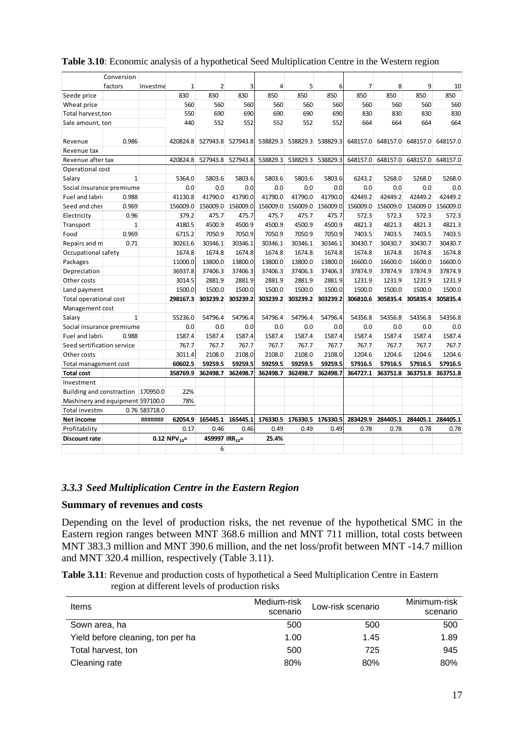**Table 3.10**: Economic analysis of a hypothetical Seed Multiplication Centre in the Western region

| | Conversion factors | Investme | 1 | 2 | 3 | 4 | 5 | 6 | 7 | 8 | 9 | 10 |
|---|---|---|---|---|---|---|---|---|---|---|---|---|
| Seede price | | | 830 | 830 | 830 | 850 | 850 | 850 | 850 | 850 | 850 | 850 |
| Wheat price | | | 560 | 560 | 560 | 560 | 560 | 560 | 560 | 560 | 560 | 560 |
| Total harvest,ton | | | 550 | 690 | 690 | 690 | 690 | 690 | 830 | 830 | 830 | 830 |
| Sale amount, ton | | | 440 | 552 | 552 | 552 | 552 | 552 | 664 | 664 | 664 | 664 |
| Revenue | 0.986 | | 420824.8 | 527943.8 | 527943.8 | 538829.3 | 538829.3 | 538829.3 | 648157.0 | 648157.0 | 648157.0 | 648157.0 |
| Revenue tax | | | | | | | | | | | | |
| Revenue after tax | | | 420824.8 | 527943.8 | 527943.8 | 538829.3 | 538829.3 | 538829.3 | 648157.0 | 648157.0 | 648157.0 | 648157.0 |
| Operational cost | | | | | | | | | | | | |
| Salary | 1 | | 5364.0 | 5803.6 | 5803.6 | 5803.6 | 5803.6 | 5803.6 | 6243.2 | 5268.0 | 5268.0 | 5268.0 |
| Social insurance premiume | | | 0.0 | 0.0 | 0.0 | 0.0 | 0.0 | 0.0 | 0.0 | 0.0 | 0.0 | 0.0 |
| Fuel and labri | 0.988 | | 41130.8 | 41790.0 | 41790.0 | 41790.0 | 41790.0 | 41790.0 | 42449.2 | 42449.2 | 42449.2 | 42449.2 |
| Seed and cher | 0.969 | | 156009.0 | 156009.0 | 156009.0 | 156009.0 | 156009.0 | 156009.0 | 156009.0 | 156009.0 | 156009.0 | 156009.0 |
| Electricity | 0.96 | | 379.2 | 475.7 | 475.7 | 475.7 | 475.7 | 475.7 | 572.3 | 572.3 | 572.3 | 572.3 |
| Transport | 1 | | 4180.5 | 4500.9 | 4500.9 | 4500.9 | 4500.9 | 4500.9 | 4821.3 | 4821.3 | 4821.3 | 4821.3 |
| Food | 0.969 | | 6715.2 | 7050.9 | 7050.9 | 7050.9 | 7050.9 | 7050.9 | 7403.5 | 7403.5 | 7403.5 | 7403.5 |
| Repairs and m | 0.71 | | 30261.6 | 30346.1 | 30346.1 | 30346.1 | 30346.1 | 30346.1 | 30430.7 | 30430.7 | 30430.7 | 30430.7 |
| Occupational safety | | | 1674.8 | 1674.8 | 1674.8 | 1674.8 | 1674.8 | 1674.8 | 1674.8 | 1674.8 | 1674.8 | 1674.8 |
| Packages | | | 11000.0 | 13800.0 | 13800.0 | 13800.0 | 13800.0 | 13800.0 | 16600.0 | 16600.0 | 16600.0 | 16600.0 |
| Depreciation | | | 36937.8 | 37406.3 | 37406.3 | 37406.3 | 37406.3 | 37406.3 | 37874.9 | 37874.9 | 37874.9 | 37874.9 |
| Other costs | | | 3014.5 | 2881.9 | 2881.9 | 2881.9 | 2881.9 | 2881.9 | 1231.9 | 1231.9 | 1231.9 | 1231.9 |
| Land payment | | | 1500.0 | 1500.0 | 1500.0 | 1500.0 | 1500.0 | 1500.0 | 1500.0 | 1500.0 | 1500.0 | 1500.0 |
| Total operational cost | | | 298167.3 | 303239.2 | 303239.2 | 303239.2 | 303239.2 | 303239.2 | 306810.6 | 305835.4 | 305835.4 | 305835.4 |
| Management cost | | | | | | | | | | | | |
| Salary | 1 | | 55236.0 | 54796.4 | 54796.4 | 54796.4 | 54796.4 | 54796.4 | 54356.8 | 54356.8 | 54356.8 | 54356.8 |
| Social insurance premiume | | | 0.0 | 0.0 | 0.0 | 0.0 | 0.0 | 0.0 | 0.0 | 0.0 | 0.0 | 0.0 |
| Fuel and labri | 0.988 | | 1587.4 | 1587.4 | 1587.4 | 1587.4 | 1587.4 | 1587.4 | 1587.4 | 1587.4 | 1587.4 | 1587.4 |
| Seed sertification service | | | 767.7 | 767.7 | 767.7 | 767.7 | 767.7 | 767.7 | 767.7 | 767.7 | 767.7 | 767.7 |
| Other costs | | | 3011.4 | 2108.0 | 2108.0 | 2108.0 | 2108.0 | 2108.0 | 1204.6 | 1204.6 | 1204.6 | 1204.6 |
| Total management cost | | | **60602.5** | **59259.5** | **59259.5** | **59259.5** | **59259.5** | **59259.5** | **57916.5** | **57916.5** | **57916.5** | **57916.5** |
| **Total cost** | | | **358769.9** | **362498.7** | **362498.7** | **362498.7** | **362498.7** | **362498.7** | **364727.1** | **363751.8** | **363751.8** | **363751.8** |
| Investment | | | | | | | | | | | | |
| Building and construction | | 170950.0 | 22% | | | | | | | | | |
| Mashinery and equipment | | 597100.0 | 78% | | | | | | | | | |
| Total investm | 0.76 | 583718.0 | | | | | | | | | | |
| **Net income** | | ####### | **62054.9** | **165445.1** | **165445.1** | **176330.5** | **176330.5** | **176330.5** | **283429.9** | **284405.1** | **284405.1** | **284405.1** |
| Profitability | | | 0.17 | 0.46 | 0.46 | 0.49 | 0.49 | 0.49 | 0.78 | 0.78 | 0.78 | 0.78 |
| **Discount rate** | | **0.12** | **$NPV_{10}$=** | **459997** | **$IRR_{10}$=** | **25.4%** | | | | | | |
| | | | | 6 | | | | | | | | |

### *3.3.3 Seed Multiplication Centre in the Eastern Region*

**Summary of revenues and costs**

Depending on the level of production risks, the net revenue of the hypothetical SMC in the Eastern region ranges between MNT 368.6 million and MNT 711 million, total costs between MNT 383.3 million and MNT 390.6 million, and the net loss/profit between MNT -14.7 million and MNT 320.4 million, respectively (Table 3.11).

**Table 3.11**: Revenue and production costs of hypothetical a Seed Multiplication Centre in Eastern region at different levels of production risks

| Items | Medium-risk scenario | Low-risk scenario | Minimum-risk scenario |
|---|---|---|---|
| Sown area, ha | 500 | 500 | 500 |
| Yield before cleaning, ton per ha | 1.00 | 1.45 | 1.89 |
| Total harvest, ton | 500 | 725 | 945 |
| Cleaning rate | 80% | 80% | 80% |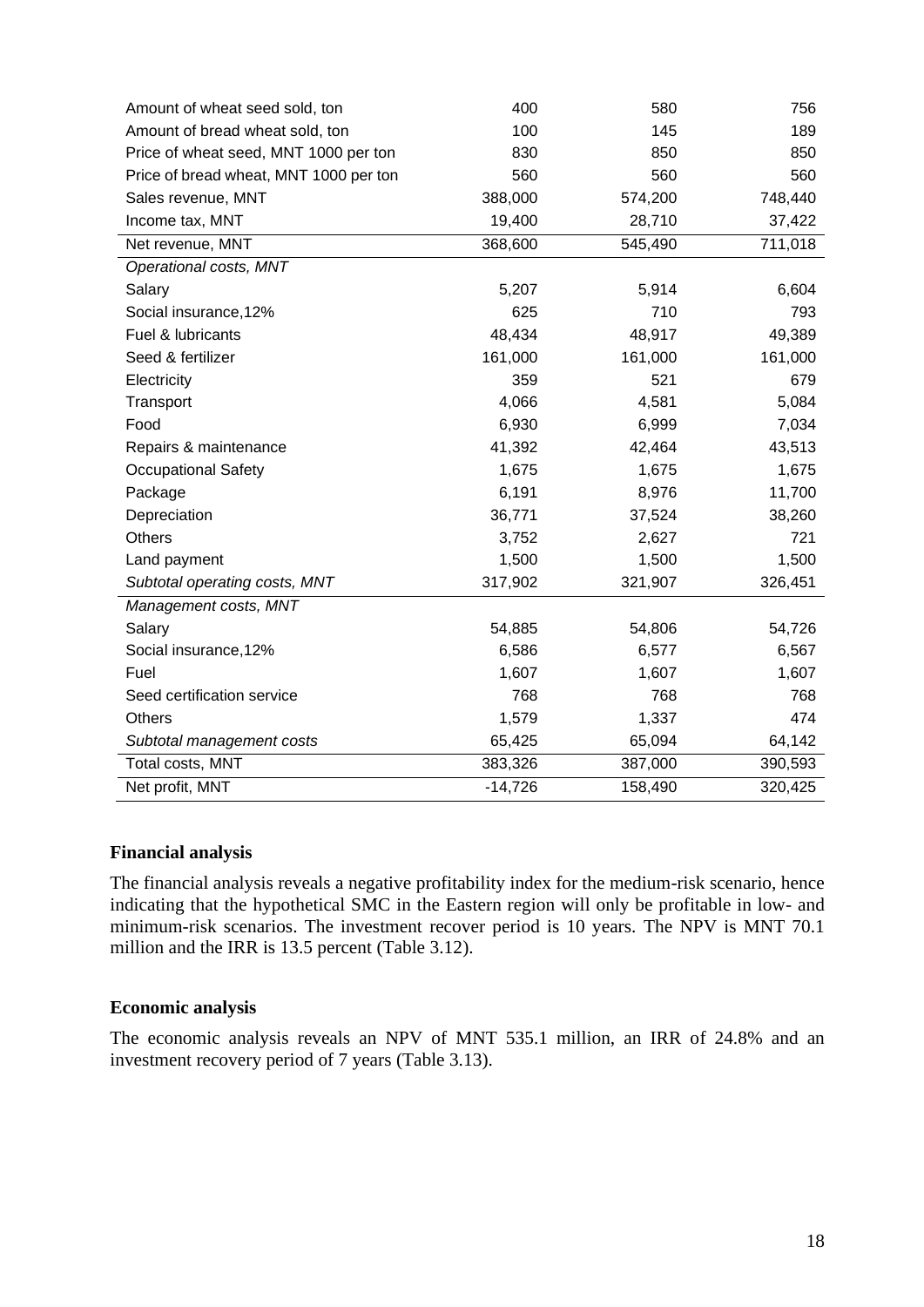| | | | |
|---|---|---|---|
| Amount of wheat seed sold, ton | 400 | 580 | 756 |
| Amount of bread wheat sold, ton | 100 | 145 | 189 |
| Price of wheat seed, MNT 1000 per ton | 830 | 850 | 850 |
| Price of bread wheat, MNT 1000 per ton | 560 | 560 | 560 |
| Sales revenue, MNT | 388,000 | 574,200 | 748,440 |
| Income tax, MNT | 19,400 | 28,710 | 37,422 |
| Net revenue, MNT | 368,600 | 545,490 | 711,018 |
| *Operational costs, MNT* | | | |
| Salary | 5,207 | 5,914 | 6,604 |
| Social insurance,12% | 625 | 710 | 793 |
| Fuel & lubricants | 48,434 | 48,917 | 49,389 |
| Seed & fertilizer | 161,000 | 161,000 | 161,000 |
| Electricity | 359 | 521 | 679 |
| Transport | 4,066 | 4,581 | 5,084 |
| Food | 6,930 | 6,999 | 7,034 |
| Repairs & maintenance | 41,392 | 42,464 | 43,513 |
| Occupational Safety | 1,675 | 1,675 | 1,675 |
| Package | 6,191 | 8,976 | 11,700 |
| Depreciation | 36,771 | 37,524 | 38,260 |
| Others | 3,752 | 2,627 | 721 |
| Land payment | 1,500 | 1,500 | 1,500 |
| *Subtotal operating costs, MNT* | 317,902 | 321,907 | 326,451 |
| *Management costs, MNT* | | | |
| Salary | 54,885 | 54,806 | 54,726 |
| Social insurance,12% | 6,586 | 6,577 | 6,567 |
| Fuel | 1,607 | 1,607 | 1,607 |
| Seed certification service | 768 | 768 | 768 |
| Others | 1,579 | 1,337 | 474 |
| *Subtotal management costs* | 65,425 | 65,094 | 64,142 |
| Total costs, MNT | 383,326 | 387,000 | 390,593 |
| Net profit, MNT | -14,726 | 158,490 | 320,425 |

### Financial analysis

The financial analysis reveals a negative profitability index for the medium-risk scenario, hence indicating that the hypothetical SMC in the Eastern region will only be profitable in low- and minimum-risk scenarios. The investment recover period is 10 years. The NPV is MNT 70.1 million and the IRR is 13.5 percent (Table 3.12).

### Economic analysis

The economic analysis reveals an NPV of MNT 535.1 million, an IRR of 24.8% and an investment recovery period of 7 years (Table 3.13).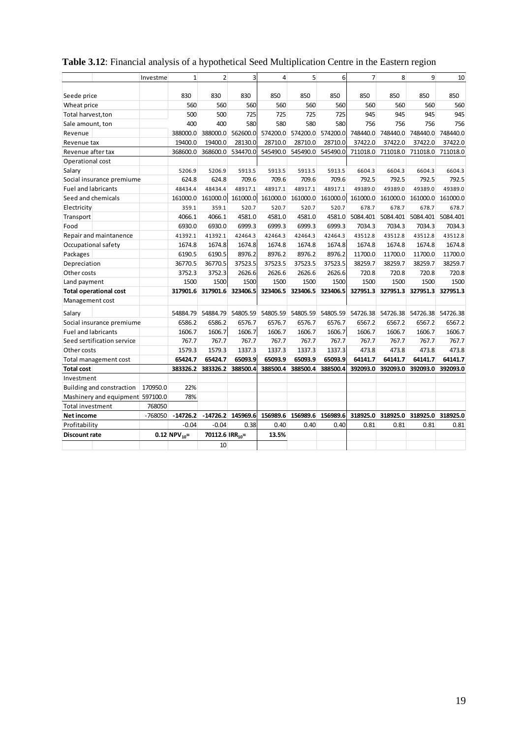**Table 3.12**: Financial analysis of a hypothetical Seed Multiplication Centre in the Eastern region

| | Investme | 1 | 2 | 3 | 4 | 5 | 6 | 7 | 8 | 9 | 10 |
|---|---|---|---|---|---|---|---|---|---|---|---|
| Seede price | | 830 | 830 | 830 | 850 | 850 | 850 | 850 | 850 | 850 | 850 |
| Wheat price | | 560 | 560 | 560 | 560 | 560 | 560 | 560 | 560 | 560 | 560 |
| Total harvest,ton | | 500 | 500 | 725 | 725 | 725 | 725 | 945 | 945 | 945 | 945 |
| Sale amount, ton | | 400 | 400 | 580 | 580 | 580 | 580 | 756 | 756 | 756 | 756 |
| Revenue | | 388000.0 | 388000.0 | 562600.0 | 574200.0 | 574200.0 | 574200.0 | 748440.0 | 748440.0 | 748440.0 | 748440.0 |
| Revenue tax | | 19400.0 | 19400.0 | 28130.0 | 28710.0 | 28710.0 | 28710.0 | 37422.0 | 37422.0 | 37422.0 | 37422.0 |
| Revenue after tax | | 368600.0 | 368600.0 | 534470.0 | 545490.0 | 545490.0 | 545490.0 | 711018.0 | 711018.0 | 711018.0 | 711018.0 |
| Operational cost | | | | | | | | | | | |
| Salary | | 5206.9 | 5206.9 | 5913.5 | 5913.5 | 5913.5 | 5913.5 | 6604.3 | 6604.3 | 6604.3 | 6604.3 |
| Social insurance premiume | | 624.8 | 624.8 | 709.6 | 709.6 | 709.6 | 709.6 | 792.5 | 792.5 | 792.5 | 792.5 |
| Fuel and labricants | | 48434.4 | 48434.4 | 48917.1 | 48917.1 | 48917.1 | 48917.1 | 49389.0 | 49389.0 | 49389.0 | 49389.0 |
| Seed and chemicals | | 161000.0 | 161000.0 | 161000.0 | 161000.0 | 161000.0 | 161000.0 | 161000.0 | 161000.0 | 161000.0 | 161000.0 |
| Electricity | | 359.1 | 359.1 | 520.7 | 520.7 | 520.7 | 520.7 | 678.7 | 678.7 | 678.7 | 678.7 |
| Transport | | 4066.1 | 4066.1 | 4581.0 | 4581.0 | 4581.0 | 4581.0 | 5084.401 | 5084.401 | 5084.401 | 5084.401 |
| Food | | 6930.0 | 6930.0 | 6999.3 | 6999.3 | 6999.3 | 6999.3 | 7034.3 | 7034.3 | 7034.3 | 7034.3 |
| Repair and maintanence | | 41392.1 | 41392.1 | 42464.3 | 42464.3 | 42464.3 | 42464.3 | 43512.8 | 43512.8 | 43512.8 | 43512.8 |
| Occupational safety | | 1674.8 | 1674.8 | 1674.8 | 1674.8 | 1674.8 | 1674.8 | 1674.8 | 1674.8 | 1674.8 | 1674.8 |
| Packages | | 6190.5 | 6190.5 | 8976.2 | 8976.2 | 8976.2 | 8976.2 | 11700.0 | 11700.0 | 11700.0 | 11700.0 |
| Depreciation | | 36770.5 | 36770.5 | 37523.5 | 37523.5 | 37523.5 | 37523.5 | 38259.7 | 38259.7 | 38259.7 | 38259.7 |
| Other costs | | 3752.3 | 3752.3 | 2626.6 | 2626.6 | 2626.6 | 2626.6 | 720.8 | 720.8 | 720.8 | 720.8 |
| Land payment | | 1500 | 1500 | 1500 | 1500 | 1500 | 1500 | 1500 | 1500 | 1500 | 1500 |
| **Total operational cost** | | **317901.6** | **317901.6** | **323406.5** | **323406.5** | **323406.5** | **323406.5** | **327951.3** | **327951.3** | **327951.3** | **327951.3** |
| Management cost | | | | | | | | | | | |
| Salary | | 54884.79 | 54884.79 | 54805.59 | 54805.59 | 54805.59 | 54805.59 | 54726.38 | 54726.38 | 54726.38 | 54726.38 |
| Social insurance premiume | | 6586.2 | 6586.2 | 6576.7 | 6576.7 | 6576.7 | 6576.7 | 6567.2 | 6567.2 | 6567.2 | 6567.2 |
| Fuel and labricants | | 1606.7 | 1606.7 | 1606.7 | 1606.7 | 1606.7 | 1606.7 | 1606.7 | 1606.7 | 1606.7 | 1606.7 |
| Seed sertification service | | 767.7 | 767.7 | 767.7 | 767.7 | 767.7 | 767.7 | 767.7 | 767.7 | 767.7 | 767.7 |
| Other costs | | 1579.3 | 1579.3 | 1337.3 | 1337.3 | 1337.3 | 1337.3 | 473.8 | 473.8 | 473.8 | 473.8 |
| Total management cost | | **65424.7** | **65424.7** | **65093.9** | **65093.9** | **65093.9** | **65093.9** | **64141.7** | **64141.7** | **64141.7** | **64141.7** |
| **Total cost** | | **383326.2** | **383326.2** | **388500.4** | **388500.4** | **388500.4** | **388500.4** | **392093.0** | **392093.0** | **392093.0** | **392093.0** |
| Investment | | | | | | | | | | | |
| Building and constraction | 170950.0 | 22% | | | | | | | | | |
| Mashinery and equipment | 597100.0 | 78% | | | | | | | | | |
| Total investment | 768050 | | | | | | | | | | |
| **Net income** | -768050 | **-14726.2** | **-14726.2** | **145969.6** | **156989.6** | **156989.6** | **156989.6** | **318925.0** | **318925.0** | **318925.0** | **318925.0** |
| Profitability | | -0.04 | -0.04 | 0.38 | 0.40 | 0.40 | 0.40 | 0.81 | 0.81 | 0.81 | 0.81 |
| **Discount rate** | **0.12** | **$NPV_{10}$=** | **70112.6** | **$IRR_{10}$=** | **13.5%** | | | | | | |
| | | | 10 | | | | | | | | |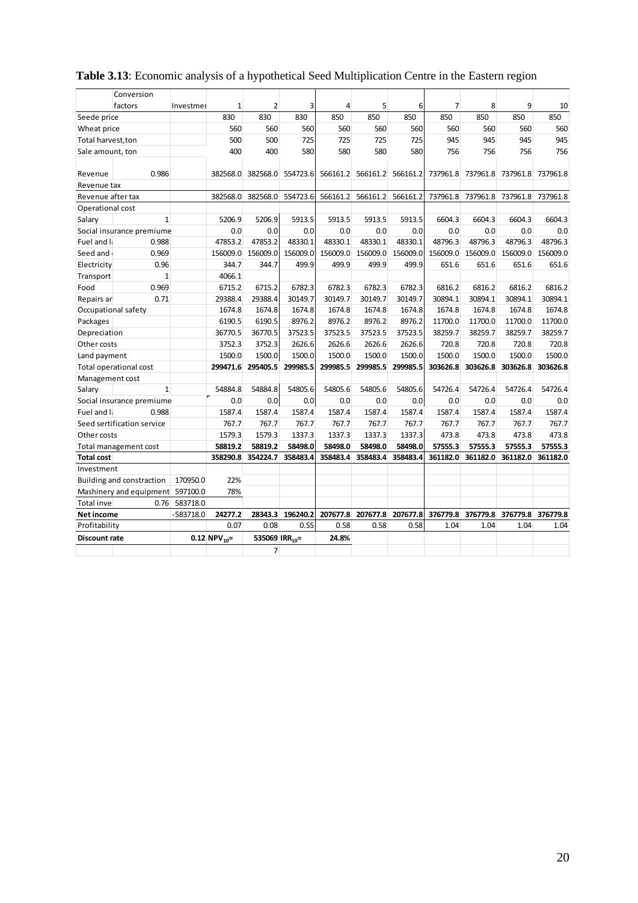**Table 3.13**: Economic analysis of a hypothetical Seed Multiplication Centre in the Eastern region

| | Conversion factors | Investmer | 1 | 2 | 3 | 4 | 5 | 6 | 7 | 8 | 9 | 10 |
|---|---|---|---|---|---|---|---|---|---|---|---|---|
| Seede price | | | 830 | 830 | 830 | 850 | 850 | 850 | 850 | 850 | 850 | 850 |
| Wheat price | | | 560 | 560 | 560 | 560 | 560 | 560 | 560 | 560 | 560 | 560 |
| Total harvest,ton | | | 500 | 500 | 725 | 725 | 725 | 725 | 945 | 945 | 945 | 945 |
| Sale amount, ton | | | 400 | 400 | 580 | 580 | 580 | 580 | 756 | 756 | 756 | 756 |
| Revenue | 0.986 | | 382568.0 | 382568.0 | 554723.6 | 566161.2 | 566161.2 | 566161.2 | 737961.8 | 737961.8 | 737961.8 | 737961.8 |
| Revenue tax | | | | | | | | | | | | |
| Revenue after tax | | | 382568.0 | 382568.0 | 554723.6 | 566161.2 | 566161.2 | 566161.2 | 737961.8 | 737961.8 | 737961.8 | 737961.8 |
| Operational cost | | | | | | | | | | | | |
| Salary | 1 | | 5206.9 | 5206.9 | 5913.5 | 5913.5 | 5913.5 | 5913.5 | 6604.3 | 6604.3 | 6604.3 | 6604.3 |
| Social insurance premiume | | | 0.0 | 0.0 | 0.0 | 0.0 | 0.0 | 0.0 | 0.0 | 0.0 | 0.0 | 0.0 |
| Fuel and l | 0.988 | | 47853.2 | 47853.2 | 48330.1 | 48330.1 | 48330.1 | 48330.1 | 48796.3 | 48796.3 | 48796.3 | 48796.3 |
| Seed and | 0.969 | | 156009.0 | 156009.0 | 156009.0 | 156009.0 | 156009.0 | 156009.0 | 156009.0 | 156009.0 | 156009.0 | 156009.0 |
| Electricity | 0.96 | | 344.7 | 344.7 | 499.9 | 499.9 | 499.9 | 499.9 | 651.6 | 651.6 | 651.6 | 651.6 |
| Transport | 1 | | 4066.1 | | | | | | | | | |
| Food | 0.969 | | 6715.2 | 6715.2 | 6782.3 | 6782.3 | 6782.3 | 6782.3 | 6816.2 | 6816.2 | 6816.2 | 6816.2 |
| Repairs ar | 0.71 | | 29388.4 | 29388.4 | 30149.7 | 30149.7 | 30149.7 | 30149.7 | 30894.1 | 30894.1 | 30894.1 | 30894.1 |
| Occupational safety | | | 1674.8 | 1674.8 | 1674.8 | 1674.8 | 1674.8 | 1674.8 | 1674.8 | 1674.8 | 1674.8 | 1674.8 |
| Packages | | | 6190.5 | 6190.5 | 8976.2 | 8976.2 | 8976.2 | 8976.2 | 11700.0 | 11700.0 | 11700.0 | 11700.0 |
| Depreciation | | | 36770.5 | 36770.5 | 37523.5 | 37523.5 | 37523.5 | 37523.5 | 38259.7 | 38259.7 | 38259.7 | 38259.7 |
| Other costs | | | 3752.3 | 3752.3 | 2626.6 | 2626.6 | 2626.6 | 2626.6 | 720.8 | 720.8 | 720.8 | 720.8 |
| Land payment | | | 1500.0 | 1500.0 | 1500.0 | 1500.0 | 1500.0 | 1500.0 | 1500.0 | 1500.0 | 1500.0 | 1500.0 |
| Total operational cost | | | **299471.6** | **295405.5** | **299985.5** | **299985.5** | **299985.5** | **299985.5** | **303626.8** | **303626.8** | **303626.8** | **303626.8** |
| Management cost | | | | | | | | | | | | |
| Salary | 1 | | 54884.8 | 54884.8 | 54805.6 | 54805.6 | 54805.6 | 54805.6 | 54726.4 | 54726.4 | 54726.4 | 54726.4 |
| Social insurance premiume | | | 0.0 | 0.0 | 0.0 | 0.0 | 0.0 | 0.0 | 0.0 | 0.0 | 0.0 | 0.0 |
| Fuel and l | 0.988 | | 1587.4 | 1587.4 | 1587.4 | 1587.4 | 1587.4 | 1587.4 | 1587.4 | 1587.4 | 1587.4 | 1587.4 |
| Seed sertification service | | | 767.7 | 767.7 | 767.7 | 767.7 | 767.7 | 767.7 | 767.7 | 767.7 | 767.7 | 767.7 |
| Other costs | | | 1579.3 | 1579.3 | 1337.3 | 1337.3 | 1337.3 | 1337.3 | 473.8 | 473.8 | 473.8 | 473.8 |
| Total management cost | | | **58819.2** | **58819.2** | **58498.0** | **58498.0** | **58498.0** | **58498.0** | **57555.3** | **57555.3** | **57555.3** | **57555.3** |
| **Total cost** | | | **358290.8** | **354224.7** | **358483.4** | **358483.4** | **358483.4** | **358483.4** | **361182.0** | **361182.0** | **361182.0** | **361182.0** |
| Investment | | | | | | | | | | | | |
| Building and constraction | | 170950.0 | 22% | | | | | | | | | |
| Mashinery and equipment | | 597100.0 | 78% | | | | | | | | | |
| Total inve | 0.76 | 583718.0 | | | | | | | | | | |
| **Net income** | | -583718.0 | **24277.2** | **28343.3** | **196240.2** | **207677.8** | **207677.8** | **207677.8** | **376779.8** | **376779.8** | **376779.8** | **376779.8** |
| Profitability | | | 0.07 | 0.08 | 0.55 | 0.58 | 0.58 | 0.58 | 1.04 | 1.04 | 1.04 | 1.04 |
| **Discount rate** | | **0.12** | **$NPV_{10}$=** | **535069** | **$IRR_{10}$=** | **24.8%** | | | | | | |
| | | | | 7 | | | | | | | | |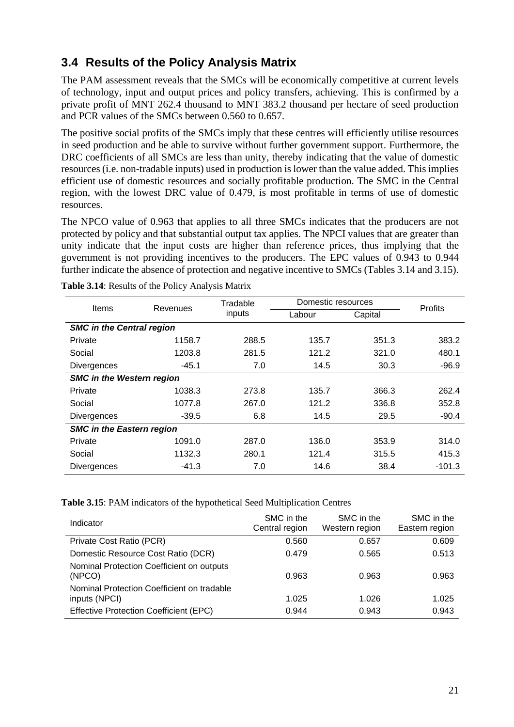## 3.4 Results of the Policy Analysis Matrix

The PAM assessment reveals that the SMCs will be economically competitive at current levels of technology, input and output prices and policy transfers, achieving. This is confirmed by a private profit of MNT 262.4 thousand to MNT 383.2 thousand per hectare of seed production and PCR values of the SMCs between 0.560 to 0.657.

The positive social profits of the SMCs imply that these centres will efficiently utilise resources in seed production and be able to survive without further government support. Furthermore, the DRC coefficients of all SMCs are less than unity, thereby indicating that the value of domestic resources (i.e. non-tradable inputs) used in production is lower than the value added. This implies efficient use of domestic resources and socially profitable production. The SMC in the Central region, with the lowest DRC value of 0.479, is most profitable in terms of use of domestic resources.

The NPCO value of 0.963 that applies to all three SMCs indicates that the producers are not protected by policy and that substantial output tax applies. The NPCI values that are greater than unity indicate that the input costs are higher than reference prices, thus implying that the government is not providing incentives to the producers. The EPC values of 0.943 to 0.944 further indicate the absence of protection and negative incentive to SMCs (Tables 3.14 and 3.15).

**Table 3.14**: Results of the Policy Analysis Matrix

| Items | Revenues | Tradable inputs | Domestic resources | | Profits |
|---|---|---|---|---|---|
| | | | Labour | Capital | |
| ***SMC in the Central region*** | | | | | |
| Private | 1158.7 | 288.5 | 135.7 | 351.3 | 383.2 |
| Social | 1203.8 | 281.5 | 121.2 | 321.0 | 480.1 |
| Divergences | -45.1 | 7.0 | 14.5 | 30.3 | -96.9 |
| ***SMC in the Western region*** | | | | | |
| Private | 1038.3 | 273.8 | 135.7 | 366.3 | 262.4 |
| Social | 1077.8 | 267.0 | 121.2 | 336.8 | 352.8 |
| Divergences | -39.5 | 6.8 | 14.5 | 29.5 | -90.4 |
| ***SMC in the Eastern region*** | | | | | |
| Private | 1091.0 | 287.0 | 136.0 | 353.9 | 314.0 |
| Social | 1132.3 | 280.1 | 121.4 | 315.5 | 415.3 |
| Divergences | -41.3 | 7.0 | 14.6 | 38.4 | -101.3 |

**Table 3.15**: PAM indicators of the hypothetical Seed Multiplication Centres

| Indicator | SMC in the Central region | SMC in the Western region | SMC in the Eastern region |
|---|---|---|---|
| Private Cost Ratio (PCR) | 0.560 | 0.657 | 0.609 |
| Domestic Resource Cost Ratio (DCR) | 0.479 | 0.565 | 0.513 |
| Nominal Protection Coefficient on outputs (NPCO) | 0.963 | 0.963 | 0.963 |
| Nominal Protection Coefficient on tradable inputs (NPCI) | 1.025 | 1.026 | 1.025 |
| Effective Protection Coefficient (EPC) | 0.944 | 0.943 | 0.943 |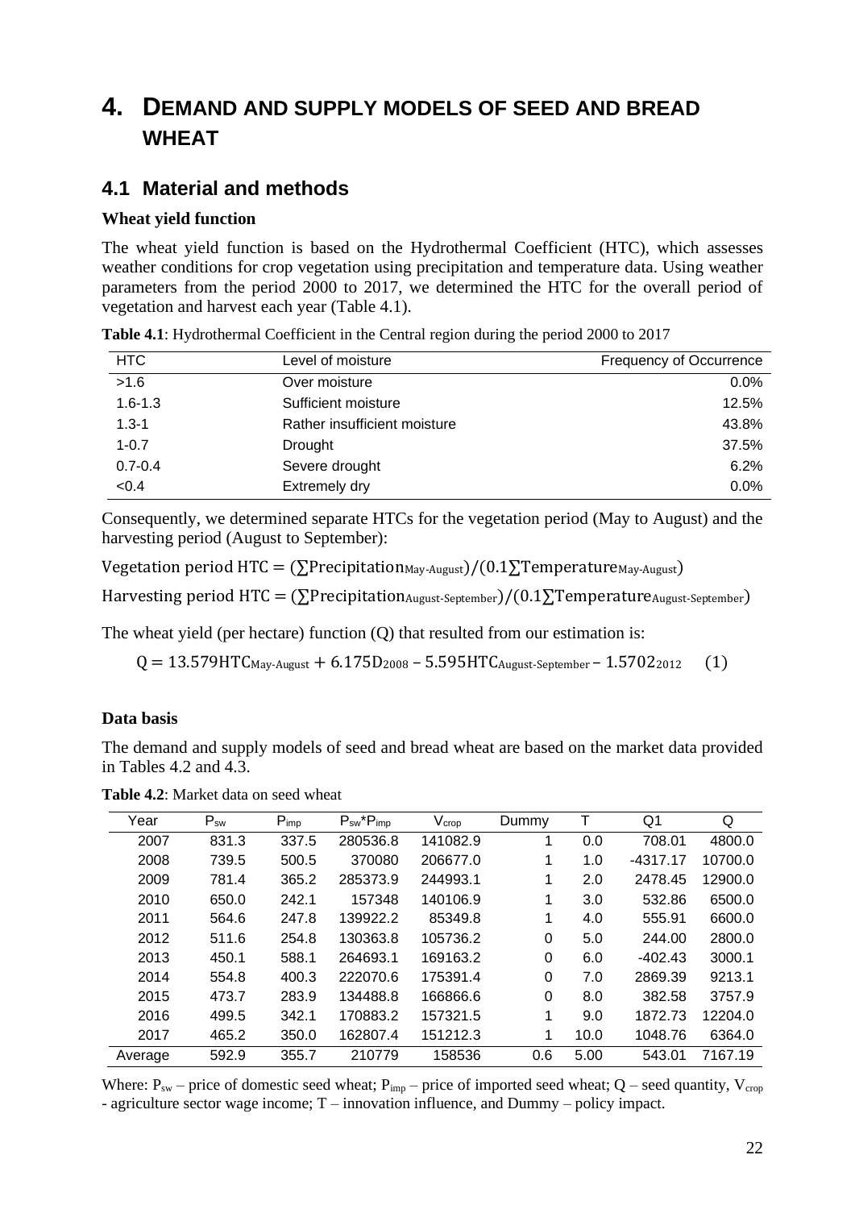# 4. DEMAND AND SUPPLY MODELS OF SEED AND BREAD WHEAT

## 4.1 Material and methods

**Wheat yield function**

The wheat yield function is based on the Hydrothermal Coefficient (HTC), which assesses weather conditions for crop vegetation using precipitation and temperature data. Using weather parameters from the period 2000 to 2017, we determined the HTC for the overall period of vegetation and harvest each year (Table 4.1).

**Table 4.1**: Hydrothermal Coefficient in the Central region during the period 2000 to 2017

| HTC | Level of moisture | Frequency of Occurrence |
|---|---|---|
| >1.6 | Over moisture | 0.0% |
| 1.6-1.3 | Sufficient moisture | 12.5% |
| 1.3-1 | Rather insufficient moisture | 43.8% |
| 1-0.7 | Drought | 37.5% |
| 0.7-0.4 | Severe drought | 6.2% |
| <0.4 | Extremely dry | 0.0% |

Consequently, we determined separate HTCs for the vegetation period (May to August) and the harvesting period (August to September):

$$\text{Vegetation period HTC} = (\sum \text{Precipitation}_{\text{May-August}})/(0.1\sum \text{Temperature}_{\text{May-August}})$$

$$\text{Harvesting period HTC} = (\sum \text{Precipitation}_{\text{August-September}})/(0.1\sum \text{Temperature}_{\text{August-September}})$$

The wheat yield (per hectare) function (Q) that resulted from our estimation is:

$$\text{Q} = 13.579\text{HTC}_{\text{May-August}} + 6.175\text{D}_{2008} - 5.595\text{HTC}_{\text{August-September}} - 1.570\text{2}_{2012} \qquad (1)$$

**Data basis**

The demand and supply models of seed and bread wheat are based on the market data provided in Tables 4.2 and 4.3.

**Table 4.2**: Market data on seed wheat

| Year | $P_{sw}$ | $P_{imp}$ | $P_{sw}$*$P_{imp}$ | $V_{crop}$ | Dummy | T | Q1 | Q |
|---|---|---|---|---|---|---|---|---|
| 2007 | 831.3 | 337.5 | 280536.8 | 141082.9 | 1 | 0.0 | 708.01 | 4800.0 |
| 2008 | 739.5 | 500.5 | 370080 | 206677.0 | 1 | 1.0 | -4317.17 | 10700.0 |
| 2009 | 781.4 | 365.2 | 285373.9 | 244993.1 | 1 | 2.0 | 2478.45 | 12900.0 |
| 2010 | 650.0 | 242.1 | 157348 | 140106.9 | 1 | 3.0 | 532.86 | 6500.0 |
| 2011 | 564.6 | 247.8 | 139922.2 | 85349.8 | 1 | 4.0 | 555.91 | 6600.0 |
| 2012 | 511.6 | 254.8 | 130363.8 | 105736.2 | 0 | 5.0 | 244.00 | 2800.0 |
| 2013 | 450.1 | 588.1 | 264693.1 | 169163.2 | 0 | 6.0 | -402.43 | 3000.1 |
| 2014 | 554.8 | 400.3 | 222070.6 | 175391.4 | 0 | 7.0 | 2869.39 | 9213.1 |
| 2015 | 473.7 | 283.9 | 134488.8 | 166866.6 | 0 | 8.0 | 382.58 | 3757.9 |
| 2016 | 499.5 | 342.1 | 170883.2 | 157321.5 | 1 | 9.0 | 1872.73 | 12204.0 |
| 2017 | 465.2 | 350.0 | 162807.4 | 151212.3 | 1 | 10.0 | 1048.76 | 6364.0 |
| Average | 592.9 | 355.7 | 210779 | 158536 | 0.6 | 5.00 | 543.01 | 7167.19 |

Where: $P_{sw}$ – price of domestic seed wheat; $P_{imp}$ – price of imported seed wheat; Q – seed quantity, $V_{crop}$ - agriculture sector wage income; T – innovation influence, and Dummy – policy impact.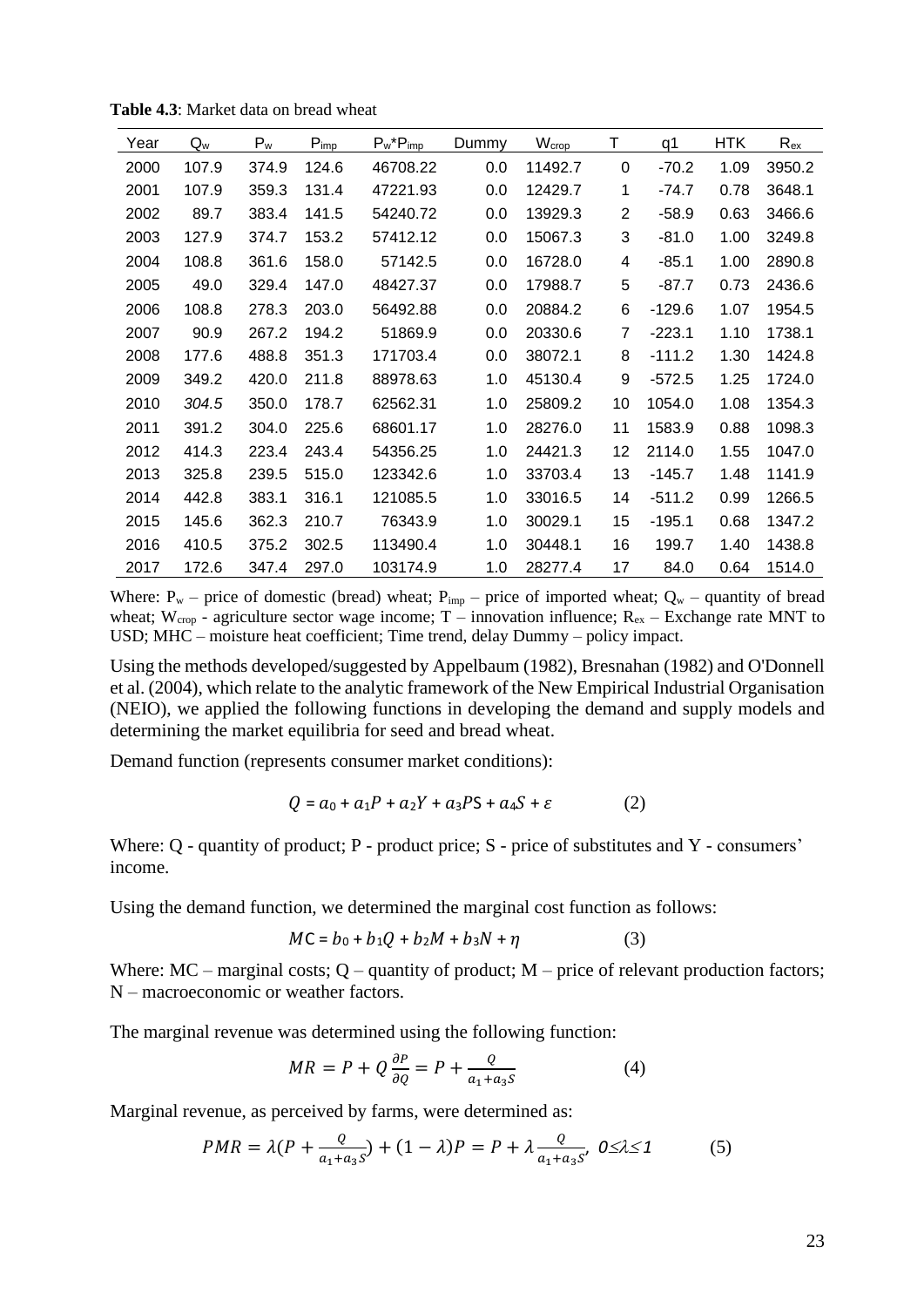**Table 4.3**: Market data on bread wheat

| Year | $Q_w$ | $P_w$ | $P_{imp}$ | $P_w$*$P_{imp}$ | Dummy | $W_{crop}$ | T | q1 | HTK | $R_{ex}$ |
|---|---|---|---|---|---|---|---|---|---|---|
| 2000 | 107.9 | 374.9 | 124.6 | 46708.22 | 0.0 | 11492.7 | 0 | -70.2 | 1.09 | 3950.2 |
| 2001 | 107.9 | 359.3 | 131.4 | 47221.93 | 0.0 | 12429.7 | 1 | -74.7 | 0.78 | 3648.1 |
| 2002 | 89.7 | 383.4 | 141.5 | 54240.72 | 0.0 | 13929.3 | 2 | -58.9 | 0.63 | 3466.6 |
| 2003 | 127.9 | 374.7 | 153.2 | 57412.12 | 0.0 | 15067.3 | 3 | -81.0 | 1.00 | 3249.8 |
| 2004 | 108.8 | 361.6 | 158.0 | 57142.5 | 0.0 | 16728.0 | 4 | -85.1 | 1.00 | 2890.8 |
| 2005 | 49.0 | 329.4 | 147.0 | 48427.37 | 0.0 | 17988.7 | 5 | -87.7 | 0.73 | 2436.6 |
| 2006 | 108.8 | 278.3 | 203.0 | 56492.88 | 0.0 | 20884.2 | 6 | -129.6 | 1.07 | 1954.5 |
| 2007 | 90.9 | 267.2 | 194.2 | 51869.9 | 0.0 | 20330.6 | 7 | -223.1 | 1.10 | 1738.1 |
| 2008 | 177.6 | 488.8 | 351.3 | 171703.4 | 0.0 | 38072.1 | 8 | -111.2 | 1.30 | 1424.8 |
| 2009 | 349.2 | 420.0 | 211.8 | 88978.63 | 1.0 | 45130.4 | 9 | -572.5 | 1.25 | 1724.0 |
| 2010 | *304.5* | 350.0 | 178.7 | 62562.31 | 1.0 | 25809.2 | 10 | 1054.0 | 1.08 | 1354.3 |
| 2011 | 391.2 | 304.0 | 225.6 | 68601.17 | 1.0 | 28276.0 | 11 | 1583.9 | 0.88 | 1098.3 |
| 2012 | 414.3 | 223.4 | 243.4 | 54356.25 | 1.0 | 24421.3 | 12 | 2114.0 | 1.55 | 1047.0 |
| 2013 | 325.8 | 239.5 | 515.0 | 123342.6 | 1.0 | 33703.4 | 13 | -145.7 | 1.48 | 1141.9 |
| 2014 | 442.8 | 383.1 | 316.1 | 121085.5 | 1.0 | 33016.5 | 14 | -511.2 | 0.99 | 1266.5 |
| 2015 | 145.6 | 362.3 | 210.7 | 76343.9 | 1.0 | 30029.1 | 15 | -195.1 | 0.68 | 1347.2 |
| 2016 | 410.5 | 375.2 | 302.5 | 113490.4 | 1.0 | 30448.1 | 16 | 199.7 | 1.40 | 1438.8 |
| 2017 | 172.6 | 347.4 | 297.0 | 103174.9 | 1.0 | 28277.4 | 17 | 84.0 | 0.64 | 1514.0 |

Where: $P_w$ – price of domestic (bread) wheat; $P_{imp}$ – price of imported wheat; $Q_w$ – quantity of bread wheat; $W_{crop}$ - agriculture sector wage income; T – innovation influence; $R_{ex}$ – Exchange rate MNT to USD; MHC – moisture heat coefficient; Time trend, delay Dummy – policy impact.

Using the methods developed/suggested by Appelbaum (1982), Bresnahan (1982) and O'Donnell et al. (2004), which relate to the analytic framework of the New Empirical Industrial Organisation (NEIO), we applied the following functions in developing the demand and supply models and determining the market equilibria for seed and bread wheat.

Demand function (represents consumer market conditions):

$$Q = a_0 + a_1P + a_2Y + a_3PS + a_4S + \varepsilon \qquad (2)$$

Where: Q - quantity of product; P - product price; S - price of substitutes and Y - consumers' income.

Using the demand function, we determined the marginal cost function as follows:

$$MC = b_0 + b_1Q + b_2M + b_3N + \eta \qquad (3)$$

Where: MC – marginal costs; Q – quantity of product; M – price of relevant production factors; N – macroeconomic or weather factors.

The marginal revenue was determined using the following function:

$$MR = P + Q\frac{\partial P}{\partial Q} = P + \frac{Q}{a_1 + a_3S} \qquad (4)$$

Marginal revenue, as perceived by farms, were determined as:

$$PMR = \lambda\left(P + \frac{Q}{a_1 + a_3S}\right) + (1 - \lambda)P = P + \lambda\frac{Q}{a_1 + a_3S},\ 0 \le \lambda \le 1 \qquad (5)$$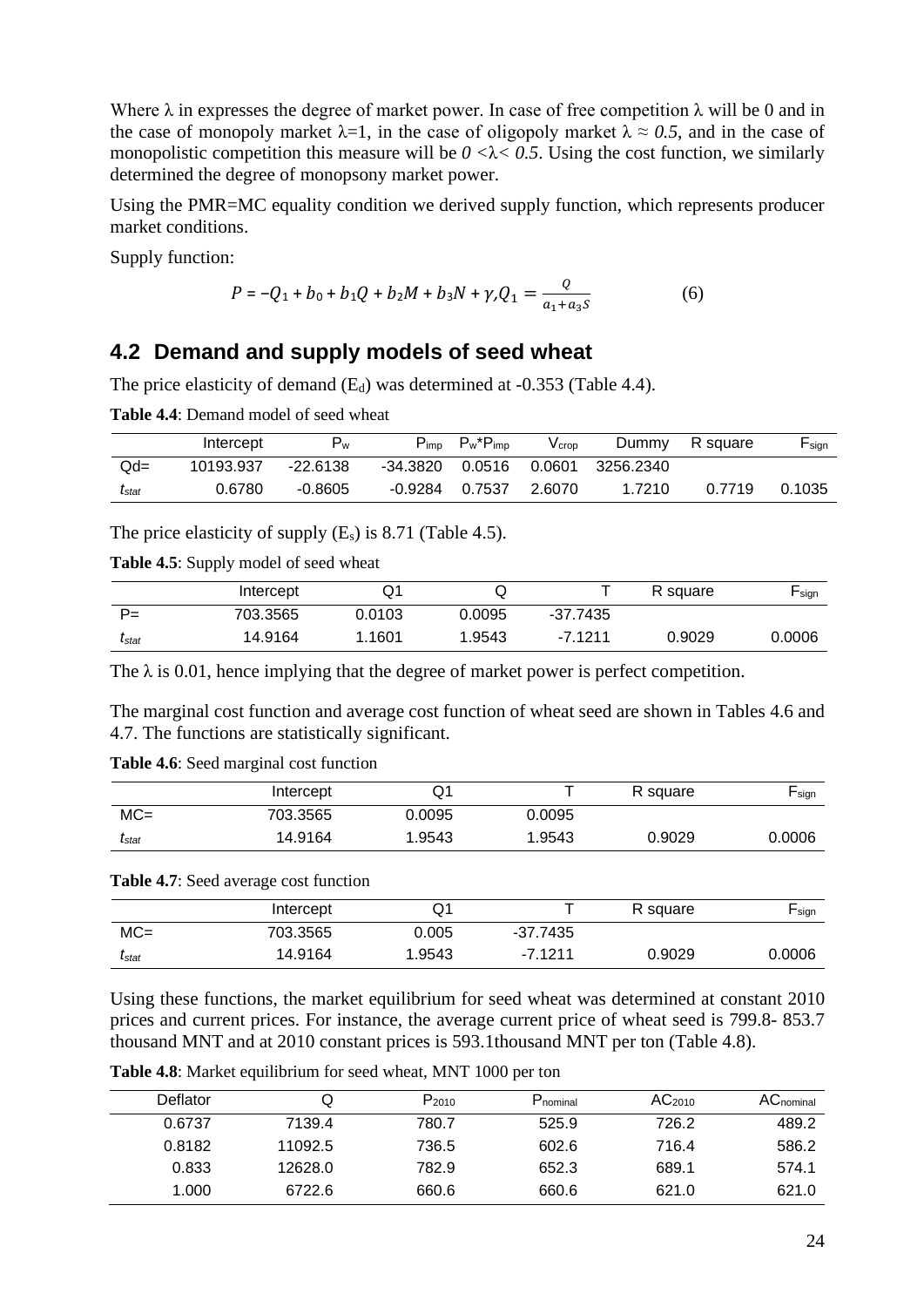Where λ in expresses the degree of market power. In case of free competition λ will be 0 and in the case of monopoly market λ=1, in the case of oligopoly market *λ ≈ 0.5*, and in the case of monopolistic competition this measure will be *0 <λ< 0.5*. Using the cost function, we similarly determined the degree of monopsony market power.

Using the PMR=MC equality condition we derived supply function, which represents producer market conditions.

Supply function:

$$P = -Q_1 + b_0 + b_1Q + b_2M + b_3N + \gamma, Q_1 = \frac{Q}{a_1 + a_3 S} \qquad (6)$$

## 4.2 Demand and supply models of seed wheat

The price elasticity of demand ($E_d$) was determined at -0.353 (Table 4.4).

**Table 4.4**: Demand model of seed wheat

| | Intercept | $P_w$ | $P_{imp}$ | $P_w$*$P_{imp}$ | $V_{crop}$ | Dummy | R square | $F_{sign}$ |
|---|---|---|---|---|---|---|---|---|
| Qd= | 10193.937 | -22.6138 | -34.3820 | 0.0516 | 0.0601 | 3256.2340 | | |
| $t_{stat}$ | 0.6780 | -0.8605 | -0.9284 | 0.7537 | 2.6070 | 1.7210 | 0.7719 | 0.1035 |

The price elasticity of supply ($E_s$) is 8.71 (Table 4.5).

**Table 4.5**: Supply model of seed wheat

| | Intercept | Q1 | Q | T | R square | $F_{sign}$ |
|---|---|---|---|---|---|---|
| P= | 703.3565 | 0.0103 | 0.0095 | -37.7435 | | |
| $t_{stat}$ | 14.9164 | 1.1601 | 1.9543 | -7.1211 | 0.9029 | 0.0006 |

The λ is 0.01, hence implying that the degree of market power is perfect competition.

The marginal cost function and average cost function of wheat seed are shown in Tables 4.6 and 4.7. The functions are statistically significant.

**Table 4.6**: Seed marginal cost function

| | Intercept | Q1 | T | R square | $F_{sign}$ |
|---|---|---|---|---|---|
| MC= | 703.3565 | 0.0095 | 0.0095 | | |
| $t_{stat}$ | 14.9164 | 1.9543 | 1.9543 | 0.9029 | 0.0006 |

**Table 4.7**: Seed average cost function

| | Intercept | Q1 | T | R square | $F_{sign}$ |
|---|---|---|---|---|---|
| MC= | 703.3565 | 0.005 | -37.7435 | | |
| $t_{stat}$ | 14.9164 | 1.9543 | -7.1211 | 0.9029 | 0.0006 |

Using these functions, the market equilibrium for seed wheat was determined at constant 2010 prices and current prices. For instance, the average current price of wheat seed is 799.8- 853.7 thousand MNT and at 2010 constant prices is 593.1thousand MNT per ton (Table 4.8).

**Table 4.8**: Market equilibrium for seed wheat, MNT 1000 per ton

| Deflator | Q | $P_{2010}$ | $P_{nominal}$ | $AC_{2010}$ | $AC_{nominal}$ |
|---|---|---|---|---|---|
| 0.6737 | 7139.4 | 780.7 | 525.9 | 726.2 | 489.2 |
| 0.8182 | 11092.5 | 736.5 | 602.6 | 716.4 | 586.2 |
| 0.833 | 12628.0 | 782.9 | 652.3 | 689.1 | 574.1 |
| 1.000 | 6722.6 | 660.6 | 660.6 | 621.0 | 621.0 |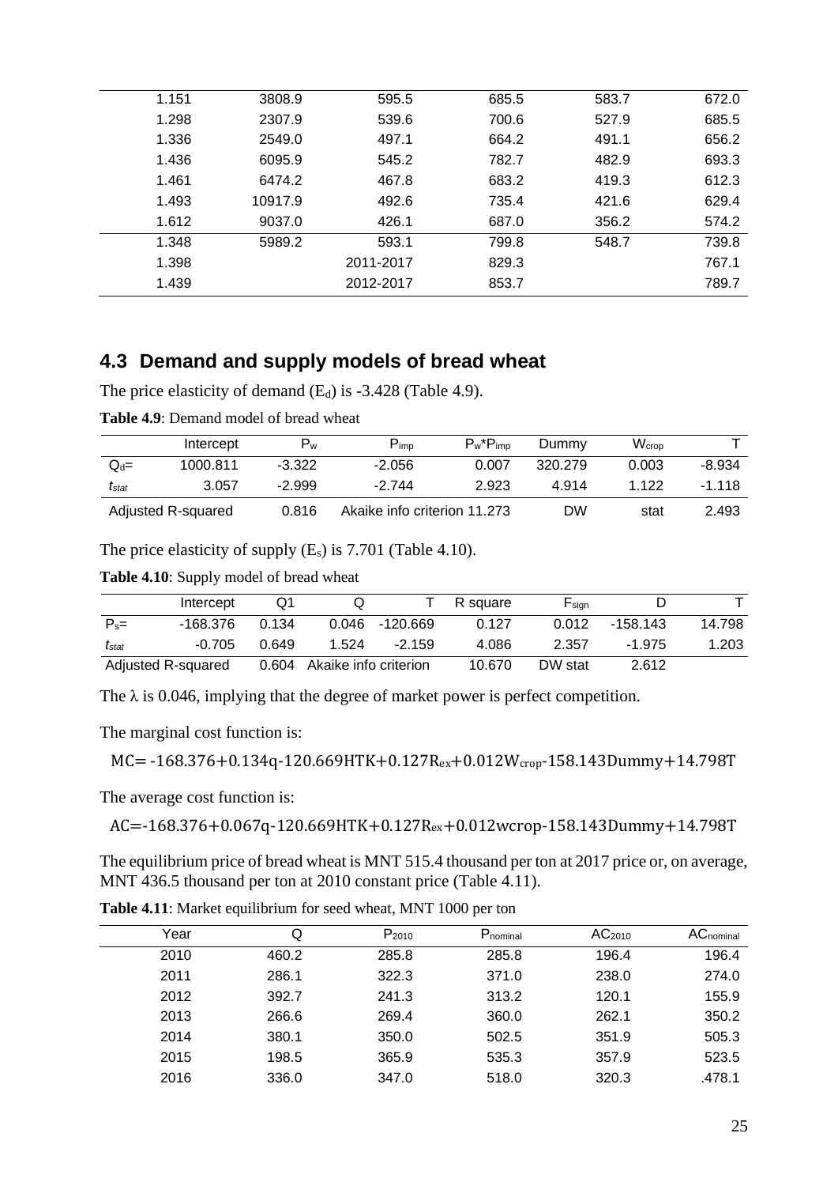| | | | | | |
|---|---|---|---|---|---|
| 1.151 | 3808.9 | 595.5 | 685.5 | 583.7 | 672.0 |
| 1.298 | 2307.9 | 539.6 | 700.6 | 527.9 | 685.5 |
| 1.336 | 2549.0 | 497.1 | 664.2 | 491.1 | 656.2 |
| 1.436 | 6095.9 | 545.2 | 782.7 | 482.9 | 693.3 |
| 1.461 | 6474.2 | 467.8 | 683.2 | 419.3 | 612.3 |
| 1.493 | 10917.9 | 492.6 | 735.4 | 421.6 | 629.4 |
| 1.612 | 9037.0 | 426.1 | 687.0 | 356.2 | 574.2 |
| 1.348 | 5989.2 | 593.1 | 799.8 | 548.7 | 739.8 |
| 1.398 | | 2011-2017 | 829.3 | | 767.1 |
| 1.439 | | 2012-2017 | 853.7 | | 789.7 |

## 4.3 Demand and supply models of bread wheat

The price elasticity of demand ($E_d$) is -3.428 (Table 4.9).

**Table 4.9**: Demand model of bread wheat

| | Intercept | $P_w$ | $P_{imp}$ | $P_w$*$P_{imp}$ | Dummy | $W_{crop}$ | T |
|---|---|---|---|---|---|---|---|
| $Q_d$= | 1000.811 | -3.322 | -2.056 | 0.007 | 320.279 | 0.003 | -8.934 |
| $t_{stat}$ | 3.057 | -2.999 | -2.744 | 2.923 | 4.914 | 1.122 | -1.118 |
| Adjusted R-squared | | 0.816 | Akaike info criterion 11.273 | | DW | stat | 2.493 |

The price elasticity of supply ($E_s$) is 7.701 (Table 4.10).

**Table 4.10**: Supply model of bread wheat

| | Intercept | Q1 | Q | T | R square | $F_{sign}$ | D | T |
|---|---|---|---|---|---|---|---|---|
| $P_s$= | -168.376 | 0.134 | 0.046 | -120.669 | 0.127 | 0.012 | -158.143 | 14.798 |
| $t_{stat}$ | -0.705 | 0.649 | 1.524 | -2.159 | 4.086 | 2.357 | -1.975 | 1.203 |
| Adjusted R-squared | | 0.604 | Akaike info criterion | | 10.670 | DW stat | 2.612 | |

The λ is 0.046, implying that the degree of market power is perfect competition.

The marginal cost function is:

$$MC= -168.376+0.134q-120.669HTK+0.127R_{ex}+0.012W_{crop}-158.143Dummy+14.798T$$

The average cost function is:

$$AC=-168.376+0.067q-120.669HTK+0.127R_{ex}+0.012wcrop-158.143Dummy+14.798T$$

The equilibrium price of bread wheat is MNT 515.4 thousand per ton at 2017 price or, on average, MNT 436.5 thousand per ton at 2010 constant price (Table 4.11).

**Table 4.11**: Market equilibrium for seed wheat, MNT 1000 per ton

| Year | Q | $P_{2010}$ | $P_{nominal}$ | $AC_{2010}$ | $AC_{nominal}$ |
|---|---|---|---|---|---|
| 2010 | 460.2 | 285.8 | 285.8 | 196.4 | 196.4 |
| 2011 | 286.1 | 322.3 | 371.0 | 238.0 | 274.0 |
| 2012 | 392.7 | 241.3 | 313.2 | 120.1 | 155.9 |
| 2013 | 266.6 | 269.4 | 360.0 | 262.1 | 350.2 |
| 2014 | 380.1 | 350.0 | 502.5 | 351.9 | 505.3 |
| 2015 | 198.5 | 365.9 | 535.3 | 357.9 | 523.5 |
| 2016 | 336.0 | 347.0 | 518.0 | 320.3 | .478.1 |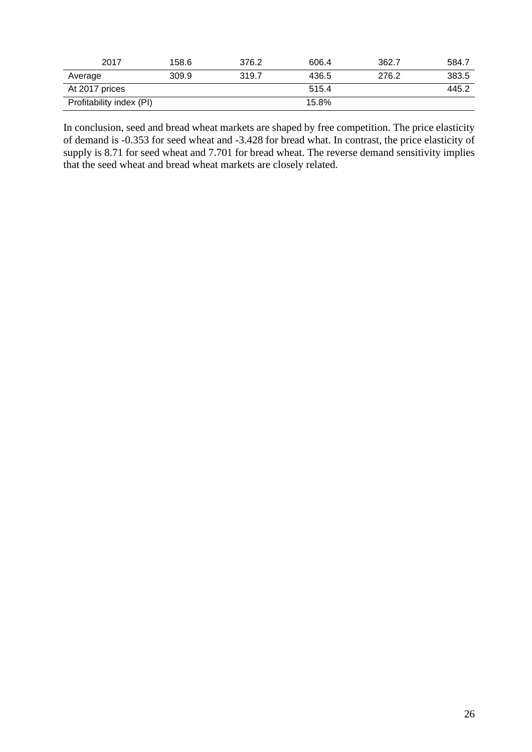| 2017 | 158.6 | 376.2 | 606.4 | 362.7 | 584.7 |
| --- | --- | --- | --- | --- | --- |
| Average | 309.9 | 319.7 | 436.5 | 276.2 | 383.5 |
| At 2017 prices | | | 515.4 | | 445.2 |
| Profitability index (PI) | | | 15.8% | | |

In conclusion, seed and bread wheat markets are shaped by free competition. The price elasticity of demand is -0.353 for seed wheat and -3.428 for bread what. In contrast, the price elasticity of supply is 8.71 for seed wheat and 7.701 for bread wheat. The reverse demand sensitivity implies that the seed wheat and bread wheat markets are closely related.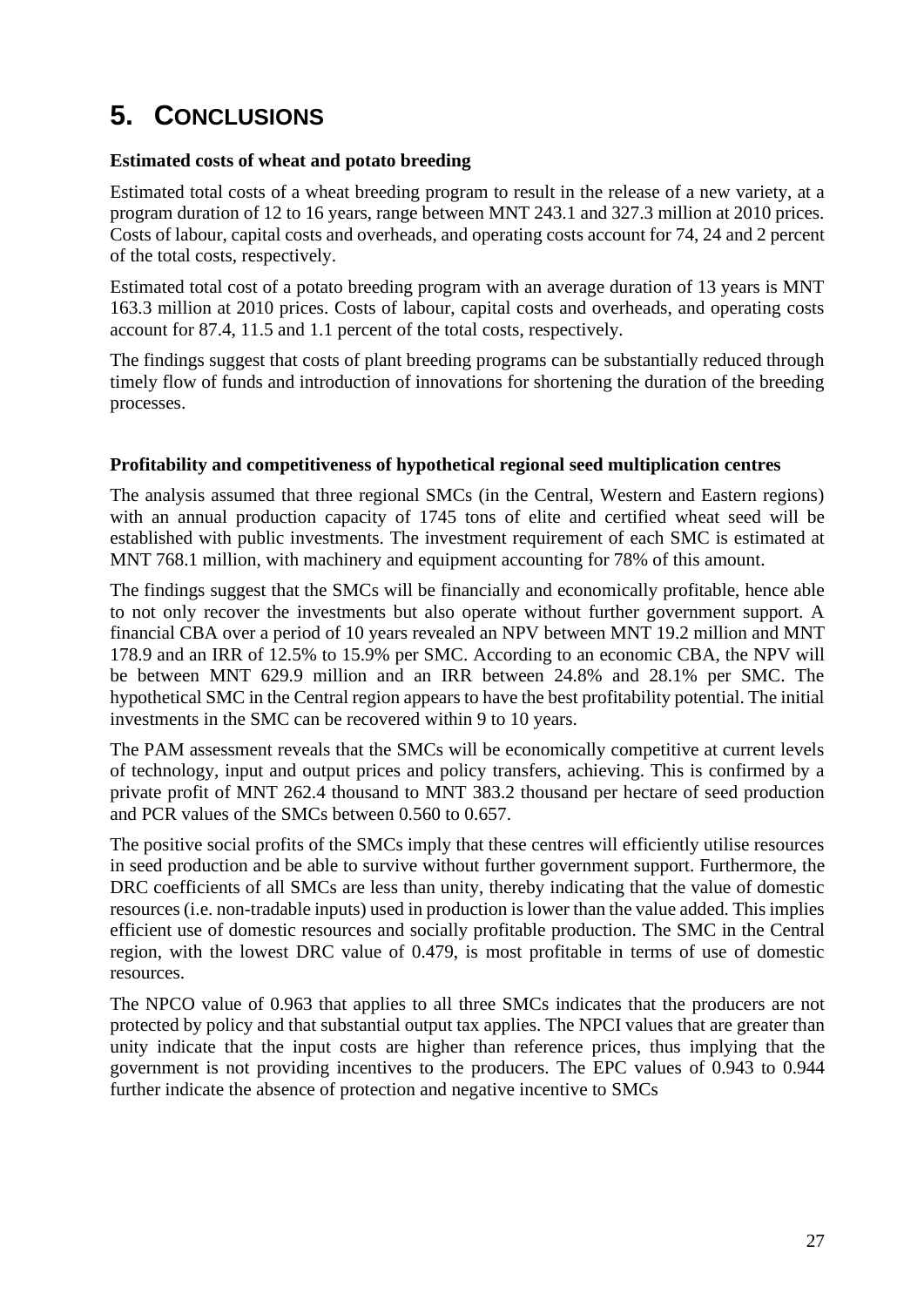# 5. CONCLUSIONS

**Estimated costs of wheat and potato breeding**

Estimated total costs of a wheat breeding program to result in the release of a new variety, at a program duration of 12 to 16 years, range between MNT 243.1 and 327.3 million at 2010 prices. Costs of labour, capital costs and overheads, and operating costs account for 74, 24 and 2 percent of the total costs, respectively.

Estimated total cost of a potato breeding program with an average duration of 13 years is MNT 163.3 million at 2010 prices. Costs of labour, capital costs and overheads, and operating costs account for 87.4, 11.5 and 1.1 percent of the total costs, respectively.

The findings suggest that costs of plant breeding programs can be substantially reduced through timely flow of funds and introduction of innovations for shortening the duration of the breeding processes.

**Profitability and competitiveness of hypothetical regional seed multiplication centres**

The analysis assumed that three regional SMCs (in the Central, Western and Eastern regions) with an annual production capacity of 1745 tons of elite and certified wheat seed will be established with public investments. The investment requirement of each SMC is estimated at MNT 768.1 million, with machinery and equipment accounting for 78% of this amount.

The findings suggest that the SMCs will be financially and economically profitable, hence able to not only recover the investments but also operate without further government support. A financial CBA over a period of 10 years revealed an NPV between MNT 19.2 million and MNT 178.9 and an IRR of 12.5% to 15.9% per SMC. According to an economic CBA, the NPV will be between MNT 629.9 million and an IRR between 24.8% and 28.1% per SMC. The hypothetical SMC in the Central region appears to have the best profitability potential. The initial investments in the SMC can be recovered within 9 to 10 years.

The PAM assessment reveals that the SMCs will be economically competitive at current levels of technology, input and output prices and policy transfers, achieving. This is confirmed by a private profit of MNT 262.4 thousand to MNT 383.2 thousand per hectare of seed production and PCR values of the SMCs between 0.560 to 0.657.

The positive social profits of the SMCs imply that these centres will efficiently utilise resources in seed production and be able to survive without further government support. Furthermore, the DRC coefficients of all SMCs are less than unity, thereby indicating that the value of domestic resources (i.e. non-tradable inputs) used in production is lower than the value added. This implies efficient use of domestic resources and socially profitable production. The SMC in the Central region, with the lowest DRC value of 0.479, is most profitable in terms of use of domestic resources.

The NPCO value of 0.963 that applies to all three SMCs indicates that the producers are not protected by policy and that substantial output tax applies. The NPCI values that are greater than unity indicate that the input costs are higher than reference prices, thus implying that the government is not providing incentives to the producers. The EPC values of 0.943 to 0.944 further indicate the absence of protection and negative incentive to SMCs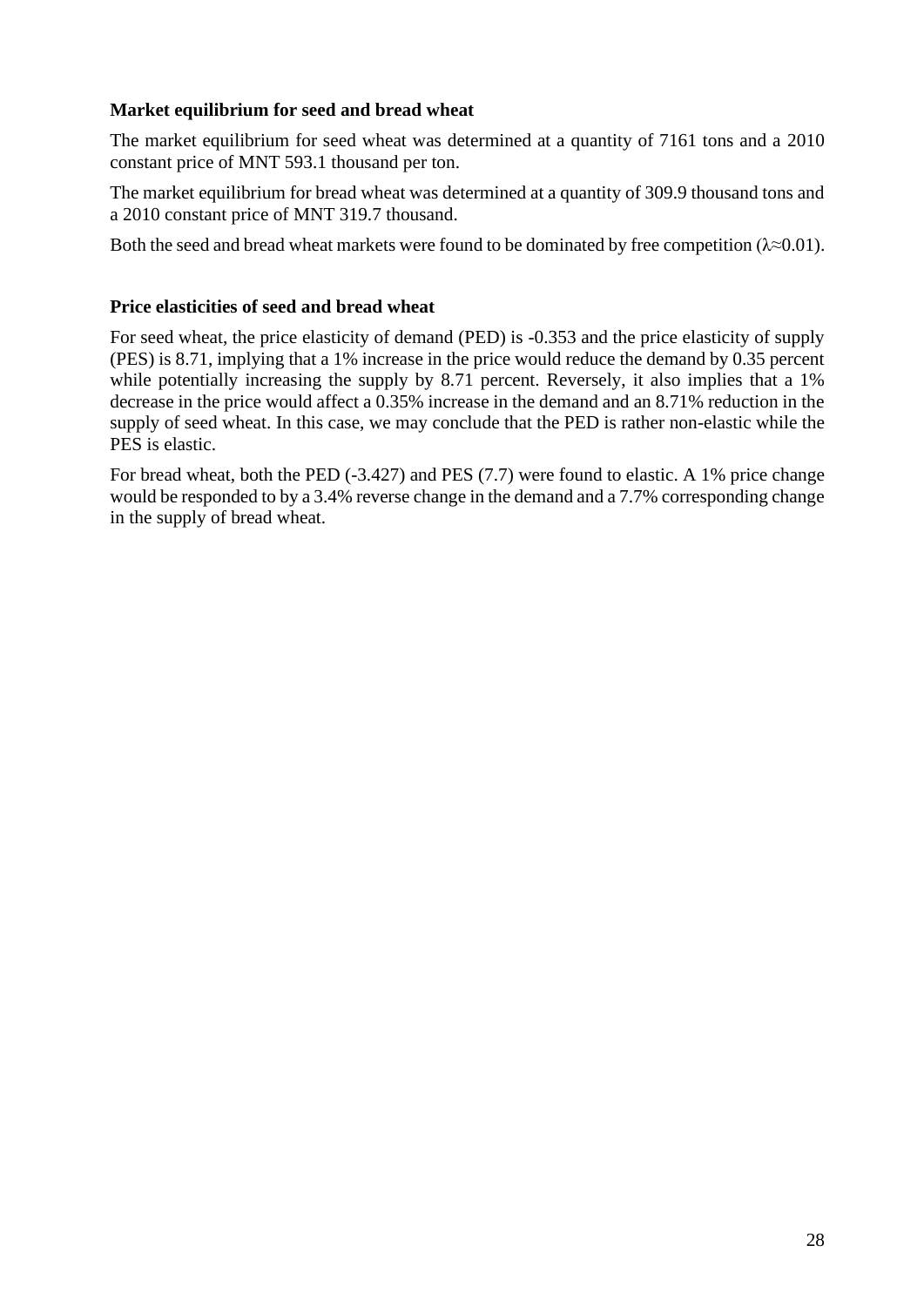**Market equilibrium for seed and bread wheat**

The market equilibrium for seed wheat was determined at a quantity of 7161 tons and a 2010 constant price of MNT 593.1 thousand per ton.

The market equilibrium for bread wheat was determined at a quantity of 309.9 thousand tons and a 2010 constant price of MNT 319.7 thousand.

Both the seed and bread wheat markets were found to be dominated by free competition ($\lambda \approx 0.01$).

**Price elasticities of seed and bread wheat**

For seed wheat, the price elasticity of demand (PED) is -0.353 and the price elasticity of supply (PES) is 8.71, implying that a 1% increase in the price would reduce the demand by 0.35 percent while potentially increasing the supply by 8.71 percent. Reversely, it also implies that a 1% decrease in the price would affect a 0.35% increase in the demand and an 8.71% reduction in the supply of seed wheat. In this case, we may conclude that the PED is rather non-elastic while the PES is elastic.

For bread wheat, both the PED (-3.427) and PES (7.7) were found to elastic. A 1% price change would be responded to by a 3.4% reverse change in the demand and a 7.7% corresponding change in the supply of bread wheat.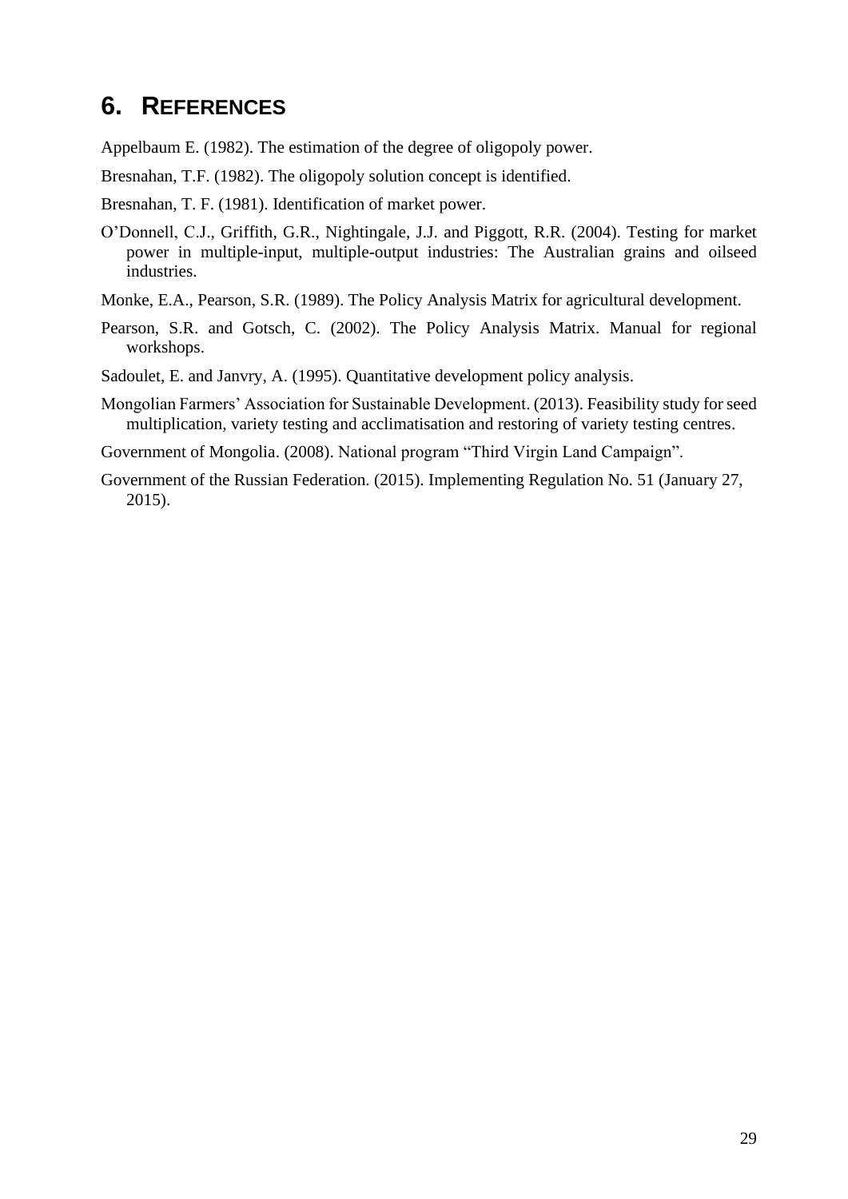# 6. REFERENCES

Appelbaum E. (1982). The estimation of the degree of oligopoly power.

Bresnahan, T.F. (1982). The oligopoly solution concept is identified.

Bresnahan, T. F. (1981). Identification of market power.

O'Donnell, C.J., Griffith, G.R., Nightingale, J.J. and Piggott, R.R. (2004). Testing for market power in multiple-input, multiple-output industries: The Australian grains and oilseed industries.

Monke, E.A., Pearson, S.R. (1989). The Policy Analysis Matrix for agricultural development.

Pearson, S.R. and Gotsch, C. (2002). The Policy Analysis Matrix. Manual for regional workshops.

Sadoulet, E. and Janvry, A. (1995). Quantitative development policy analysis.

Mongolian Farmers' Association for Sustainable Development. (2013). Feasibility study for seed multiplication, variety testing and acclimatisation and restoring of variety testing centres.

Government of Mongolia. (2008). National program "Third Virgin Land Campaign".

Government of the Russian Federation. (2015). Implementing Regulation No. 51 (January 27, 2015).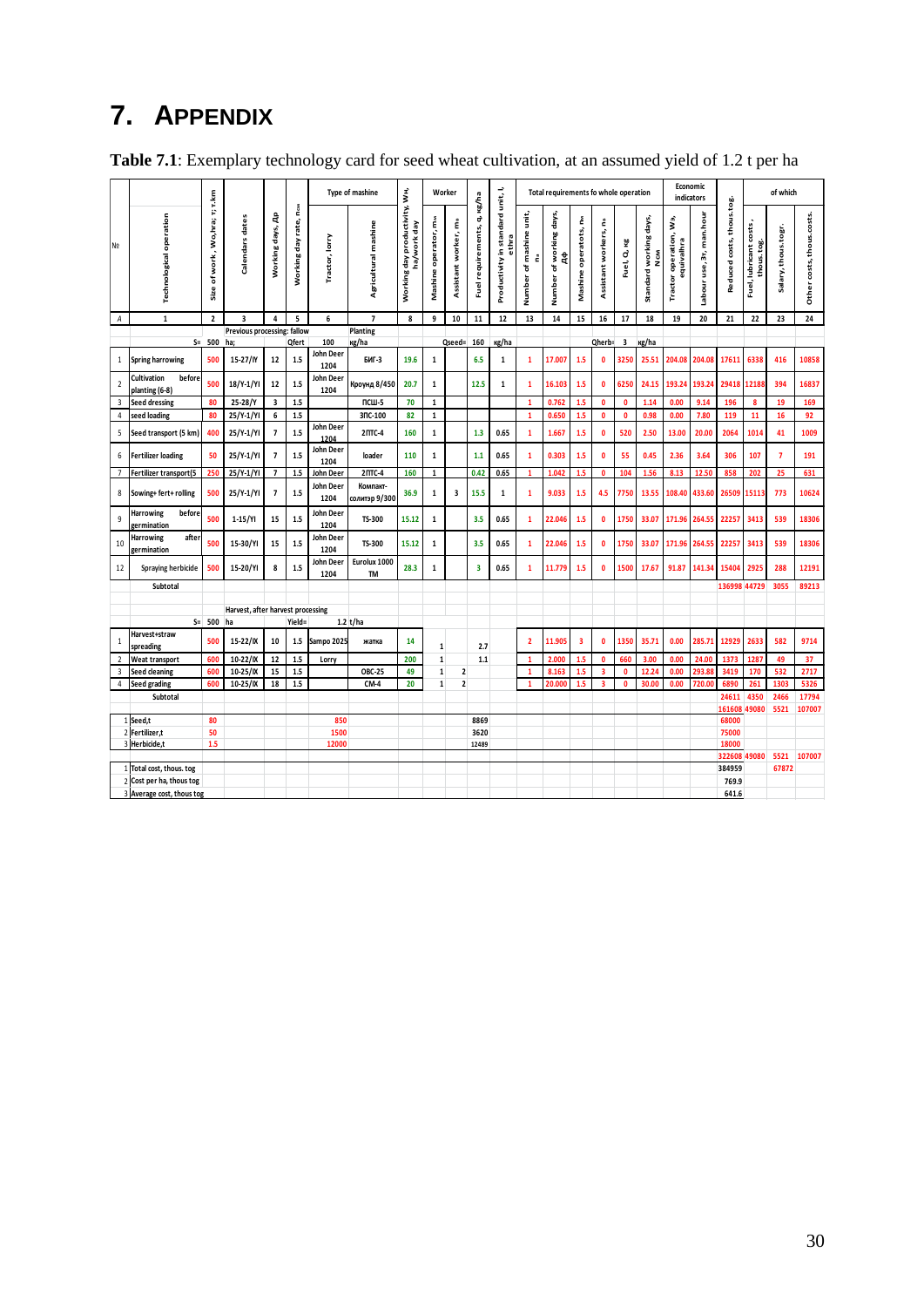# 7. APPENDIX

**Table 7.1**: Exemplary technology card for seed wheat cultivation, at an assumed yield of 1.2 t per ha

| № | Technological operation | Size of work, Wo,hra; т; т.km | Calendars dates | Working days, Др | Working day rate, nсм | Type of mashine | | Working day productivity, Wн, ha/work day | Worker | | Fuel requirements, q, кg/ha | Productivity in standard unit, l, etha | Total requirements fo whole operation | | | | | | Economic indicators | | Reduced costs, thous.tog. | of which | | |
|---|---|---|---|---|---|---|---|---|---|---|---|---|---|---|---|---|---|---|---|---|---|---|---|---|
| | | | | | | Tractor, lorry | Agricultural mashine | | Mashine operator, mм | Assistant worker, mв | | | Number of mashine unit, nм | Number of working days, ДФ | Mashine operatots, nм | Assistant workers, nв | Fuel, Q, кg | Standard working days, Nсм | Tractor operation, Wэ, equivalha | Labour use,Зт, man.hour | | Fuel, lubricant costs, thous.tog. | Salary, thous.togr. | Other costs, thous.costs. |
| A | 1 | 2 | 3 | 4 | 5 | 6 | 7 | 8 | 9 | 10 | 11 | 12 | 13 | 14 | 15 | 16 | 17 | 18 | 19 | 20 | 21 | 22 | 23 | 24 |
| | | | Previous processing: fallow | | | | Planting | | | | | | | | | | | | | | | | | |
| | S= | 500 | ha; | | Qfert | 100 | кg/ha | | | Qseed= | 160 | кg/ha | | | | Qherb= | 3 | кg/ha | | | | | | |
| 1 | Spring harrowing | 500 | 15-27/IY | 12 | 1.5 | John Deer 1204 | БИГ-3 | 19.6 | 1 | | 6.5 | 1 | 1 | 17.007 | 1.5 | 0 | 3250 | 25.51 | 204.08 | 204.08 | 17611 | 6338 | 416 | 10858 |
| 2 | Cultivation before planting (6-8) | 500 | 18/Y-1/YI | 12 | 1.5 | John Deer 1204 | Кроунд 8/450 | 20.7 | 1 | | 12.5 | 1 | 1 | 16.103 | 1.5 | 0 | 6250 | 24.15 | 193.24 | 193.24 | 29418 | 12188 | 394 | 16837 |
| 3 | Seed dressing | 80 | 25-28/Y | 3 | 1.5 | | ПСШ-5 | 70 | 1 | | | | 1 | 0.762 | 1.5 | 0 | 0 | 1.14 | 0.00 | 9.14 | 196 | 8 | 19 | 169 |
| 4 | seed loading | 80 | 25/Y-1/YI | 6 | 1.5 | | ЗПС-100 | 82 | 1 | | | | 1 | 0.650 | 1.5 | 0 | 0 | 0.98 | 0.00 | 7.80 | 119 | 11 | 16 | 92 |
| 5 | Seed transport (5 km) | 400 | 25/Y-1/YI | 7 | 1.5 | John Deer 1204 | 2ПТС-4 | 160 | 1 | | 1.3 | 0.65 | 1 | 1.667 | 1.5 | 0 | 520 | 2.50 | 13.00 | 20.00 | 2064 | 1014 | 41 | 1009 |
| 6 | Fertilizer loading | 50 | 25/Y-1/YI | 7 | 1.5 | John Deer 1204 | loader | 110 | 1 | | 1.1 | 0.65 | 1 | 0.303 | 1.5 | 0 | 55 | 0.45 | 2.36 | 3.64 | 306 | 107 | 7 | 191 |
| 7 | Fertilizer transport(5 | 250 | 25/Y-1/YI | 7 | 1.5 | John Deer | 2ПТС-4 | 160 | 1 | | 0.42 | 0.65 | 1 | 1.042 | 1.5 | 0 | 104 | 1.56 | 8.13 | 12.50 | 858 | 202 | 25 | 631 |
| 8 | Sowing+ fert+ rolling | 500 | 25/Y-1/YI | 7 | 1.5 | John Deer 1204 | Компакт-солитэр 9/300 | 36.9 | 1 | 3 | 15.5 | 1 | 1 | 9.033 | 1.5 | 4.5 | 7750 | 13.55 | 108.40 | 433.60 | 26509 | 15113 | 773 | 10624 |
| 9 | Harrowing before germination | 500 | 1-15/YI | 15 | 1.5 | John Deer 1204 | TS-300 | 15.12 | 1 | | 3.5 | 0.65 | 1 | 22.046 | 1.5 | 0 | 1750 | 33.07 | 171.96 | 264.55 | 22257 | 3413 | 539 | 18306 |
| 10 | Harrowing after germination | 500 | 15-30/YI | 15 | 1.5 | John Deer 1204 | TS-300 | 15.12 | 1 | | 3.5 | 0.65 | 1 | 22.046 | 1.5 | 0 | 1750 | 33.07 | 171.96 | 264.55 | 22257 | 3413 | 539 | 18306 |
| 12 | Spraying herbicide | 500 | 15-20/YI | 8 | 1.5 | John Deer 1204 | Eurolux 1000 TM | 28.3 | 1 | | 3 | 0.65 | 1 | 11.779 | 1.5 | 0 | 1500 | 17.67 | 91.87 | 141.34 | 15404 | 2925 | 288 | 12191 |
| | Subtotal | | | | | | | | | | | | | | | | | | | | 136998 | 44729 | 3055 | 89213 |
| | | | Harvest, after harvest processing | | | | | | | | | | | | | | | | | | | | | |
| | S= | 500 | ha | | Yield= | | 1.2 t/ha | | | | | | | | | | | | | | | | | |
| 1 | Harvest+straw spreading | 500 | 15-22/IX | 10 | 1.5 | Sampo 2025 | жатка | 14 | 1 | | 2.7 | | 2 | 11.905 | 3 | 0 | 1350 | 35.71 | 0.00 | 285.71 | 12929 | 2633 | 582 | 9714 |
| 2 | Weat transport | 600 | 10-22/IX | 12 | 1.5 | Lorry | | 200 | 1 | | 1.1 | | 1 | 2.000 | 1.5 | 0 | 660 | 3.00 | 0.00 | 24.00 | 1373 | 1287 | 49 | 37 |
| 3 | Seed cleaning | 600 | 10-25/IX | 15 | 1.5 | | ОВС-25 | 49 | 1 | 2 | | | 1 | 8.163 | 1.5 | 3 | 0 | 12.24 | 0.00 | 293.88 | 3419 | 170 | 532 | 2717 |
| 4 | Seed grading | 600 | 10-25/IX | 18 | 1.5 | | СМ-4 | 20 | 1 | 2 | | | 1 | 20.000 | 1.5 | 3 | 0 | 30.00 | 0.00 | 720.00 | 6890 | 261 | 1303 | 5326 |
| | Subtotal | | | | | | | | | | | | | | | | | | | | 24611 | 4350 | 2466 | 17794 |
| | | | | | | | | | | | | | | | | | | | | | 161608 | 49080 | 5521 | 107007 |
| 1 | Seed,t | 80 | | | | 850 | | | | | 8869 | | | | | | | | | | 68000 | | | |
| 2 | Fertilizer,t | 50 | | | | 1500 | | | | | 3620 | | | | | | | | | | 75000 | | | |
| 3 | Herbicide,t | 1.5 | | | | 12000 | | | | | 12489 | | | | | | | | | | 18000 | | | |
| | | | | | | | | | | | | | | | | | | | | | 322608 | 49080 | 5521 | 107007 |
| 1 | Total cost, thous. tog | | | | | | | | | | | | | | | | | | | | 384959 | | 67872 | |
| 2 | Cost per ha, thous tog | | | | | | | | | | | | | | | | | | | | 769.9 | | | |
| 3 | Average cost, thous tog | | | | | | | | | | | | | | | | | | | | 641.6 | | | |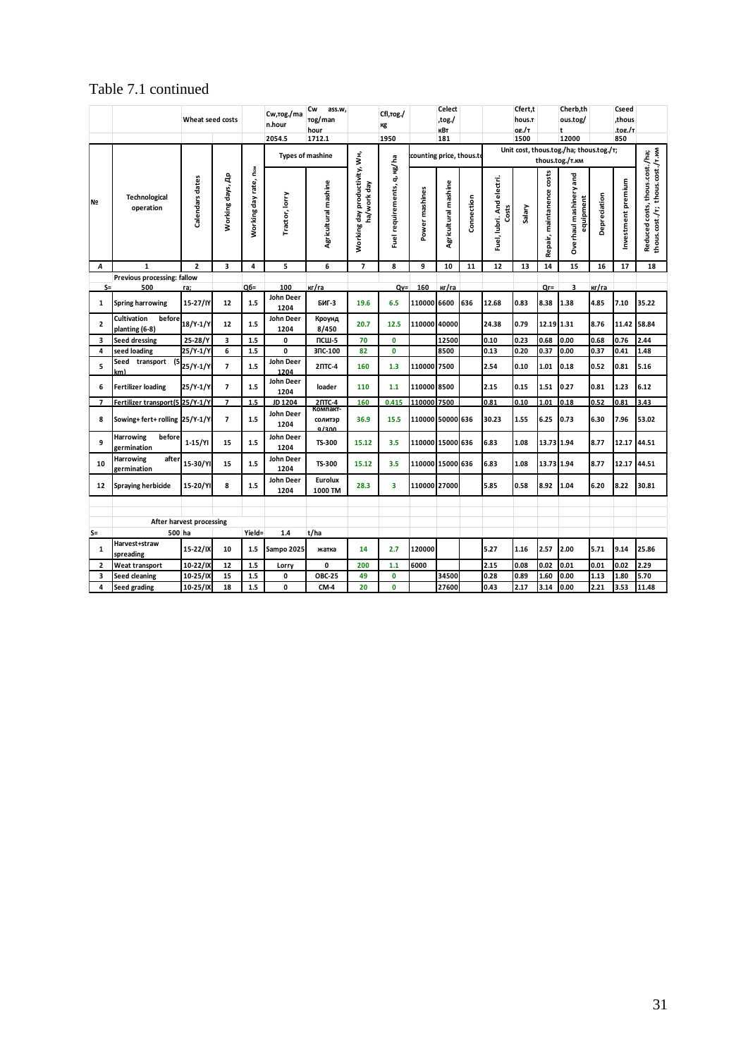Table 7.1 continued

| | | Wheat seed costs | | | Cw,тог./ma n.hour | Cw ass.w, тог/man hour | | Cfl,тог./ кг | | Celect ,тог./ кВт | | Cfert,t hous.т ог./т | | Cherb,th ous.тог/ t | | Cseed ,thous .тог./т | |
|---|---|---|---|---|---|---|---|---|---|---|---|---|---|---|---|---|---|---|
| | | | | | 2054.5 | 1712.1 | | 1950 | | 181 | | 1500 | | 12000 | | 850 | |
| № | Technological operation | Calendars dates | Working days, Др | Working day rate, $n_{см}$ | Types of mashine: Tractor, lorry | Types of mashine: Agricultural mashine | Working day productivity, Wн, ha/work day | Fuel requirements, q, кг/ha | Accounting price, thous.tог: Power mashines | Accounting price, thous.tог: Agricultural mashine | Accounting price, thous.tог: Connection | Unit cost, thous.tog./ha; thous.tog./т; thous.tog./т.км: Fuel, lubri. And electri. Costs | Salary | Repair, maintanence costs | Overhaul mashinery and equipment | Depreciation | Investment premium | Reduced costs, thous.cost./ha; thous.cost./т; thous.cost./т.км |
| A | 1 | 2 | 3 | 4 | 5 | 6 | 7 | 8 | 9 | 10 | 11 | 12 | 13 | 14 | 15 | 16 | 17 | 18 |
| | Previous processing: fallow | | | | | | | | | | | | | | | | | |
| S= | 500 | га; | | Qб= | 100 | кг/га | | Qу= | 160 | кг/га | | | | Qг= | 3 | кг/га | | |
| 1 | Spring harrowing | 15-27/IY | 12 | 1.5 | John Deer 1204 | БИГ-3 | 19.6 | 6.5 | 110000 | 6600 | 636 | 12.68 | 0.83 | 8.38 | 1.38 | 4.85 | 7.10 | 35.22 |
| 2 | Cultivation before planting (6-8) | 18/Y-1/Y | 12 | 1.5 | John Deer 1204 | Кроунд 8/450 | 20.7 | 12.5 | 110000 | 40000 | | 24.38 | 0.79 | 12.19 | 1.31 | 8.76 | 11.42 | 58.84 |
| 3 | Seed dressing | 25-28/Y | 3 | 1.5 | 0 | ПСШ-5 | 70 | 0 | | 12500 | | 0.10 | 0.23 | 0.68 | 0.00 | 0.68 | 0.76 | 2.44 |
| 4 | seed loading | 25/Y-1/Y | 6 | 1.5 | 0 | ЗПС-100 | 82 | 0 | | 8500 | | 0.13 | 0.20 | 0.37 | 0.00 | 0.37 | 0.41 | 1.48 |
| 5 | Seed transport (5 km) | 25/Y-1/Y | 7 | 1.5 | John Deer 1204 | 2ПТС-4 | 160 | 1.3 | 110000 | 7500 | | 2.54 | 0.10 | 1.01 | 0.18 | 0.52 | 0.81 | 5.16 |
| 6 | Fertilizer loading | 25/Y-1/Y | 7 | 1.5 | John Deer 1204 | loader | 110 | 1.1 | 110000 | 8500 | | 2.15 | 0.15 | 1.51 | 0.27 | 0.81 | 1.23 | 6.12 |
| 7 | Fertilizer transport(5 | 25/Y-1/Y | 7 | 1.5 | JD 1204 | 2ПТС-4 | 160 | 0.415 | 110000 | 7500 | | 0.81 | 0.10 | 1.01 | 0.18 | 0.52 | 0.81 | 3.43 |
| 8 | Sowing+ fert+ rolling | 25/Y-1/Y | 7 | 1.5 | John Deer 1204 | Компакт-солитэр 9/300 | 36.9 | 15.5 | 110000 | 50000 | 636 | 30.23 | 1.55 | 6.25 | 0.73 | 6.30 | 7.96 | 53.02 |
| 9 | Harrowing before germination | 1-15/YI | 15 | 1.5 | John Deer 1204 | TS-300 | 15.12 | 3.5 | 110000 | 15000 | 636 | 6.83 | 1.08 | 13.73 | 1.94 | 8.77 | 12.17 | 44.51 |
| 10 | Harrowing after germination | 15-30/YI | 15 | 1.5 | John Deer 1204 | TS-300 | 15.12 | 3.5 | 110000 | 15000 | 636 | 6.83 | 1.08 | 13.73 | 1.94 | 8.77 | 12.17 | 44.51 |
| 12 | Spraying herbicide | 15-20/YI | 8 | 1.5 | John Deer 1204 | Eurolux 1000 TM | 28.3 | 3 | 110000 | 27000 | | 5.85 | 0.58 | 8.92 | 1.04 | 6.20 | 8.22 | 30.81 |
| | | | | | | | | | | | | | | | | | | |
| | After harvest processing | | | | | | | | | | | | | | | | | |
| S= | 500 ha | | | Yield= | 1.4 | t/ha | | | | | | | | | | | | |
| 1 | Harvest+straw spreading | 15-22/IX | 10 | 1.5 | Sampo 2025 | жатка | 14 | 2.7 | 120000 | | | 5.27 | 1.16 | 2.57 | 2.00 | 5.71 | 9.14 | 25.86 |
| 2 | Weat transport | 10-22/IX | 12 | 1.5 | Lorry | 0 | 200 | 1.1 | 6000 | | | 2.15 | 0.08 | 0.02 | 0.01 | 0.01 | 0.02 | 2.29 |
| 3 | Seed cleaning | 10-25/IX | 15 | 1.5 | 0 | OBC-25 | 49 | 0 | | 34500 | | 0.28 | 0.89 | 1.60 | 0.00 | 1.13 | 1.80 | 5.70 |
| 4 | Seed grading | 10-25/IX | 18 | 1.5 | 0 | CM-4 | 20 | 0 | | 27600 | | 0.43 | 2.17 | 3.14 | 0.00 | 2.21 | 3.53 | 11.48 |